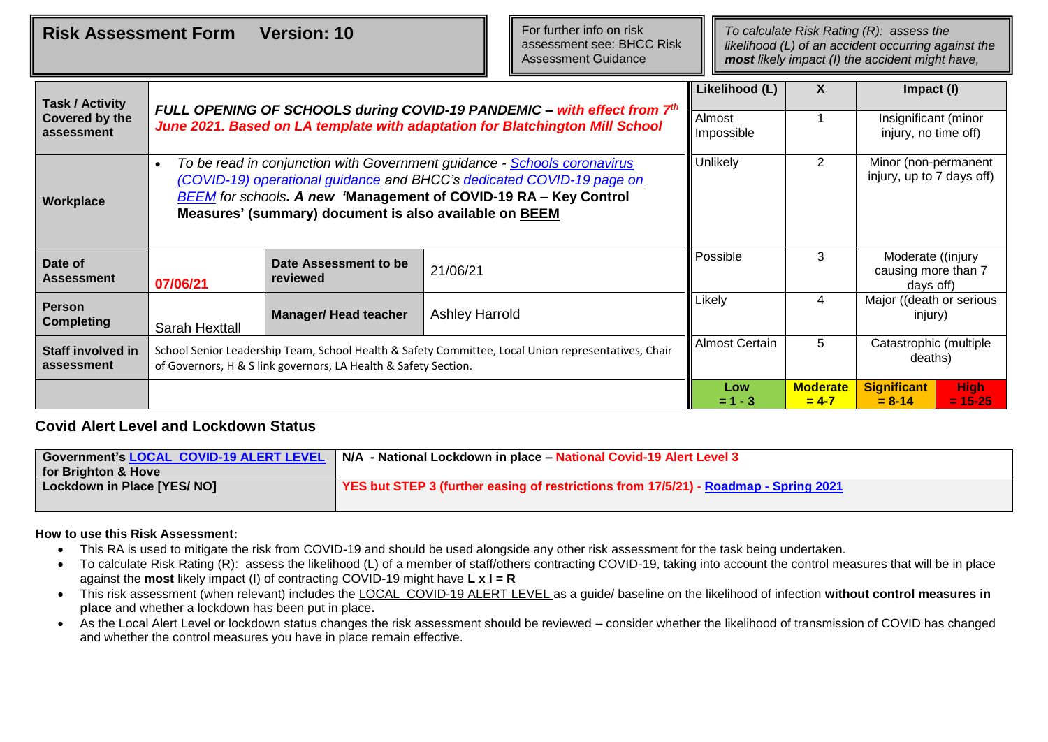| **Risk Assessment Form Version: 10** | For further info on risk assessment see: BHCC Risk Assessment Guidance | *To calculate Risk Rating (R): assess the likelihood (L) of an accident occurring against the **most** likely impact (I) the accident might have,* |
|---|---|---|

| | | | | **Likelihood (L)** | **X** | **Impact (I)** | |
|---|---|---|---|---|---|---|---|
| **Task / Activity Covered by the assessment** | ***FULL OPENING OF SCHOOLS during COVID-19 PANDEMIC – with effect from 7th June 2021. Based on LA template with adaptation for Blatchington Mill School*** | | | Almost Impossible | 1 | Insignificant (minor injury, no time off) | |
| **Workplace** | • *To be read in conjunction with Government guidance - Schools coronavirus (COVID-19) operational guidance and BHCC's dedicated COVID-19 page on BEEM for schools.* ***A new 'Management of COVID-19 RA – Key Control Measures' (summary) document is also available on BEEM*** | | | Unlikely | 2 | Minor (non-permanent injury, up to 7 days off) | |
| **Date of Assessment** | **07/06/21** | **Date Assessment to be reviewed** | 21/06/21 | Possible | 3 | Moderate ((injury causing more than 7 days off) | |
| **Person Completing** | Sarah Hexttall | **Manager/ Head teacher** | Ashley Harrold | Likely | 4 | Major ((death or serious injury) | |
| **Staff involved in assessment** | School Senior Leadership Team, School Health & Safety Committee, Local Union representatives, Chair of Governors, H & S link governors, LA Health & Safety Section. | | | Almost Certain | 5 | Catastrophic (multiple deaths) | |
| | | | | **Low = 1 - 3** | **Moderate = 4-7** | **Significant = 8-14** | **High = 15-25** |

## Covid Alert Level and Lockdown Status

| **Government's LOCAL COVID-19 ALERT LEVEL for Brighton & Hove** | **N/A - National Lockdown in place – National Covid-19 Alert Level 3** |
|---|---|
| **Lockdown in Place [YES/ NO]** | **YES but STEP 3 (further easing of restrictions from 17/5/21) - Roadmap - Spring 2021** |

**How to use this Risk Assessment:**

- This RA is used to mitigate the risk from COVID-19 and should be used alongside any other risk assessment for the task being undertaken.
- To calculate Risk Rating (R): assess the likelihood (L) of a member of staff/others contracting COVID-19, taking into account the control measures that will be in place against the **most** likely impact (I) of contracting COVID-19 might have **L x I = R**
- This risk assessment (when relevant) includes the LOCAL COVID-19 ALERT LEVEL as a guide/ baseline on the likelihood of infection **without control measures in place** and whether a lockdown has been put in place**.**
- As the Local Alert Level or lockdown status changes the risk assessment should be reviewed – consider whether the likelihood of transmission of COVID has changed and whether the control measures you have in place remain effective.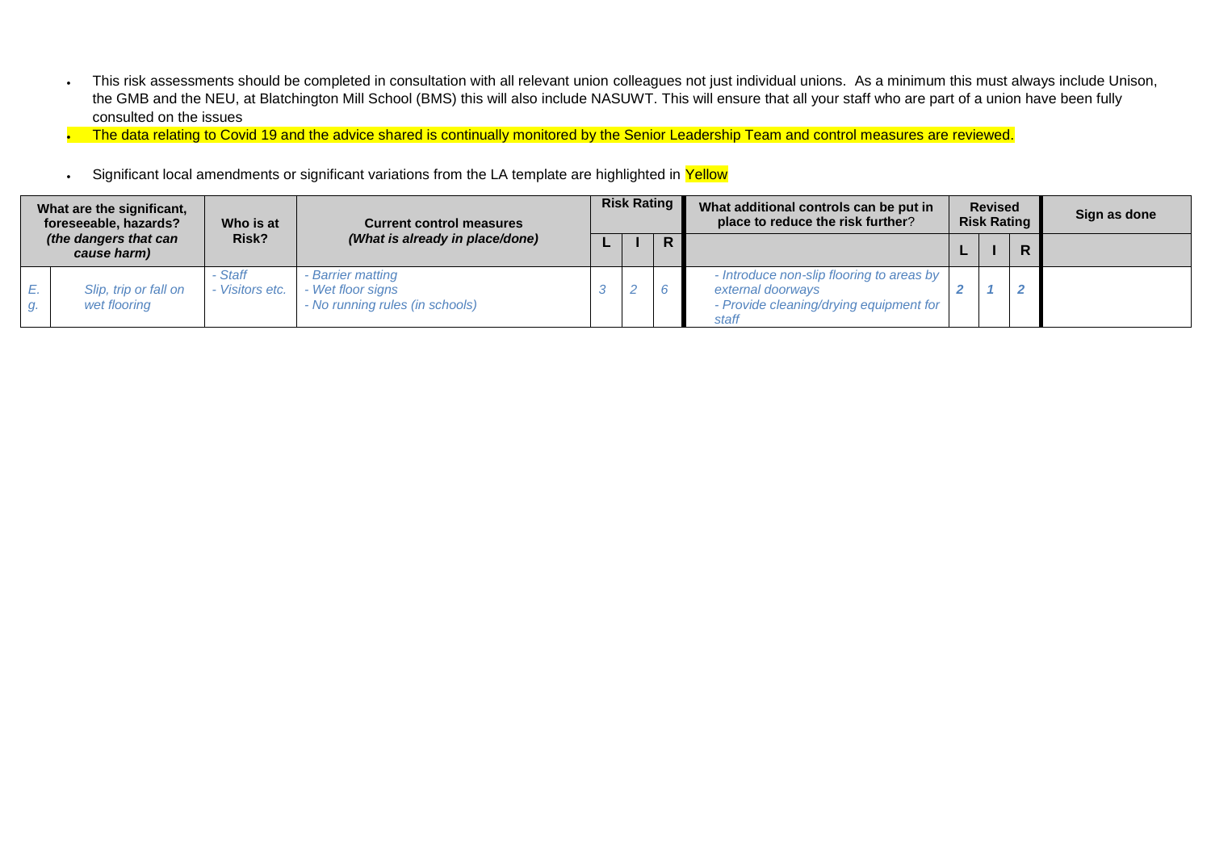- This risk assessments should be completed in consultation with all relevant union colleagues not just individual unions. As a minimum this must always include Unison, the GMB and the NEU, at Blatchington Mill School (BMS) this will also include NASUWT. This will ensure that all your staff who are part of a union have been fully consulted on the issues
- The data relating to Covid 19 and the advice shared is continually monitored by the Senior Leadership Team and control measures are reviewed.
- Significant local amendments or significant variations from the LA template are highlighted in Yellow

| What are the significant, foreseeable, hazards? *(the dangers that can cause harm)* | | Who is at Risk? | Current control measures *(What is already in place/done)* | Risk Rating | | | What additional controls can be put in place to reduce the risk further? | Revised Risk Rating | | | Sign as done |
|---|---|---|---|---|---|---|---|---|---|---|---|
| | | | | L | I | R | | L | I | R | |
| *E. g.* | *Slip, trip or fall on wet flooring* | *- Staff<br>- Visitors etc.* | *- Barrier matting<br>- Wet floor signs<br>- No running rules (in schools)* | *3* | *2* | *6* | *- Introduce non-slip flooring to areas by external doorways<br>- Provide cleaning/drying equipment for staff* | ***2*** | ***1*** | ***2*** | |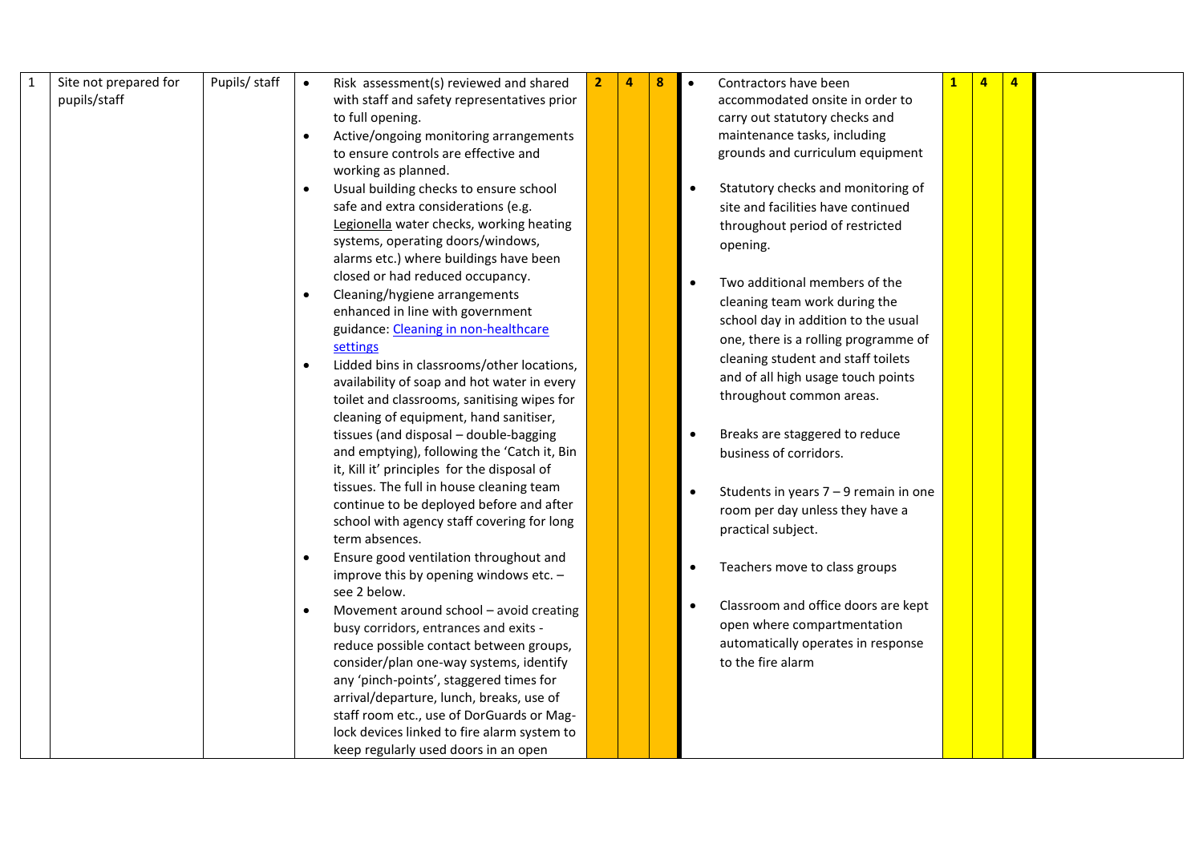| 1 | Site not prepared for pupils/staff | Pupils/ staff | <ul><li>Risk assessment(s) reviewed and shared with staff and safety representatives prior to full opening.</li><li>Active/ongoing monitoring arrangements to ensure controls are effective and working as planned.</li><li>Usual building checks to ensure school safe and extra considerations (e.g. Legionella water checks, working heating systems, operating doors/windows, alarms etc.) where buildings have been closed or had reduced occupancy.</li><li>Cleaning/hygiene arrangements enhanced in line with government guidance: [Cleaning in non-healthcare settings](#)</li><li>Lidded bins in classrooms/other locations, availability of soap and hot water in every toilet and classrooms, sanitising wipes for cleaning of equipment, hand sanitiser, tissues (and disposal – double-bagging and emptying), following the 'Catch it, Bin it, Kill it' principles for the disposal of tissues. The full in house cleaning team continue to be deployed before and after school with agency staff covering for long term absences.</li><li>Ensure good ventilation throughout and improve this by opening windows etc. – see 2 below.</li><li>Movement around school – avoid creating busy corridors, entrances and exits - reduce possible contact between groups, consider/plan one-way systems, identify any 'pinch-points', staggered times for arrival/departure, lunch, breaks, use of staff room etc., use of DorGuards or Mag-lock devices linked to fire alarm system to keep regularly used doors in an open</li></ul> | 2 | 4 | 8 | <ul><li>Contractors have been accommodated onsite in order to carry out statutory checks and maintenance tasks, including grounds and curriculum equipment</li><li>Statutory checks and monitoring of site and facilities have continued throughout period of restricted opening.</li><li>Two additional members of the cleaning team work during the school day in addition to the usual one, there is a rolling programme of cleaning student and staff toilets and of all high usage touch points throughout common areas.</li><li>Breaks are staggered to reduce business of corridors.</li><li>Students in years 7 – 9 remain in one room per day unless they have a practical subject.</li><li>Teachers move to class groups</li><li>Classroom and office doors are kept open where compartmentation automatically operates in response to the fire alarm</li></ul> | 1 | 4 | 4 | |
|---|---|---|---|---|---|---|---|---|---|---|---|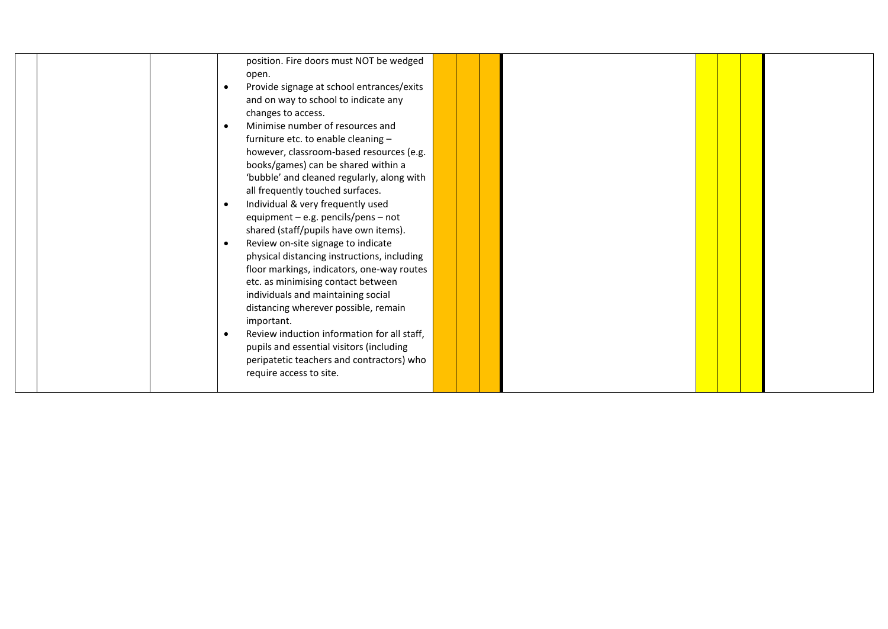|  |  |  | position. Fire doors must NOT be wedged open.<br>• Provide signage at school entrances/exits and on way to school to indicate any changes to access.<br>• Minimise number of resources and furniture etc. to enable cleaning – however, classroom-based resources (e.g. books/games) can be shared within a 'bubble' and cleaned regularly, along with all frequently touched surfaces.<br>• Individual & very frequently used equipment – e.g. pencils/pens – not shared (staff/pupils have own items).<br>• Review on-site signage to indicate physical distancing instructions, including floor markings, indicators, one-way routes etc. as minimising contact between individuals and maintaining social distancing wherever possible, remain important.<br>• Review induction information for all staff, pupils and essential visitors (including peripatetic teachers and contractors) who require access to site. |  |  |  |  |  |  |  |  |
|---|---|---|---|---|---|---|---|---|---|---|---|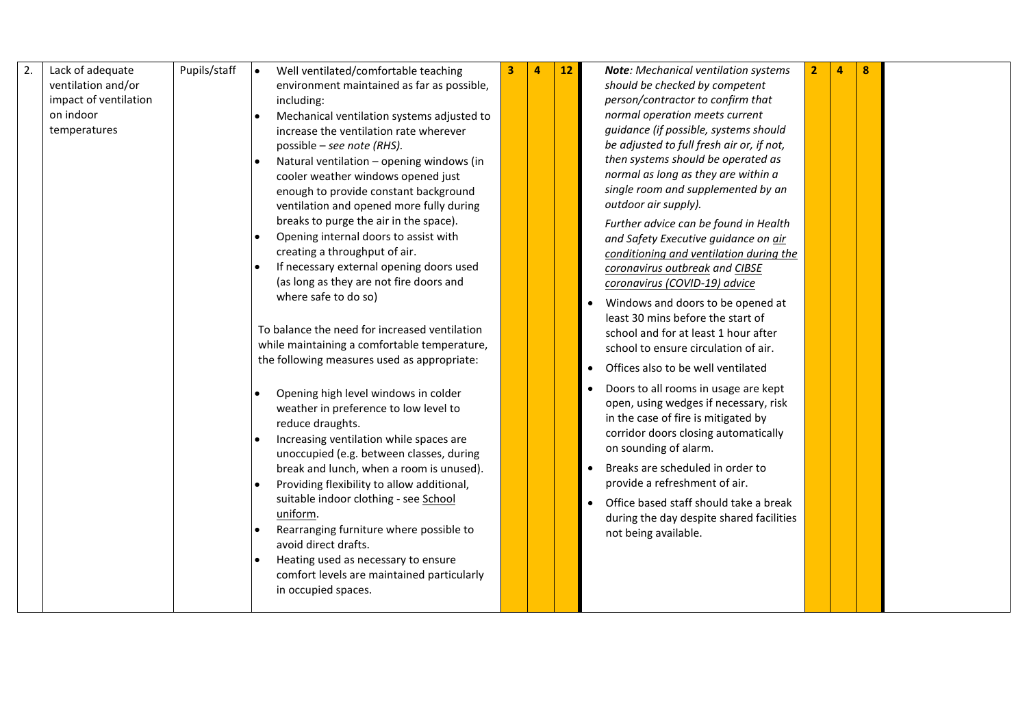| 2. | Lack of adequate ventilation and/or impact of ventilation on indoor temperatures | Pupils/staff | <ul><li>Well ventilated/comfortable teaching environment maintained as far as possible, including:</li><li>Mechanical ventilation systems adjusted to increase the ventilation rate wherever possible – *see note (RHS).*</li><li>Natural ventilation – opening windows (in cooler weather windows opened just enough to provide constant background ventilation and opened more fully during breaks to purge the air in the space).</li><li>Opening internal doors to assist with creating a throughput of air.</li><li>If necessary external opening doors used (as long as they are not fire doors and where safe to do so)</li></ul>To balance the need for increased ventilation while maintaining a comfortable temperature, the following measures used as appropriate:<ul><li>Opening high level windows in colder weather in preference to low level to reduce draughts.</li><li>Increasing ventilation while spaces are unoccupied (e.g. between classes, during break and lunch, when a room is unused).</li><li>Providing flexibility to allow additional, suitable indoor clothing - see School uniform.</li><li>Rearranging furniture where possible to avoid direct drafts.</li><li>Heating used as necessary to ensure comfort levels are maintained particularly in occupied spaces.</li></ul> | 3 | 4 | 12 | ***Note**: Mechanical ventilation systems should be checked by competent person/contractor to confirm that normal operation meets current guidance (if possible, systems should be adjusted to full fresh air or, if not, then systems should be operated as normal as long as they are within a single room and supplemented by an outdoor air supply).*<br>*Further advice can be found in Health and Safety Executive guidance on air conditioning and ventilation during the coronavirus outbreak and CIBSE coronavirus (COVID-19) advice*<ul><li>Windows and doors to be opened at least 30 mins before the start of school and for at least 1 hour after school to ensure circulation of air.</li><li>Offices also to be well ventilated</li><li>Doors to all rooms in usage are kept open, using wedges if necessary, risk in the case of fire is mitigated by corridor doors closing automatically on sounding of alarm.</li><li>Breaks are scheduled in order to provide a refreshment of air.</li><li>Office based staff should take a break during the day despite shared facilities not being available.</li></ul> | 2 | 4 | 8 | |
|---|---|---|---|---|---|---|---|---|---|---|---|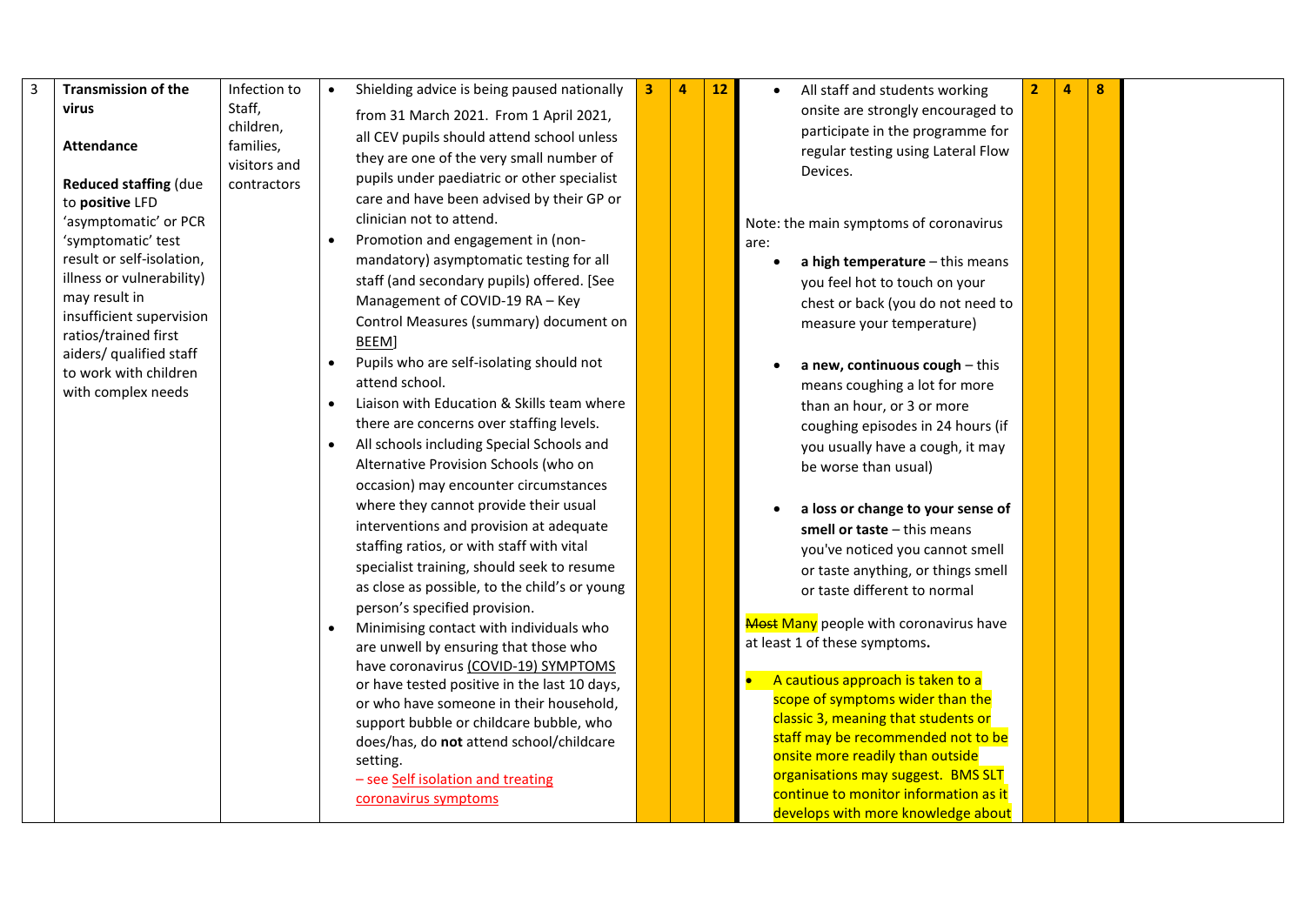| 3 | **Transmission of the virus**<br><br>**Attendance**<br><br>**Reduced staffing** (due to **positive** LFD 'asymptomatic' or PCR 'symptomatic' test result or self-isolation, illness or vulnerability) may result in insufficient supervision ratios/trained first aiders/ qualified staff to work with children with complex needs | Infection to Staff, children, families, visitors and contractors | • Shielding advice is being paused nationally from 31 March 2021. From 1 April 2021, all CEV pupils should attend school unless they are one of the very small number of pupils under paediatric or other specialist care and have been advised by their GP or clinician not to attend.<br>• Promotion and engagement in (non-mandatory) asymptomatic testing for all staff (and secondary pupils) offered. [See Management of COVID-19 RA – Key Control Measures (summary) document on BEEM]<br>• Pupils who are self-isolating should not attend school.<br>• Liaison with Education & Skills team where there are concerns over staffing levels.<br>• All schools including Special Schools and Alternative Provision Schools (who on occasion) may encounter circumstances where they cannot provide their usual interventions and provision at adequate staffing ratios, or with staff with vital specialist training, should seek to resume as close as possible, to the child's or young person's specified provision.<br>• Minimising contact with individuals who are unwell by ensuring that those who have coronavirus (COVID-19) SYMPTOMS or have tested positive in the last 10 days, or who have someone in their household, support bubble or childcare bubble, who does/has, do **not** attend school/childcare setting.<br>– see Self isolation and treating coronavirus symptoms | 3 | 4 | 12 | • All staff and students working onsite are strongly encouraged to participate in the programme for regular testing using Lateral Flow Devices.<br><br>Note: the main symptoms of coronavirus are:<br>• **a high temperature** – this means you feel hot to touch on your chest or back (you do not need to measure your temperature)<br>• **a new, continuous cough** – this means coughing a lot for more than an hour, or 3 or more coughing episodes in 24 hours (if you usually have a cough, it may be worse than usual)<br>• **a loss or change to your sense of smell or taste** – this means you've noticed you cannot smell or taste anything, or things smell or taste different to normal<br><br>~~Most~~ Many people with coronavirus have at least 1 of these symptoms.<br><br>• A cautious approach is taken to a scope of symptoms wider than the classic 3, meaning that students or staff may be recommended not to be onsite more readily than outside organisations may suggest. BMS SLT continue to monitor information as it develops with more knowledge about | 2 | 4 | 8 | |
|---|---|---|---|---|---|---|---|---|---|---|---|---|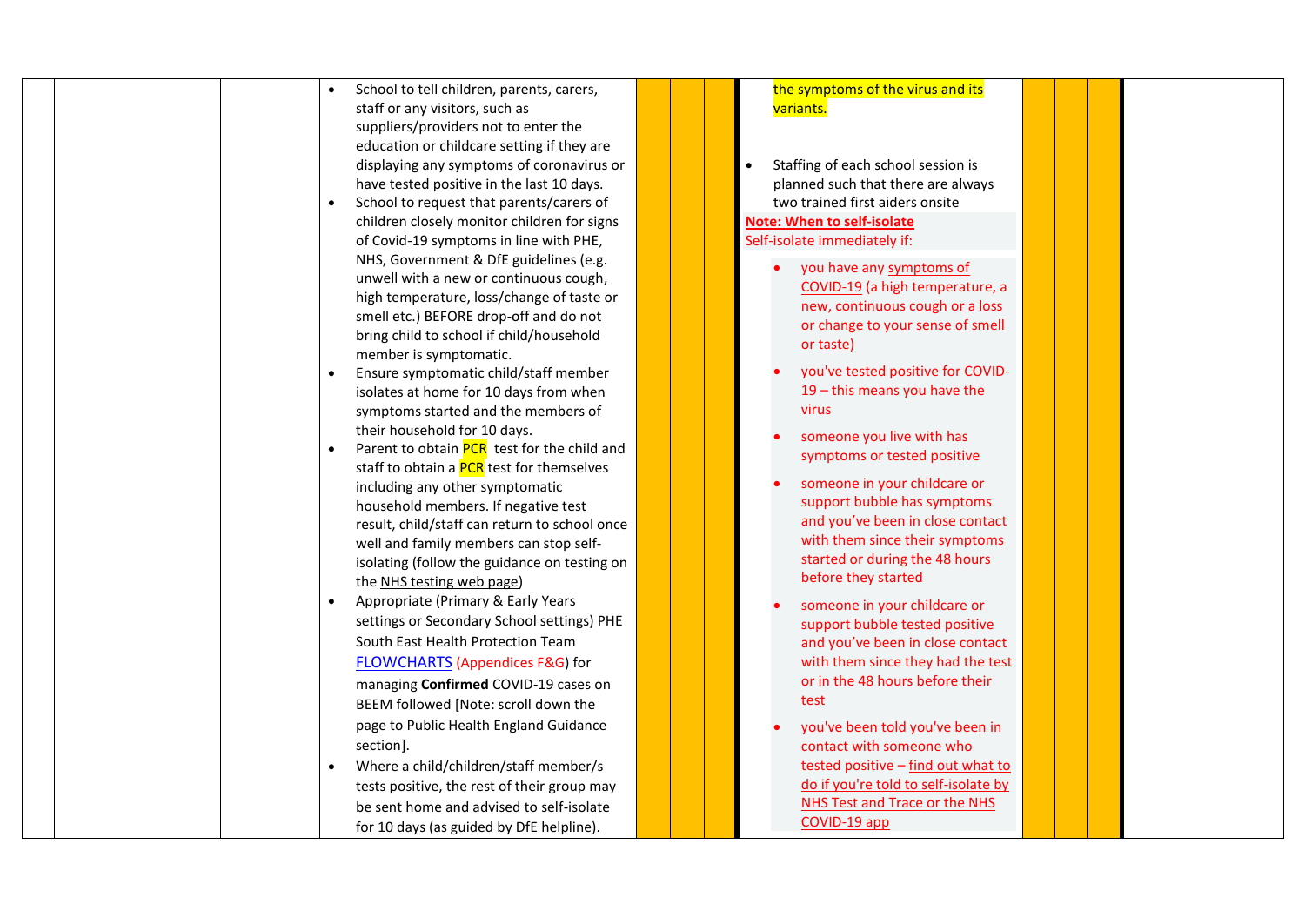| | | | | | | | | | | |
|---|---|---|---|---|---|---|---|---|---|---|
| | | • School to tell children, parents, carers, staff or any visitors, such as suppliers/providers not to enter the education or childcare setting if they are displaying any symptoms of coronavirus or have tested positive in the last 10 days.<br>• School to request that parents/carers of children closely monitor children for signs of Covid-19 symptoms in line with PHE, NHS, Government & DfE guidelines (e.g. unwell with a new or continuous cough, high temperature, loss/change of taste or smell etc.) BEFORE drop-off and do not bring child to school if child/household member is symptomatic.<br>• Ensure symptomatic child/staff member isolates at home for 10 days from when symptoms started and the members of their household for 10 days.<br>• Parent to obtain PCR test for the child and staff to obtain a PCR test for themselves including any other symptomatic household members. If negative test result, child/staff can return to school once well and family members can stop self-isolating (follow the guidance on testing on the NHS testing web page)<br>• Appropriate (Primary & Early Years settings or Secondary School settings) PHE South East Health Protection Team FLOWCHARTS (Appendices F&G) for managing **Confirmed** COVID-19 cases on BEEM followed [Note: scroll down the page to Public Health England Guidance section].<br>• Where a child/children/staff member/s tests positive, the rest of their group may be sent home and advised to self-isolate for 10 days (as guided by DfE helpline). | | | | the symptoms of the virus and its variants.<br><br>• Staffing of each school session is planned such that there are always two trained first aiders onsite<br>**Note: When to self-isolate**<br>Self-isolate immediately if:<br>• you have any symptoms of COVID-19 (a high temperature, a new, continuous cough or a loss or change to your sense of smell or taste)<br>• you've tested positive for COVID-19 – this means you have the virus<br>• someone you live with has symptoms or tested positive<br>• someone in your childcare or support bubble has symptoms and you've been in close contact with them since their symptoms started or during the 48 hours before they started<br>• someone in your childcare or support bubble tested positive and you've been in close contact with them since they had the test or in the 48 hours before their test<br>• you've been told you've been in contact with someone who tested positive – find out what to do if you're told to self-isolate by NHS Test and Trace or the NHS COVID-19 app | | | | |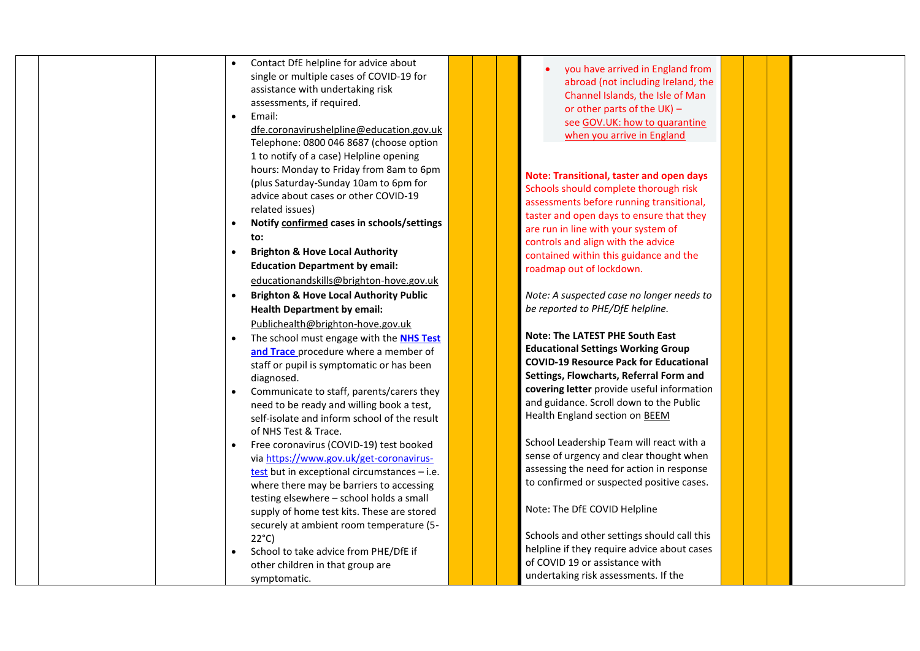|  |  |  |  |  |  |  |  |  |  |  |
|---|---|---|---|---|---|---|---|---|---|---|
|  |  |  | • Contact DfE helpline for advice about single or multiple cases of COVID-19 for assistance with undertaking risk assessments, if required.<br>• Email: dfe.coronavirushelpline@education.gov.uk Telephone: 0800 046 8687 (choose option 1 to notify of a case) Helpline opening hours: Monday to Friday from 8am to 6pm (plus Saturday-Sunday 10am to 6pm for advice about cases or other COVID-19 related issues)<br>• **Notify confirmed cases in schools/settings to:**<br>• **Brighton & Hove Local Authority Education Department by email:** educationandskills@brighton-hove.gov.uk<br>• **Brighton & Hove Local Authority Public Health Department by email:** Publichealth@brighton-hove.gov.uk<br>• The school must engage with the **NHS Test and Trace** procedure where a member of staff or pupil is symptomatic or has been diagnosed.<br>• Communicate to staff, parents/carers they need to be ready and willing book a test, self-isolate and inform school of the result of NHS Test & Trace.<br>• Free coronavirus (COVID-19) test booked via https://www.gov.uk/get-coronavirus-test but in exceptional circumstances – i.e. where there may be barriers to accessing testing elsewhere – school holds a small supply of home test kits. These are stored securely at ambient room temperature (5-22°C)<br>• School to take advice from PHE/DfE if other children in that group are symptomatic. |  |  |  | • you have arrived in England from abroad (not including Ireland, the Channel Islands, the Isle of Man or other parts of the UK) – see GOV.UK: how to quarantine when you arrive in England<br><br>**Note: Transitional, taster and open days**<br>Schools should complete thorough risk assessments before running transitional, taster and open days to ensure that they are run in line with your system of controls and align with the advice contained within this guidance and the roadmap out of lockdown.<br><br>*Note: A suspected case no longer needs to be reported to PHE/DfE helpline.*<br><br>**Note: The LATEST PHE South East Educational Settings Working Group COVID-19 Resource Pack for Educational Settings, Flowcharts, Referral Form and covering letter** provide useful information and guidance. Scroll down to the Public Health England section on BEEM<br><br>School Leadership Team will react with a sense of urgency and clear thought when assessing the need for action in response to confirmed or suspected positive cases.<br><br>Note: The DfE COVID Helpline<br><br>Schools and other settings should call this helpline if they require advice about cases of COVID 19 or assistance with undertaking risk assessments. If the |  |  |  |  |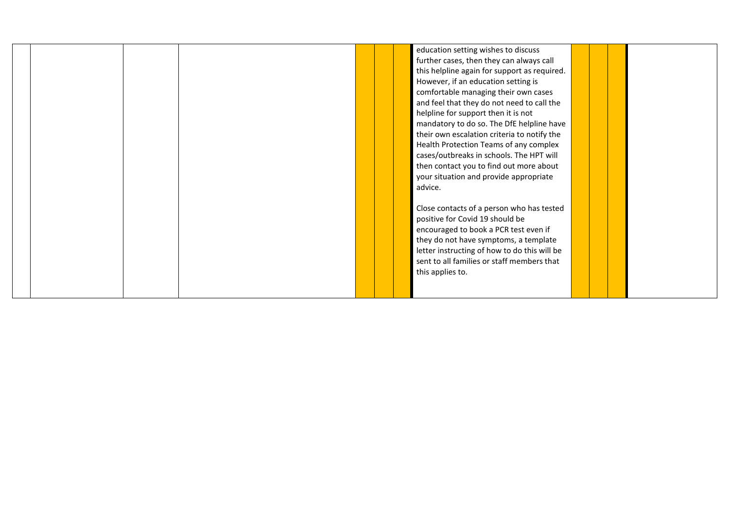| | | | | | | | | | | | |
|---|---|---|---|---|---|---|---|---|---|---|---|
| | | | | | | | education setting wishes to discuss further cases, then they can always call this helpline again for support as required. However, if an education setting is comfortable managing their own cases and feel that they do not need to call the helpline for support then it is not mandatory to do so. The DfE helpline have their own escalation criteria to notify the Health Protection Teams of any complex cases/outbreaks in schools. The HPT will then contact you to find out more about your situation and provide appropriate advice.<br><br>Close contacts of a person who has tested positive for Covid 19 should be encouraged to book a PCR test even if they do not have symptoms, a template letter instructing of how to do this will be sent to all families or staff members that this applies to. | | | | |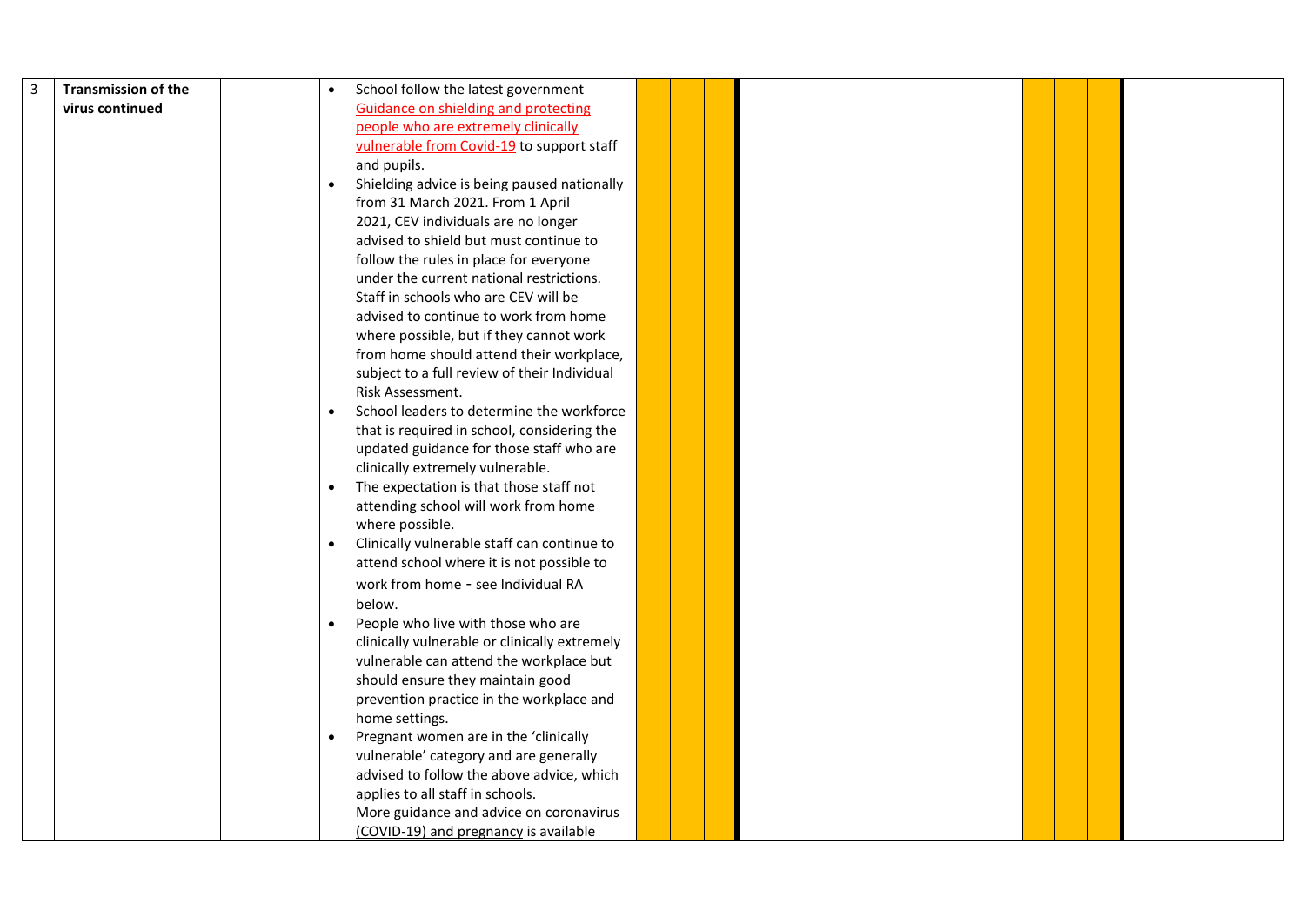| 3 | **Transmission of the virus continued** | | <ul><li>School follow the latest government Guidance on shielding and protecting people who are extremely clinically vulnerable from Covid-19 to support staff and pupils.</li><li>Shielding advice is being paused nationally from 31 March 2021. From 1 April 2021, CEV individuals are no longer advised to shield but must continue to follow the rules in place for everyone under the current national restrictions. Staff in schools who are CEV will be advised to continue to work from home where possible, but if they cannot work from home should attend their workplace, subject to a full review of their Individual Risk Assessment.</li><li>School leaders to determine the workforce that is required in school, considering the updated guidance for those staff who are clinically extremely vulnerable.</li><li>The expectation is that those staff not attending school will work from home where possible.</li><li>Clinically vulnerable staff can continue to attend school where it is not possible to work from home - see Individual RA below.</li><li>People who live with those who are clinically vulnerable or clinically extremely vulnerable can attend the workplace but should ensure they maintain good prevention practice in the workplace and home settings.</li><li>Pregnant women are in the 'clinically vulnerable' category and are generally advised to follow the above advice, which applies to all staff in schools. More guidance and advice on coronavirus (COVID-19) and pregnancy is available</li></ul> | | | | | | | | |
|---|---|---|---|---|---|---|---|---|---|---|---|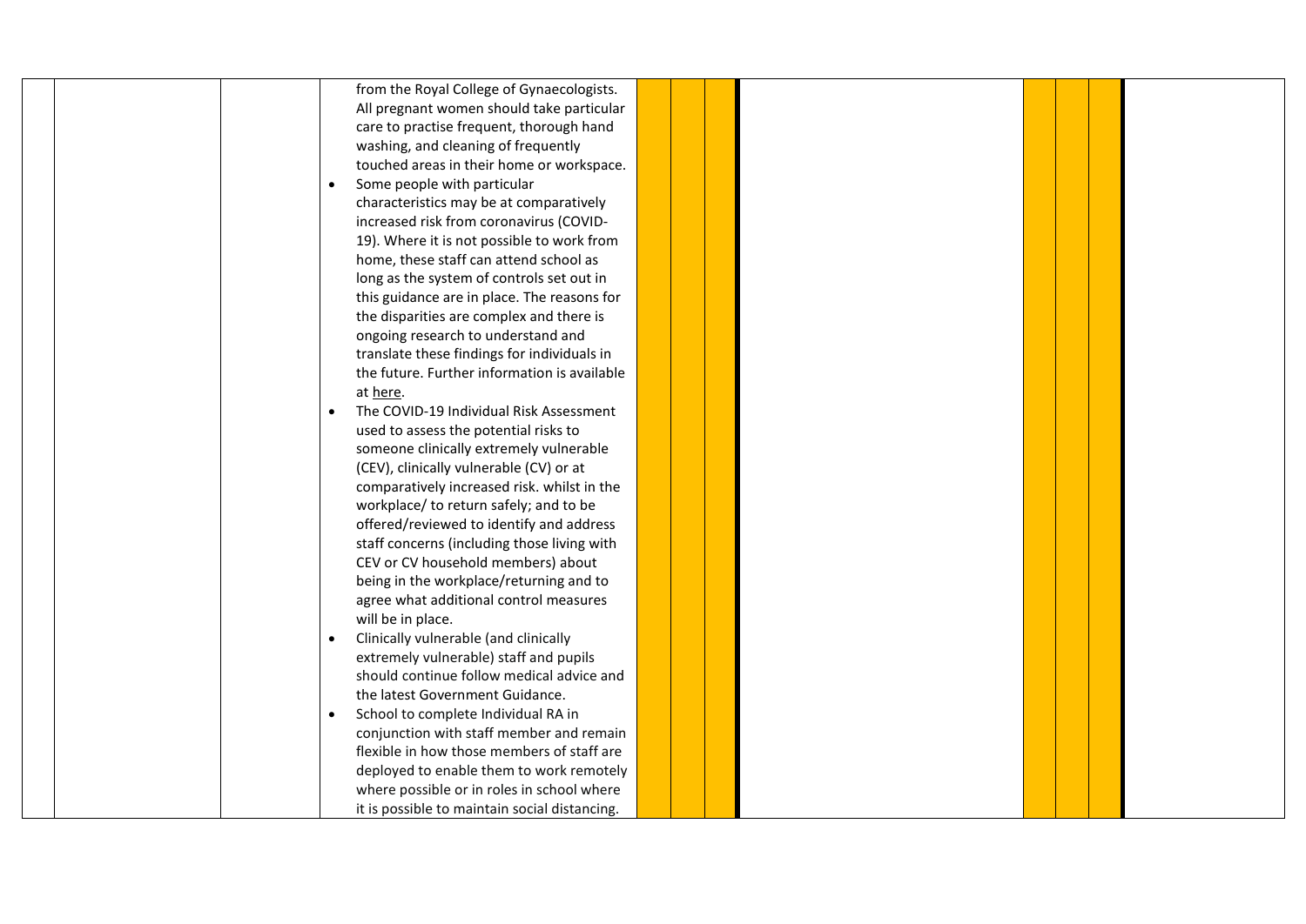| | | | | | | | | | | | |
|---|---|---|---|---|---|---|---|---|---|---|---|
| | | | from the Royal College of Gynaecologists. All pregnant women should take particular care to practise frequent, thorough hand washing, and cleaning of frequently touched areas in their home or workspace.<br>• Some people with particular characteristics may be at comparatively increased risk from coronavirus (COVID-19). Where it is not possible to work from home, these staff can attend school as long as the system of controls set out in this guidance are in place. The reasons for the disparities are complex and there is ongoing research to understand and translate these findings for individuals in the future. Further information is available at here.<br>• The COVID-19 Individual Risk Assessment used to assess the potential risks to someone clinically extremely vulnerable (CEV), clinically vulnerable (CV) or at comparatively increased risk. whilst in the workplace/ to return safely; and to be offered/reviewed to identify and address staff concerns (including those living with CEV or CV household members) about being in the workplace/returning and to agree what additional control measures will be in place.<br>• Clinically vulnerable (and clinically extremely vulnerable) staff and pupils should continue follow medical advice and the latest Government Guidance.<br>• School to complete Individual RA in conjunction with staff member and remain flexible in how those members of staff are deployed to enable them to work remotely where possible or in roles in school where it is possible to maintain social distancing. | | | | | | | | |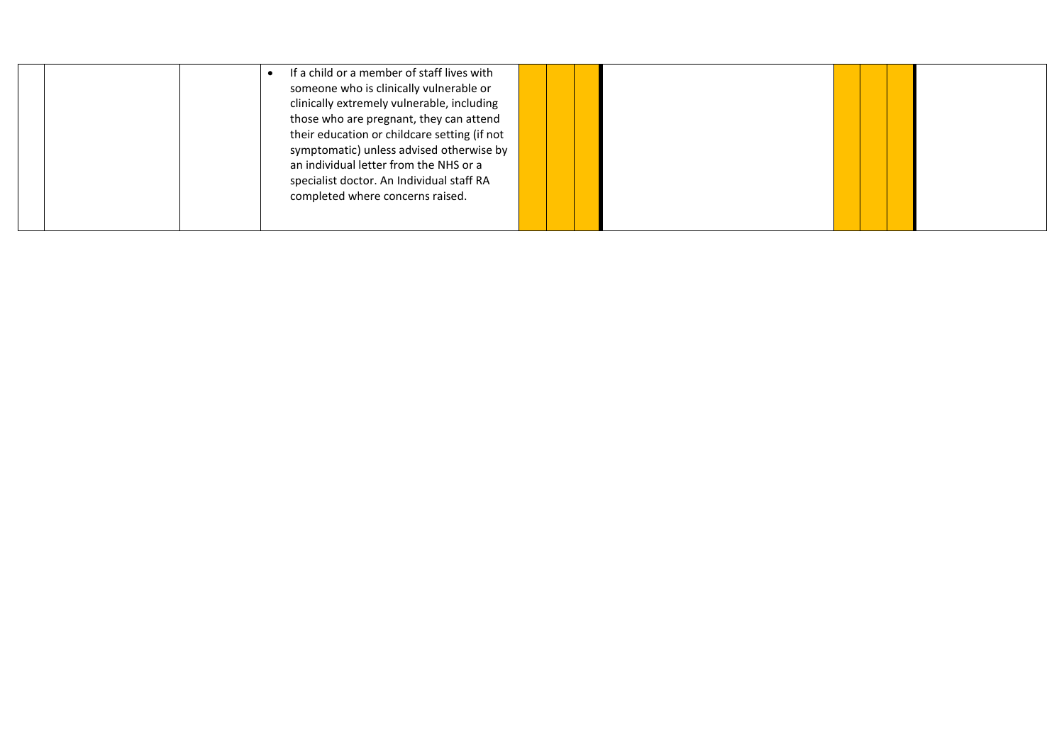|  |  |  | • If a child or a member of staff lives with someone who is clinically vulnerable or clinically extremely vulnerable, including those who are pregnant, they can attend their education or childcare setting (if not symptomatic) unless advised otherwise by an individual letter from the NHS or a specialist doctor. An Individual staff RA completed where concerns raised. |  |  |  |  |  |  |  |  |
|---|---|---|---|---|---|---|---|---|---|---|---|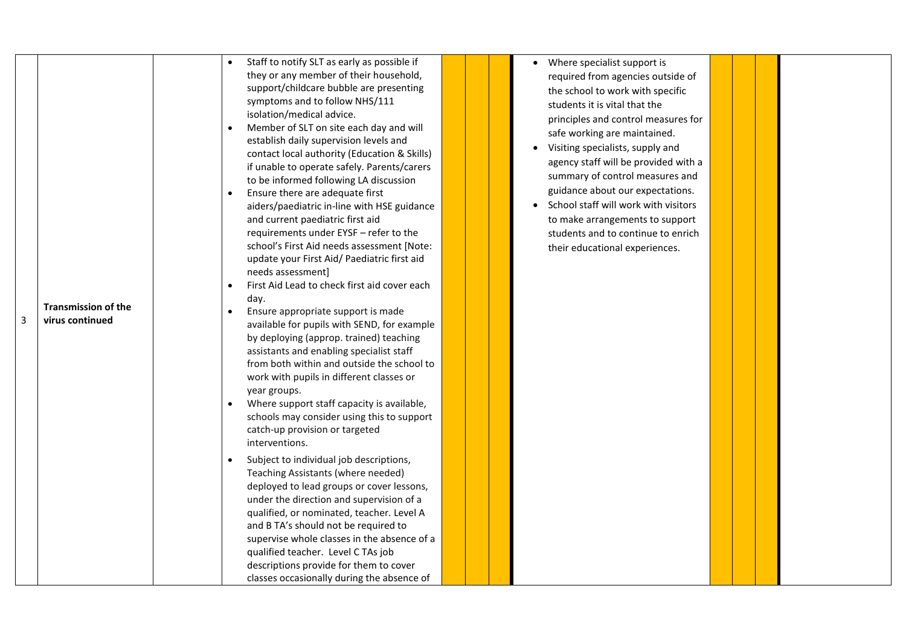| | | | | | | | | | | | |
|---|---|---|---|---|---|---|---|---|---|---|---|
| 3 | **Transmission of the virus continued** | | • Staff to notify SLT as early as possible if they or any member of their household, support/childcare bubble are presenting symptoms and to follow NHS/111 isolation/medical advice.<br>• Member of SLT on site each day and will establish daily supervision levels and contact local authority (Education & Skills) if unable to operate safely. Parents/carers to be informed following LA discussion<br>• Ensure there are adequate first aiders/paediatric in-line with HSE guidance and current paediatric first aid requirements under EYSF – refer to the school's First Aid needs assessment [Note: update your First Aid/ Paediatric first aid needs assessment]<br>• First Aid Lead to check first aid cover each day.<br>• Ensure appropriate support is made available for pupils with SEND, for example by deploying (approp. trained) teaching assistants and enabling specialist staff from both within and outside the school to work with pupils in different classes or year groups.<br>• Where support staff capacity is available, schools may consider using this to support catch-up provision or targeted interventions.<br>• Subject to individual job descriptions, Teaching Assistants (where needed) deployed to lead groups or cover lessons, under the direction and supervision of a qualified, or nominated, teacher. Level A and B TA's should not be required to supervise whole classes in the absence of a qualified teacher. Level C TAs job descriptions provide for them to cover classes occasionally during the absence of | | | | • Where specialist support is required from agencies outside of the school to work with specific students it is vital that the principles and control measures for safe working are maintained.<br>• Visiting specialists, supply and agency staff will be provided with a summary of control measures and guidance about our expectations.<br>• School staff will work with visitors to make arrangements to support students and to continue to enrich their educational experiences. | | | | |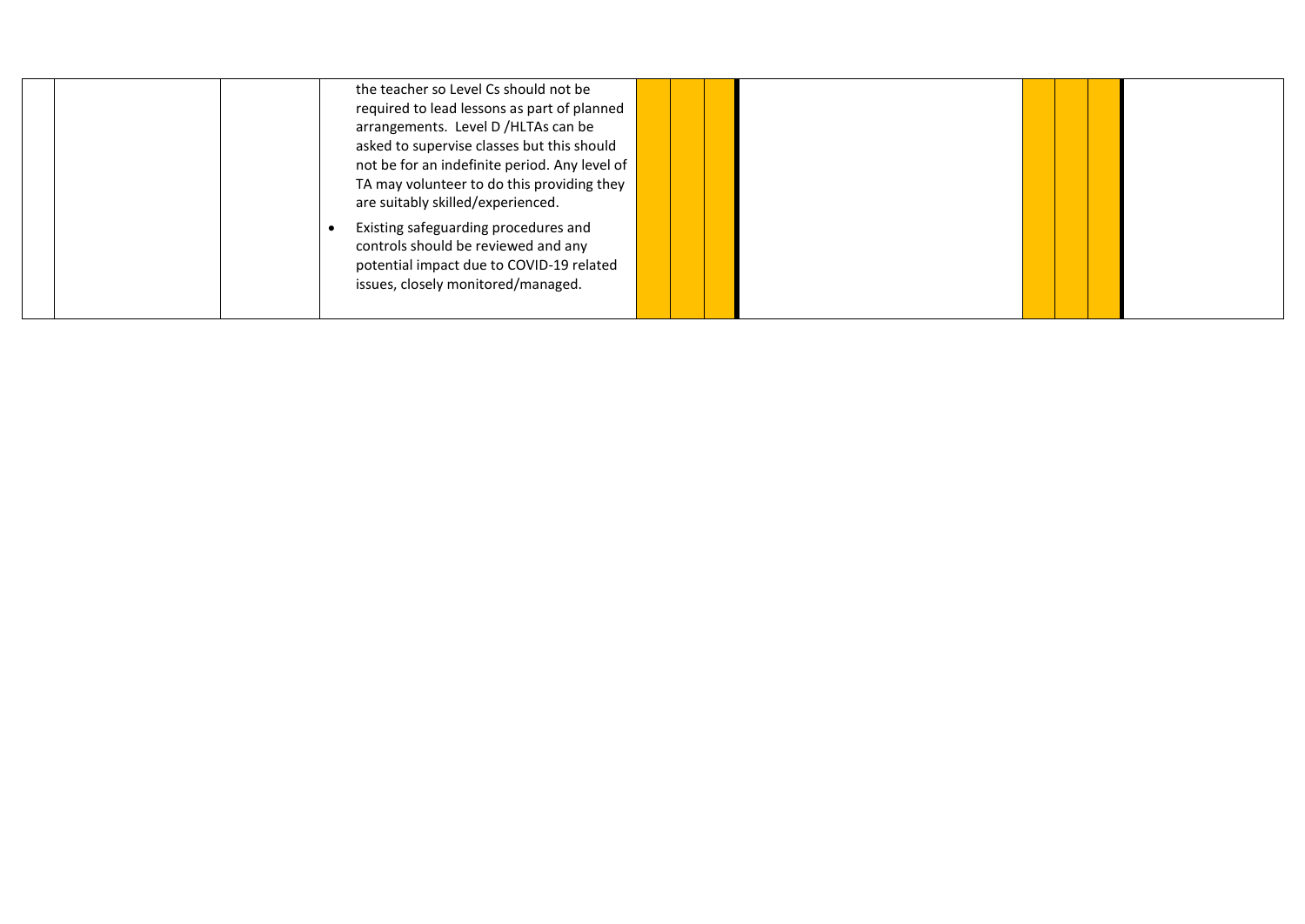|  |  |  | the teacher so Level Cs should not be required to lead lessons as part of planned arrangements. Level D /HLTAs can be asked to supervise classes but this should not be for an indefinite period. Any level of TA may volunteer to do this providing they are suitably skilled/experienced.<br><br>• Existing safeguarding procedures and controls should be reviewed and any potential impact due to COVID-19 related issues, closely monitored/managed. |  |  |  |  |  |  |  |  |
|---|---|---|---|---|---|---|---|---|---|---|---|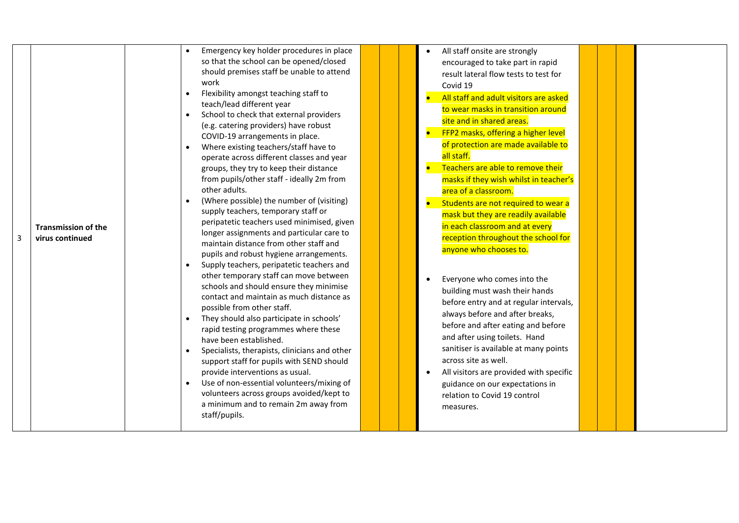| 3 | Transmission of the virus continued | | <ul><li>Emergency key holder procedures in place so that the school can be opened/closed should premises staff be unable to attend work</li><li>Flexibility amongst teaching staff to teach/lead different year</li><li>School to check that external providers (e.g. catering providers) have robust COVID-19 arrangements in place.</li><li>Where existing teachers/staff have to operate across different classes and year groups, they try to keep their distance from pupils/other staff - ideally 2m from other adults.</li><li>(Where possible) the number of (visiting) supply teachers, temporary staff or peripatetic teachers used minimised, given longer assignments and particular care to maintain distance from other staff and pupils and robust hygiene arrangements.</li><li>Supply teachers, peripatetic teachers and other temporary staff can move between schools and should ensure they minimise contact and maintain as much distance as possible from other staff.</li><li>They should also participate in schools' rapid testing programmes where these have been established.</li><li>Specialists, therapists, clinicians and other support staff for pupils with SEND should provide interventions as usual.</li><li>Use of non-essential volunteers/mixing of volunteers across groups avoided/kept to a minimum and to remain 2m away from staff/pupils.</li></ul> | | | | <ul><li>All staff onsite are strongly encouraged to take part in rapid result lateral flow tests to test for Covid 19</li><li>All staff and adult visitors are asked to wear masks in transition around site and in shared areas.</li><li>FFP2 masks, offering a higher level of protection are made available to all staff.</li><li>Teachers are able to remove their masks if they wish whilst in teacher's area of a classroom.</li><li>Students are not required to wear a mask but they are readily available in each classroom and at every reception throughout the school for anyone who chooses to.</li><li>Everyone who comes into the building must wash their hands before entry and at regular intervals, always before and after breaks, before and after eating and before and after using toilets. Hand sanitiser is available at many points across site as well.</li><li>All visitors are provided with specific guidance on our expectations in relation to Covid 19 control measures.</li></ul> | | | | |
|---|---|---|---|---|---|---|---|---|---|---|---|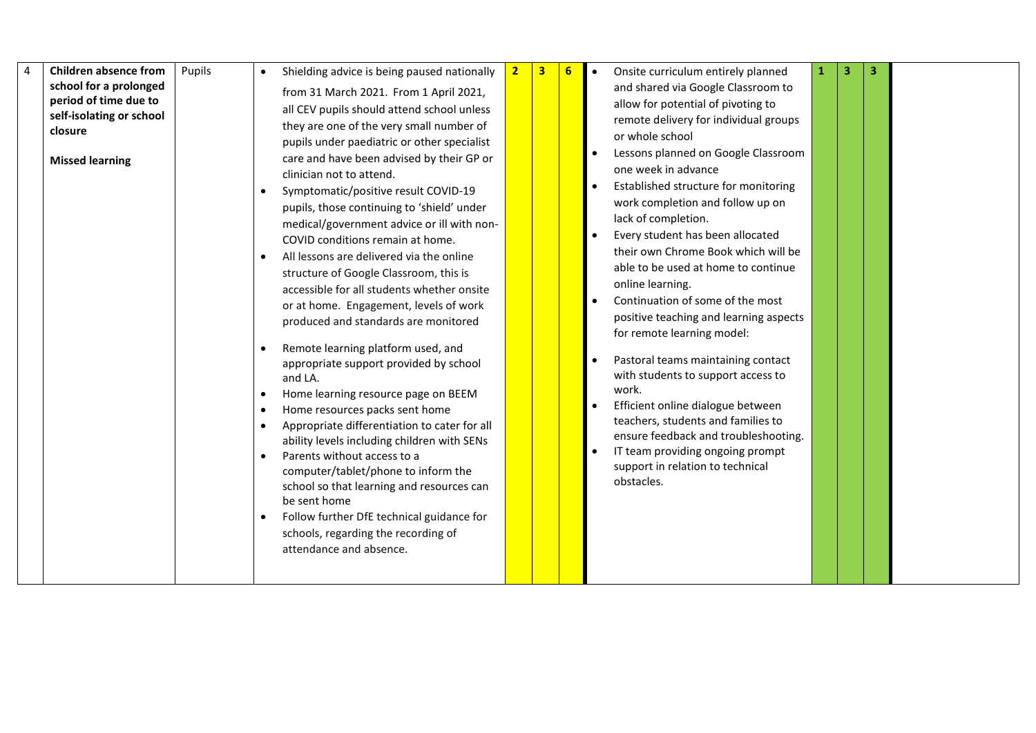| 4 | **Children absence from school for a prolonged period of time due to self-isolating or school closure**<br><br>**Missed learning** | Pupils | • Shielding advice is being paused nationally from 31 March 2021. From 1 April 2021, all CEV pupils should attend school unless they are one of the very small number of pupils under paediatric or other specialist care and have been advised by their GP or clinician not to attend.<br>• Symptomatic/positive result COVID-19 pupils, those continuing to 'shield' under medical/government advice or ill with non-COVID conditions remain at home.<br>• All lessons are delivered via the online structure of Google Classroom, this is accessible for all students whether onsite or at home. Engagement, levels of work produced and standards are monitored<br>• Remote learning platform used, and appropriate support provided by school and LA.<br>• Home learning resource page on BEEM<br>• Home resources packs sent home<br>• Appropriate differentiation to cater for all ability levels including children with SENs<br>• Parents without access to a computer/tablet/phone to inform the school so that learning and resources can be sent home<br>• Follow further DfE technical guidance for schools, regarding the recording of attendance and absence. | 2 | 3 | 6 | • Onsite curriculum entirely planned and shared via Google Classroom to allow for potential of pivoting to remote delivery for individual groups or whole school<br>• Lessons planned on Google Classroom one week in advance<br>• Established structure for monitoring work completion and follow up on lack of completion.<br>• Every student has been allocated their own Chrome Book which will be able to be used at home to continue online learning.<br>• Continuation of some of the most positive teaching and learning aspects for remote learning model:<br>• Pastoral teams maintaining contact with students to support access to work.<br>• Efficient online dialogue between teachers, students and families to ensure feedback and troubleshooting.<br>• IT team providing ongoing prompt support in relation to technical obstacles. | 1 | 3 | 3 | |
|---|---|---|---|---|---|---|---|---|---|---|---|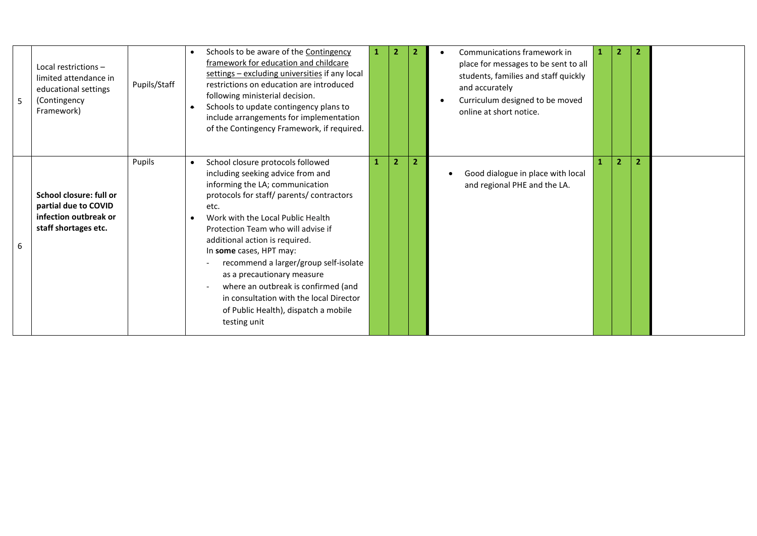| 5 | Local restrictions – limited attendance in educational settings (Contingency Framework) | Pupils/Staff | • Schools to be aware of the Contingency framework for education and childcare settings – excluding universities if any local restrictions on education are introduced following ministerial decision.<br>• Schools to update contingency plans to include arrangements for implementation of the Contingency Framework, if required. | 1 | 2 | 2 | • Communications framework in place for messages to be sent to all students, families and staff quickly and accurately<br>• Curriculum designed to be moved online at short notice. | 1 | 2 | 2 | |
|---|---|---|---|---|---|---|---|---|---|---|---|
| 6 | **School closure: full or partial due to COVID infection outbreak or staff shortages etc.** | Pupils | • School closure protocols followed including seeking advice from and informing the LA; communication protocols for staff/ parents/ contractors etc.<br>• Work with the Local Public Health Protection Team who will advise if additional action is required.<br>In **some** cases, HPT may:<br>- recommend a larger/group self-isolate as a precautionary measure<br>- where an outbreak is confirmed (and in consultation with the local Director of Public Health), dispatch a mobile testing unit | 1 | 2 | 2 | • Good dialogue in place with local and regional PHE and the LA. | 1 | 2 | 2 | |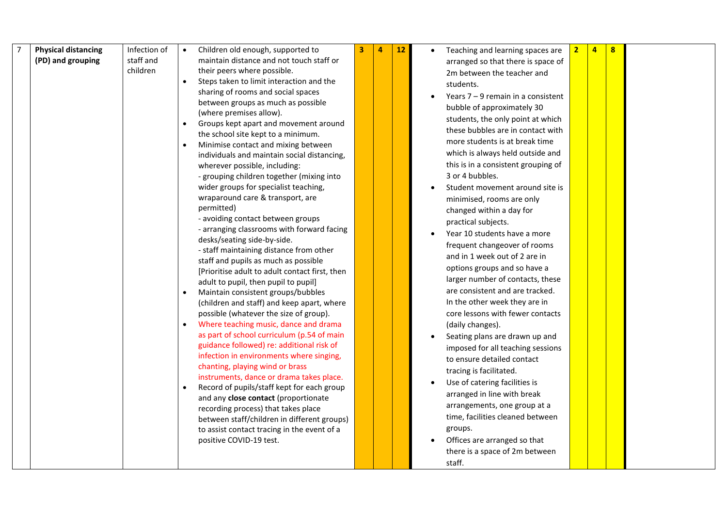| 7 | **Physical distancing (PD) and grouping** | Infection of staff and children | • Children old enough, supported to maintain distance and not touch staff or their peers where possible.<br>• Steps taken to limit interaction and the sharing of rooms and social spaces between groups as much as possible (where premises allow).<br>• Groups kept apart and movement around the school site kept to a minimum.<br>• Minimise contact and mixing between individuals and maintain social distancing, wherever possible, including:<br>- grouping children together (mixing into wider groups for specialist teaching, wraparound care & transport, are permitted)<br>- avoiding contact between groups<br>- arranging classrooms with forward facing desks/seating side-by-side.<br>- staff maintaining distance from other staff and pupils as much as possible [Prioritise adult to adult contact first, then adult to pupil, then pupil to pupil]<br>• Maintain consistent groups/bubbles (children and staff) and keep apart, where possible (whatever the size of group).<br>• Where teaching music, dance and drama as part of school curriculum (p.54 of main guidance followed) re: additional risk of infection in environments where singing, chanting, playing wind or brass instruments, dance or drama takes place.<br>• Record of pupils/staff kept for each group and any **close contact** (proportionate recording process) that takes place between staff/children in different groups) to assist contact tracing in the event of a positive COVID-19 test. | 3 | 4 | 12 | • Teaching and learning spaces are arranged so that there is space of 2m between the teacher and students.<br>• Years 7 – 9 remain in a consistent bubble of approximately 30 students, the only point at which these bubbles are in contact with more students is at break time which is always held outside and this is in a consistent grouping of 3 or 4 bubbles.<br>• Student movement around site is minimised, rooms are only changed within a day for practical subjects.<br>• Year 10 students have a more frequent changeover of rooms and in 1 week out of 2 are in options groups and so have a larger number of contacts, these are consistent and are tracked. In the other week they are in core lessons with fewer contacts (daily changes).<br>• Seating plans are drawn up and imposed for all teaching sessions to ensure detailed contact tracing is facilitated.<br>• Use of catering facilities is arranged in line with break arrangements, one group at a time, facilities cleaned between groups.<br>• Offices are arranged so that there is a space of 2m between staff. | 2 | 4 | 8 | |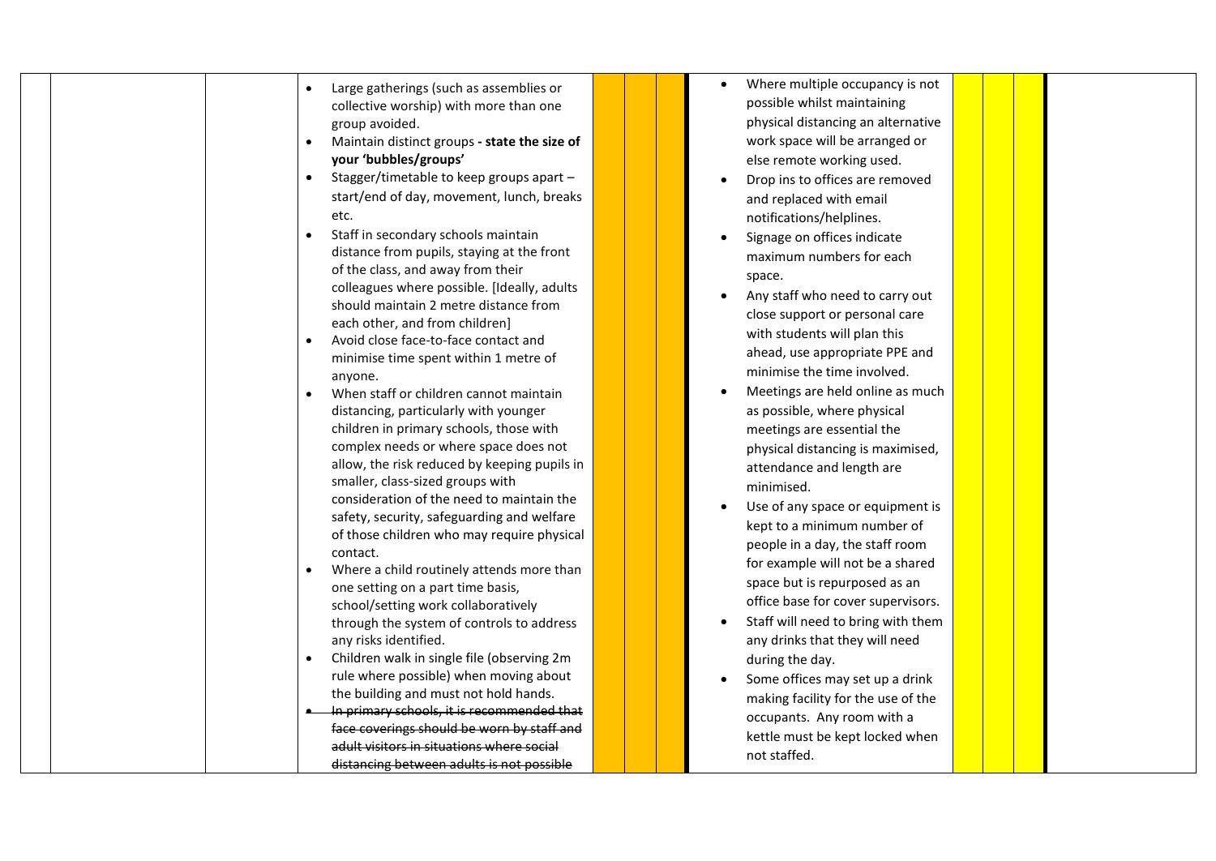| | | | | | | | | | | |
|---|---|---|---|---|---|---|---|---|---|---|
| | | • Large gatherings (such as assemblies or collective worship) with more than one group avoided.<br>• Maintain distinct groups **- state the size of your 'bubbles/groups'**<br>• Stagger/timetable to keep groups apart – start/end of day, movement, lunch, breaks etc.<br>• Staff in secondary schools maintain distance from pupils, staying at the front of the class, and away from their colleagues where possible. [Ideally, adults should maintain 2 metre distance from each other, and from children]<br>• Avoid close face-to-face contact and minimise time spent within 1 metre of anyone.<br>• When staff or children cannot maintain distancing, particularly with younger children in primary schools, those with complex needs or where space does not allow, the risk reduced by keeping pupils in smaller, class-sized groups with consideration of the need to maintain the safety, security, safeguarding and welfare of those children who may require physical contact.<br>• Where a child routinely attends more than one setting on a part time basis, school/setting work collaboratively through the system of controls to address any risks identified.<br>• Children walk in single file (observing 2m rule where possible) when moving about the building and must not hold hands.<br>• ~~In primary schools, it is recommended that face coverings should be worn by staff and adult visitors in situations where social distancing between adults is not possible~~ | | | | • Where multiple occupancy is not possible whilst maintaining physical distancing an alternative work space will be arranged or else remote working used.<br>• Drop ins to offices are removed and replaced with email notifications/helplines.<br>• Signage on offices indicate maximum numbers for each space.<br>• Any staff who need to carry out close support or personal care with students will plan this ahead, use appropriate PPE and minimise the time involved.<br>• Meetings are held online as much as possible, where physical meetings are essential the physical distancing is maximised, attendance and length are minimised.<br>• Use of any space or equipment is kept to a minimum number of people in a day, the staff room for example will not be a shared space but is repurposed as an office base for cover supervisors.<br>• Staff will need to bring with them any drinks that they will need during the day.<br>• Some offices may set up a drink making facility for the use of the occupants. Any room with a kettle must be kept locked when not staffed. | | | | |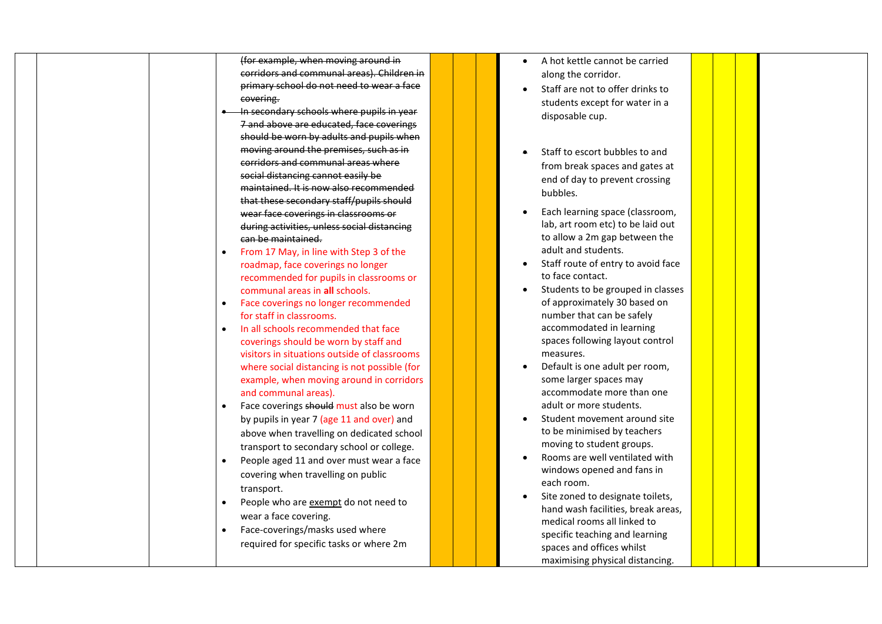| | | | | | | | | | | | |
|---|---|---|---|---|---|---|---|---|---|---|---|
| | | | ~~(for example, when moving around in corridors and communal areas). Children in primary school do not need to wear a face covering.~~<br>• ~~In secondary schools where pupils in year 7 and above are educated, face coverings should be worn by adults and pupils when moving around the premises, such as in corridors and communal areas where social distancing cannot easily be maintained. It is now also recommended that these secondary staff/pupils should wear face coverings in classrooms or during activities, unless social distancing can be maintained.~~<br>• From 17 May, in line with Step 3 of the roadmap, face coverings no longer recommended for pupils in classrooms or communal areas in **all** schools.<br>• Face coverings no longer recommended for staff in classrooms.<br>• In all schools recommended that face coverings should be worn by staff and visitors in situations outside of classrooms where social distancing is not possible (for example, when moving around in corridors and communal areas).<br>• Face coverings ~~should~~ must also be worn by pupils in year 7 (age 11 and over) and above when travelling on dedicated school transport to secondary school or college.<br>• People aged 11 and over must wear a face covering when travelling on public transport.<br>• People who are exempt do not need to wear a face covering.<br>• Face-coverings/masks used where required for specific tasks or where 2m | | | | • A hot kettle cannot be carried along the corridor.<br>• Staff are not to offer drinks to students except for water in a disposable cup.<br>• Staff to escort bubbles to and from break spaces and gates at end of day to prevent crossing bubbles.<br>• Each learning space (classroom, lab, art room etc) to be laid out to allow a 2m gap between the adult and students.<br>• Staff route of entry to avoid face to face contact.<br>• Students to be grouped in classes of approximately 30 based on number that can be safely accommodated in learning spaces following layout control measures.<br>• Default is one adult per room, some larger spaces may accommodate more than one adult or more students.<br>• Student movement around site to be minimised by teachers moving to student groups.<br>• Rooms are well ventilated with windows opened and fans in each room.<br>• Site zoned to designate toilets, hand wash facilities, break areas, medical rooms all linked to specific teaching and learning spaces and offices whilst maximising physical distancing. | | | | |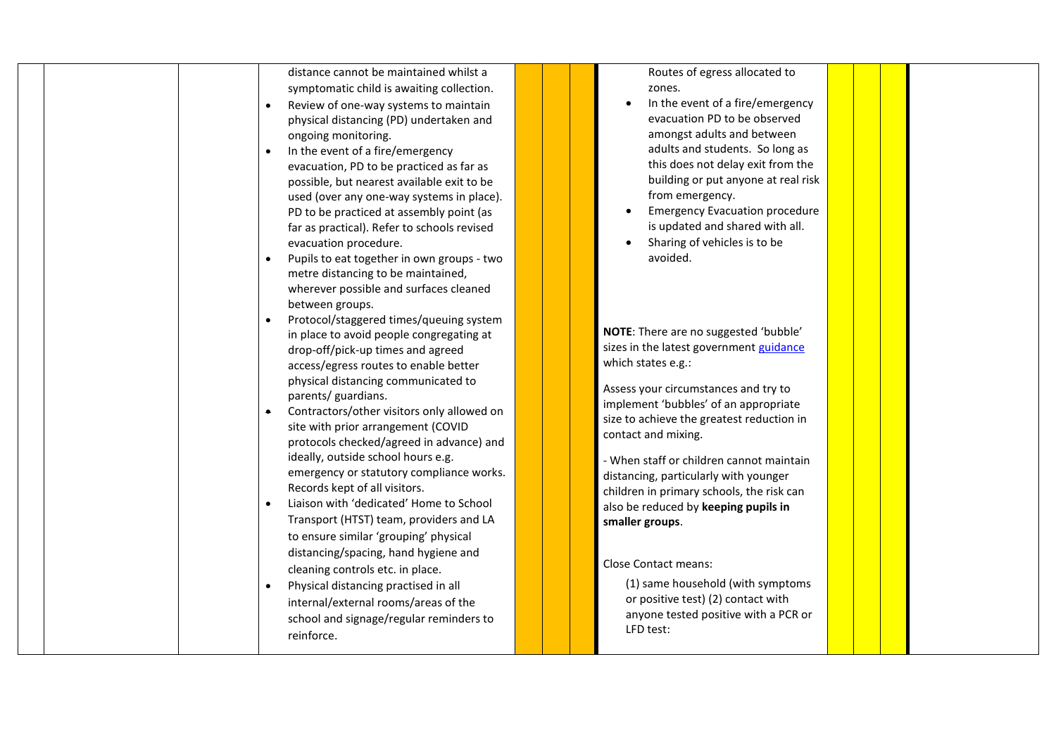| | | | | | | | | | | | |
|---|---|---|---|---|---|---|---|---|---|---|---|
| | | | distance cannot be maintained whilst a symptomatic child is awaiting collection.<br>• Review of one-way systems to maintain physical distancing (PD) undertaken and ongoing monitoring.<br>• In the event of a fire/emergency evacuation, PD to be practiced as far as possible, but nearest available exit to be used (over any one-way systems in place). PD to be practiced at assembly point (as far as practical). Refer to schools revised evacuation procedure.<br>• Pupils to eat together in own groups - two metre distancing to be maintained, wherever possible and surfaces cleaned between groups.<br>• Protocol/staggered times/queuing system in place to avoid people congregating at drop-off/pick-up times and agreed access/egress routes to enable better physical distancing communicated to parents/ guardians.<br>• Contractors/other visitors only allowed on site with prior arrangement (COVID protocols checked/agreed in advance) and ideally, outside school hours e.g. emergency or statutory compliance works. Records kept of all visitors.<br>• Liaison with 'dedicated' Home to School Transport (HTST) team, providers and LA to ensure similar 'grouping' physical distancing/spacing, hand hygiene and cleaning controls etc. in place.<br>• Physical distancing practised in all internal/external rooms/areas of the school and signage/regular reminders to reinforce. | | | | Routes of egress allocated to zones.<br>• In the event of a fire/emergency evacuation PD to be observed amongst adults and between adults and students. So long as this does not delay exit from the building or put anyone at real risk from emergency.<br>• Emergency Evacuation procedure is updated and shared with all.<br>• Sharing of vehicles is to be avoided.<br><br>**NOTE**: There are no suggested 'bubble' sizes in the latest government guidance which states e.g.:<br><br>Assess your circumstances and try to implement 'bubbles' of an appropriate size to achieve the greatest reduction in contact and mixing.<br><br>- When staff or children cannot maintain distancing, particularly with younger children in primary schools, the risk can also be reduced by **keeping pupils in smaller groups**.<br><br>Close Contact means:<br><br>(1) same household (with symptoms or positive test) (2) contact with anyone tested positive with a PCR or LFD test: | | | | |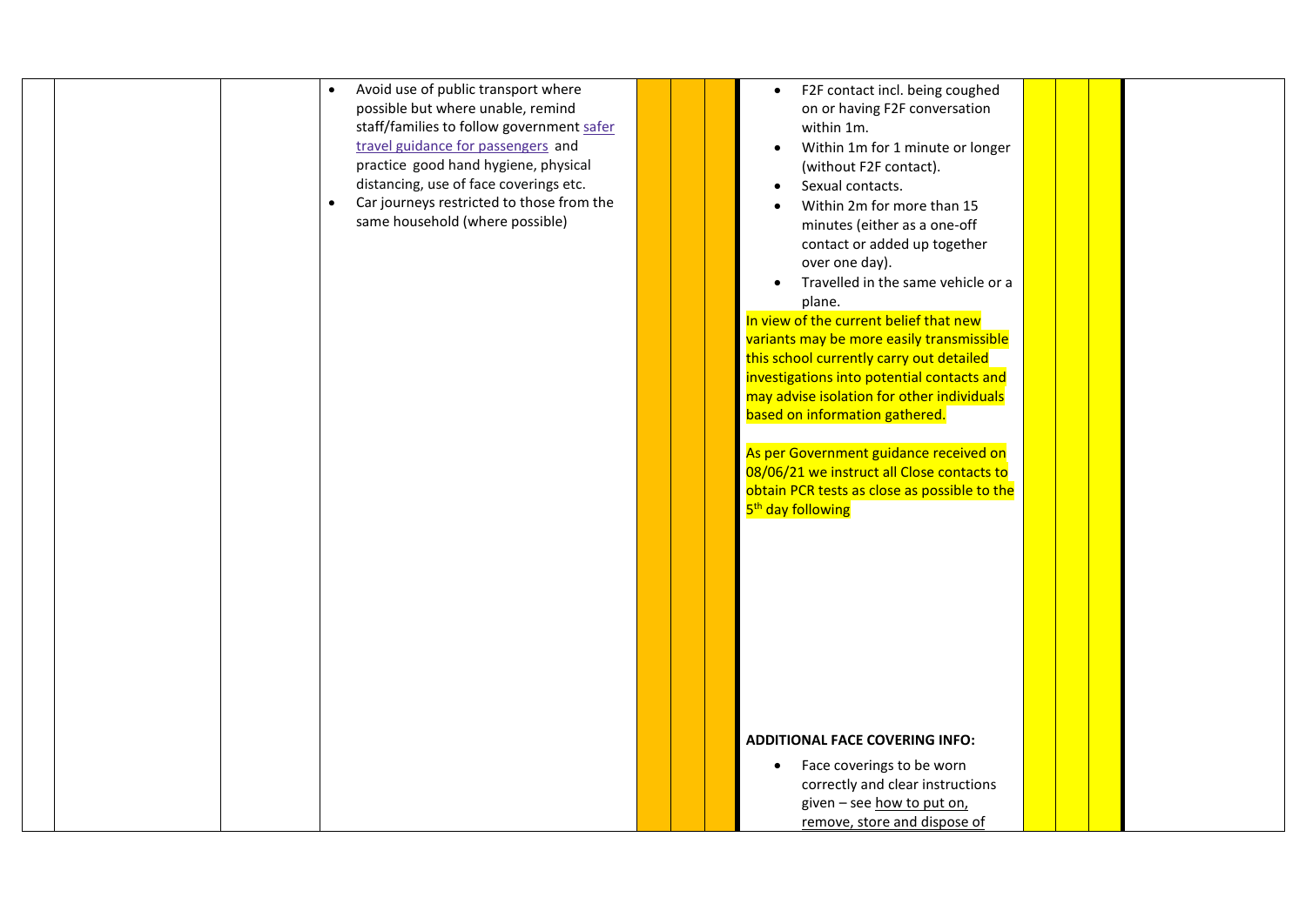| | | | | | | | | | | |
|---|---|---|---|---|---|---|---|---|---|---|
| | | | • Avoid use of public transport where possible but where unable, remind staff/families to follow government safer travel guidance for passengers and practice good hand hygiene, physical distancing, use of face coverings etc.<br>• Car journeys restricted to those from the same household (where possible) | | | | • F2F contact incl. being coughed on or having F2F conversation within 1m.<br>• Within 1m for 1 minute or longer (without F2F contact).<br>• Sexual contacts.<br>• Within 2m for more than 15 minutes (either as a one-off contact or added up together over one day).<br>• Travelled in the same vehicle or a plane.<br>In view of the current belief that new variants may be more easily transmissible this school currently carry out detailed investigations into potential contacts and may advise isolation for other individuals based on information gathered.<br><br>As per Government guidance received on 08/06/21 we instruct all Close contacts to obtain PCR tests as close as possible to the 5th day following<br><br>**ADDITIONAL FACE COVERING INFO:**<br>• Face coverings to be worn correctly and clear instructions given – see how to put on, remove, store and dispose of | | | | |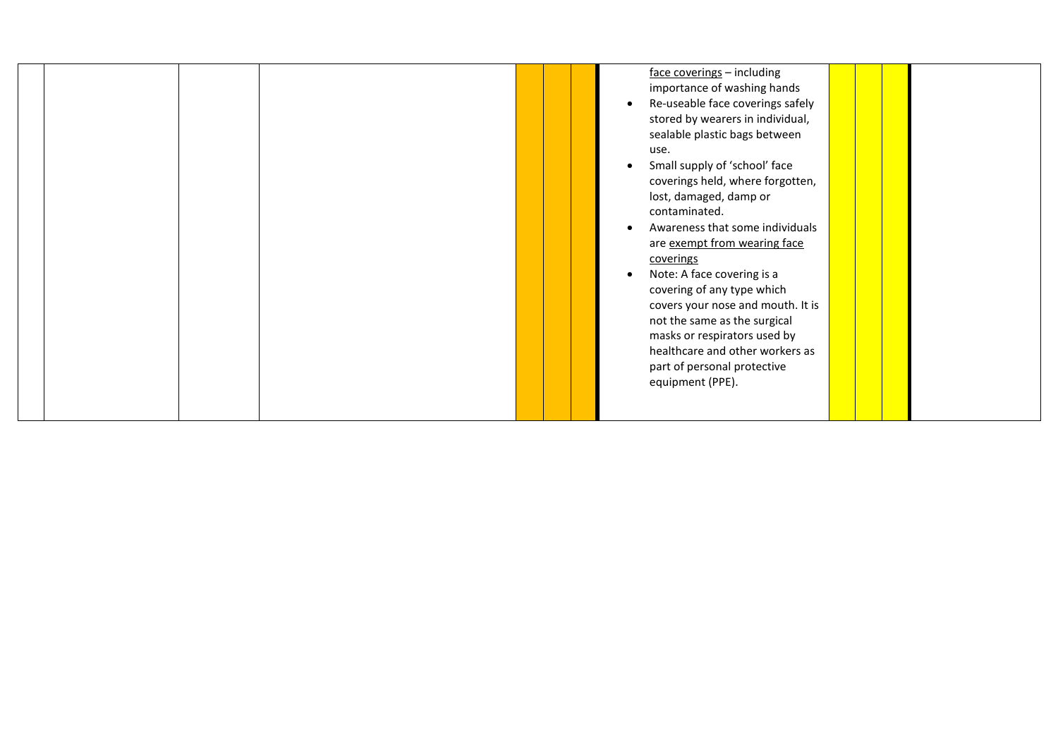|  |  |  |  |  |  |  | face coverings – including importance of washing hands<br>• Re-useable face coverings safely stored by wearers in individual, sealable plastic bags between use.<br>• Small supply of 'school' face coverings held, where forgotten, lost, damaged, damp or contaminated.<br>• Awareness that some individuals are exempt from wearing face coverings<br>• Note: A face covering is a covering of any type which covers your nose and mouth. It is not the same as the surgical masks or respirators used by healthcare and other workers as part of personal protective equipment (PPE). |  |  |  |  |
|---|---|---|---|---|---|---|---|---|---|---|---|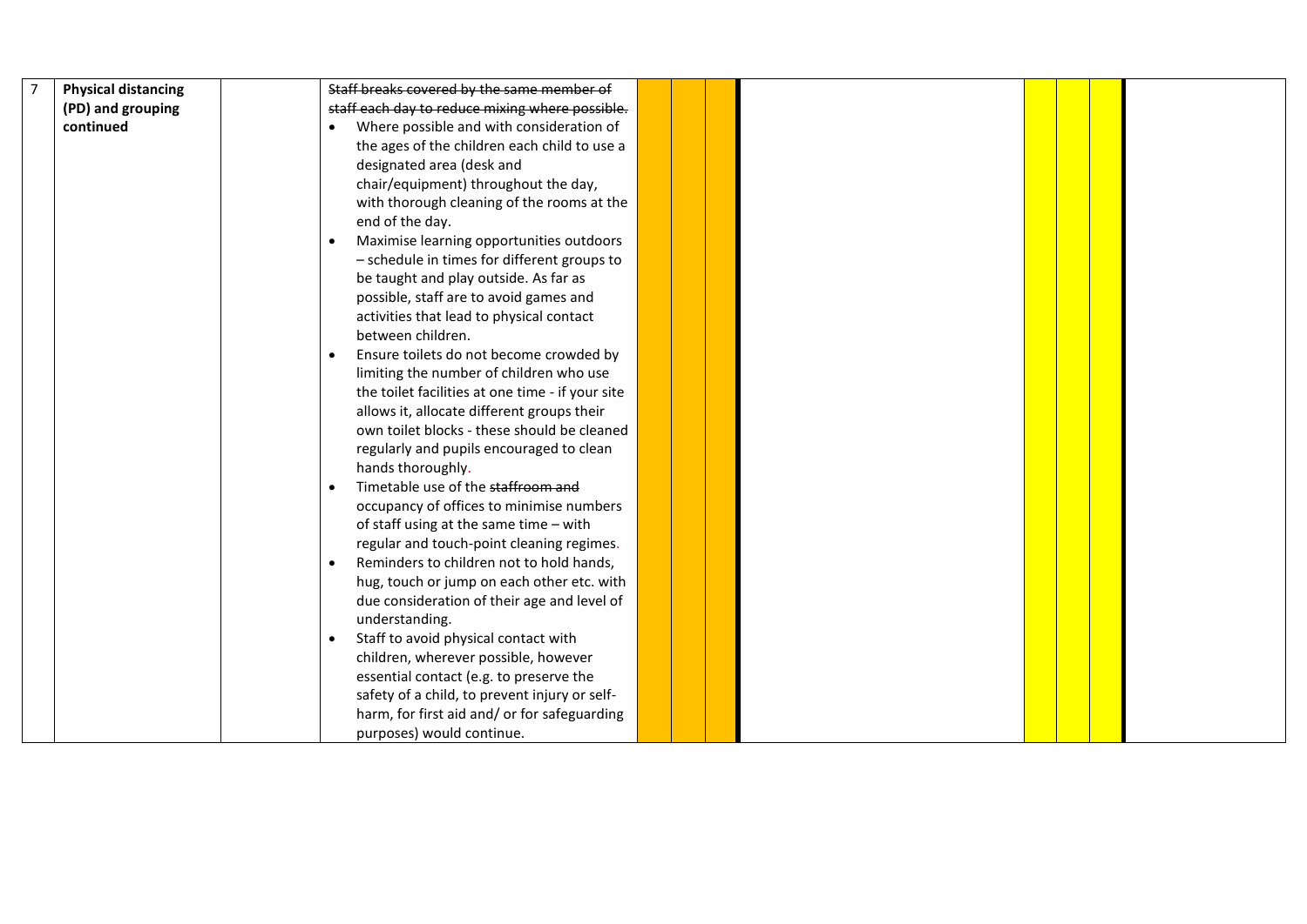| 7 | **Physical distancing (PD) and grouping continued** | | ~~Staff breaks covered by the same member of staff each day to reduce mixing where possible.~~<br>• Where possible and with consideration of the ages of the children each child to use a designated area (desk and chair/equipment) throughout the day, with thorough cleaning of the rooms at the end of the day.<br>• Maximise learning opportunities outdoors – schedule in times for different groups to be taught and play outside. As far as possible, staff are to avoid games and activities that lead to physical contact between children.<br>• Ensure toilets do not become crowded by limiting the number of children who use the toilet facilities at one time - if your site allows it, allocate different groups their own toilet blocks - these should be cleaned regularly and pupils encouraged to clean hands thoroughly.<br>• Timetable use of the ~~staffroom and~~ occupancy of offices to minimise numbers of staff using at the same time – with regular and touch-point cleaning regimes.<br>• Reminders to children not to hold hands, hug, touch or jump on each other etc. with due consideration of their age and level of understanding.<br>• Staff to avoid physical contact with children, wherever possible, however essential contact (e.g. to preserve the safety of a child, to prevent injury or self-harm, for first aid and/ or for safeguarding purposes) would continue. | | | | | | | | |
|---|---|---|---|---|---|---|---|---|---|---|---|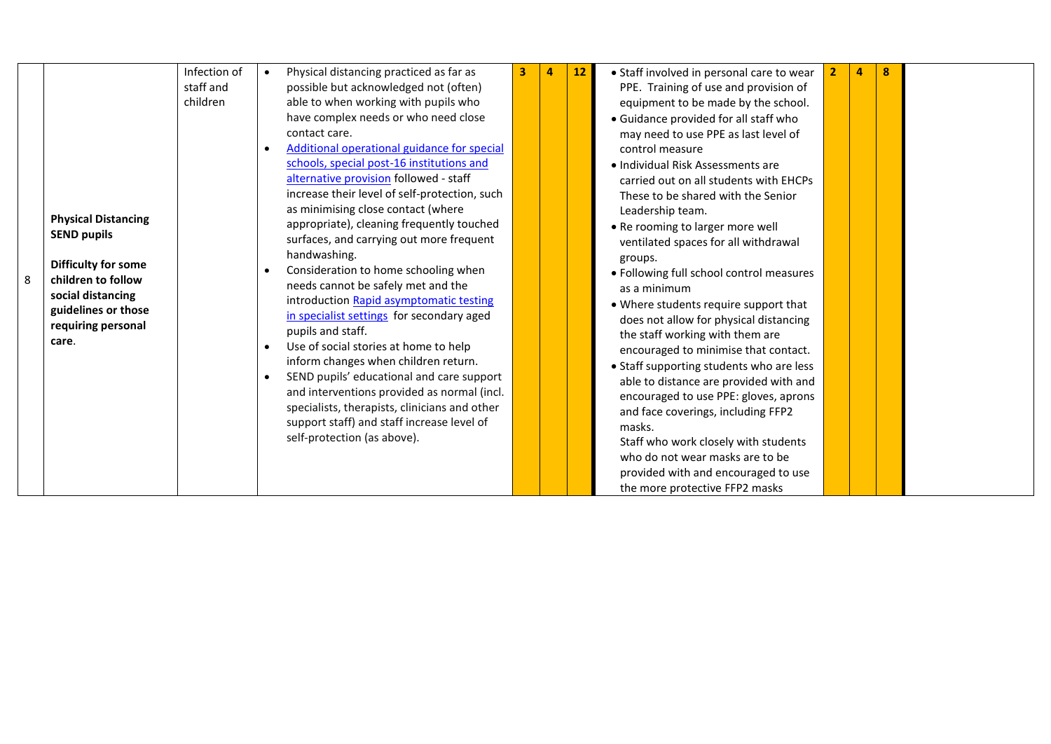| 8 | **Physical Distancing SEND pupils**<br><br>**Difficulty for some children to follow social distancing guidelines or those requiring personal care**. | Infection of staff and children | • Physical distancing practiced as far as possible but acknowledged not (often) able to when working with pupils who have complex needs or who need close contact care.<br>• Additional operational guidance for special schools, special post-16 institutions and alternative provision followed - staff increase their level of self-protection, such as minimising close contact (where appropriate), cleaning frequently touched surfaces, and carrying out more frequent handwashing.<br>• Consideration to home schooling when needs cannot be safely met and the introduction Rapid asymptomatic testing in specialist settings for secondary aged pupils and staff.<br>• Use of social stories at home to help inform changes when children return.<br>• SEND pupils' educational and care support and interventions provided as normal (incl. specialists, therapists, clinicians and other support staff) and staff increase level of self-protection (as above). | 3 | 4 | 12 | • Staff involved in personal care to wear PPE. Training of use and provision of equipment to be made by the school.<br>• Guidance provided for all staff who may need to use PPE as last level of control measure<br>• Individual Risk Assessments are carried out on all students with EHCPs These to be shared with the Senior Leadership team.<br>• Re rooming to larger more well ventilated spaces for all withdrawal groups.<br>• Following full school control measures as a minimum<br>• Where students require support that does not allow for physical distancing the staff working with them are encouraged to minimise that contact.<br>• Staff supporting students who are less able to distance are provided with and encouraged to use PPE: gloves, aprons and face coverings, including FFP2 masks.<br>Staff who work closely with students who do not wear masks are to be provided with and encouraged to use the more protective FFP2 masks | 2 | 4 | 8 | |
|---|---|---|---|---|---|---|---|---|---|---|---|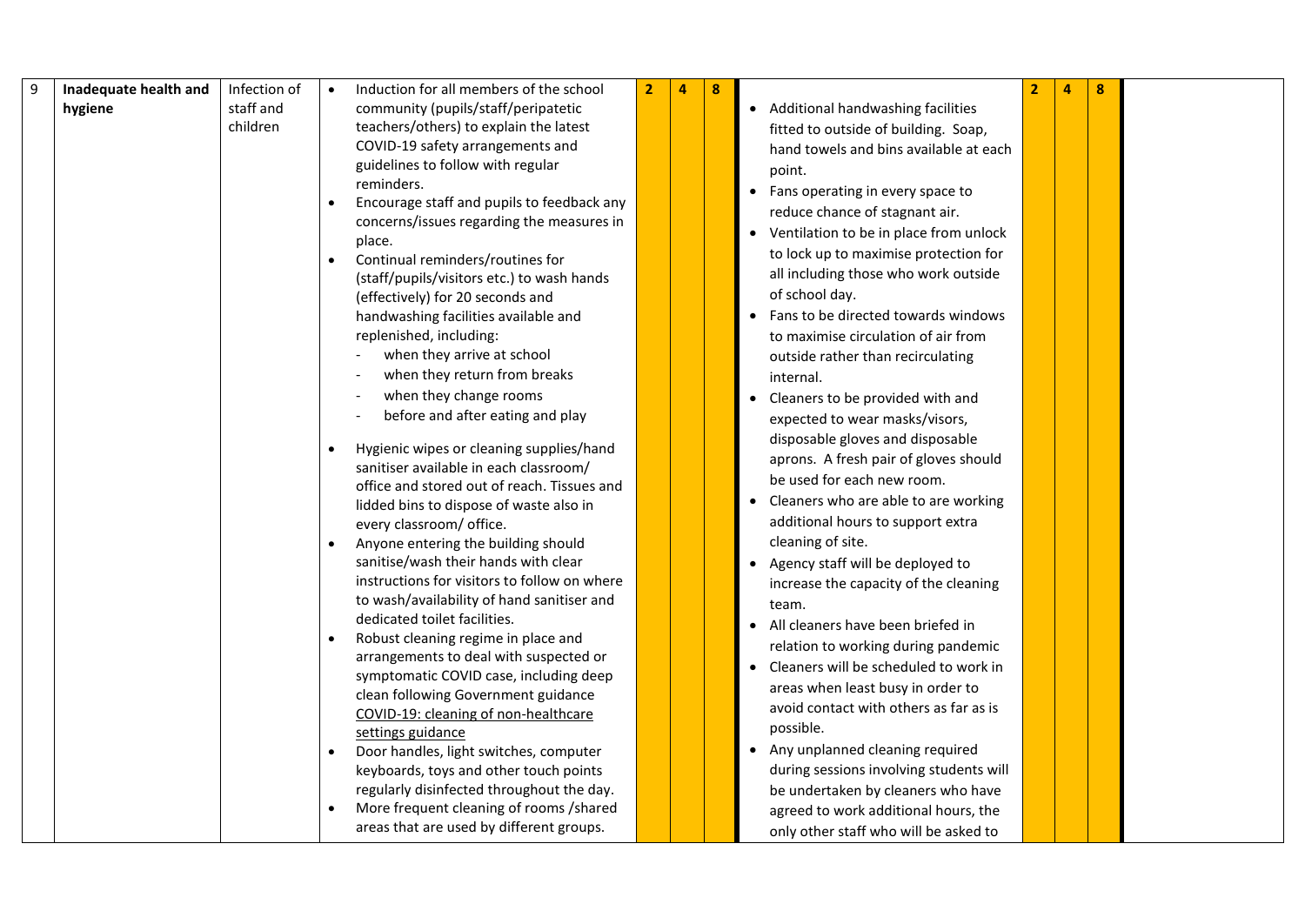| 9 | **Inadequate health and hygiene** | Infection of staff and children | • Induction for all members of the school community (pupils/staff/peripatetic teachers/others) to explain the latest COVID-19 safety arrangements and guidelines to follow with regular reminders.<br>• Encourage staff and pupils to feedback any concerns/issues regarding the measures in place.<br>• Continual reminders/routines for (staff/pupils/visitors etc.) to wash hands (effectively) for 20 seconds and handwashing facilities available and replenished, including:<br>- when they arrive at school<br>- when they return from breaks<br>- when they change rooms<br>- before and after eating and play<br>• Hygienic wipes or cleaning supplies/hand sanitiser available in each classroom/ office and stored out of reach. Tissues and lidded bins to dispose of waste also in every classroom/ office.<br>• Anyone entering the building should sanitise/wash their hands with clear instructions for visitors to follow on where to wash/availability of hand sanitiser and dedicated toilet facilities.<br>• Robust cleaning regime in place and arrangements to deal with suspected or symptomatic COVID case, including deep clean following Government guidance COVID-19: cleaning of non-healthcare settings guidance<br>• Door handles, light switches, computer keyboards, toys and other touch points regularly disinfected throughout the day.<br>• More frequent cleaning of rooms /shared areas that are used by different groups. | 2 | 4 | 8 | • Additional handwashing facilities fitted to outside of building. Soap, hand towels and bins available at each point.<br>• Fans operating in every space to reduce chance of stagnant air.<br>• Ventilation to be in place from unlock to lock up to maximise protection for all including those who work outside of school day.<br>• Fans to be directed towards windows to maximise circulation of air from outside rather than recirculating internal.<br>• Cleaners to be provided with and expected to wear masks/visors, disposable gloves and disposable aprons. A fresh pair of gloves should be used for each new room.<br>• Cleaners who are able to are working additional hours to support extra cleaning of site.<br>• Agency staff will be deployed to increase the capacity of the cleaning team.<br>• All cleaners have been briefed in relation to working during pandemic<br>• Cleaners will be scheduled to work in areas when least busy in order to avoid contact with others as far as is possible.<br>• Any unplanned cleaning required during sessions involving students will be undertaken by cleaners who have agreed to work additional hours, the only other staff who will be asked to | 2 | 4 | 8 | |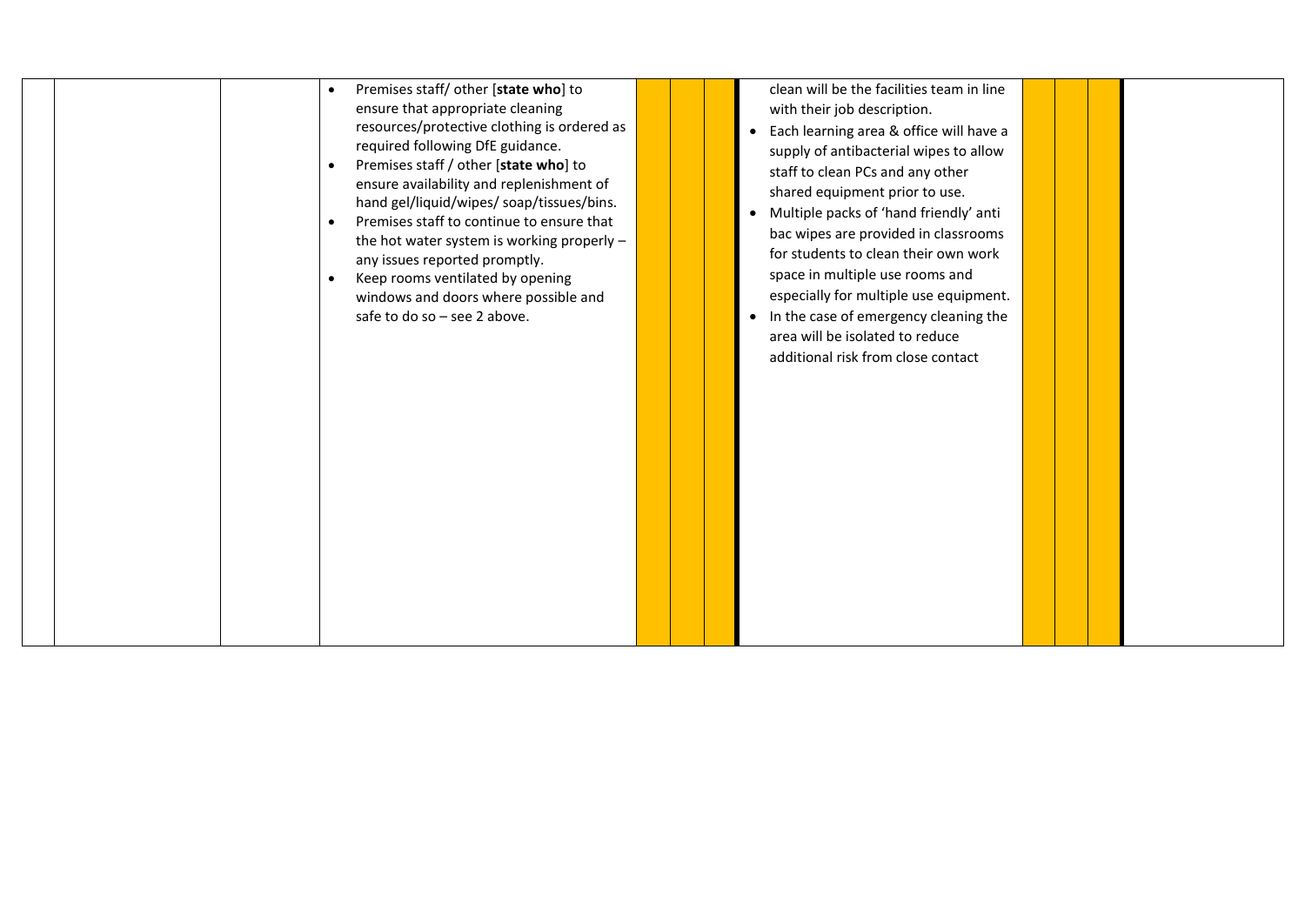|  |  |  |  |  |  |  |  |  |  |  |  |
|---|---|---|---|---|---|---|---|---|---|---|---|
|  |  |  | • Premises staff/ other [**state who**] to ensure that appropriate cleaning resources/protective clothing is ordered as required following DfE guidance.<br>• Premises staff / other [**state who**] to ensure availability and replenishment of hand gel/liquid/wipes/ soap/tissues/bins.<br>• Premises staff to continue to ensure that the hot water system is working properly – any issues reported promptly.<br>• Keep rooms ventilated by opening windows and doors where possible and safe to do so – see 2 above. |  |  |  | clean will be the facilities team in line with their job description.<br>• Each learning area & office will have a supply of antibacterial wipes to allow staff to clean PCs and any other shared equipment prior to use.<br>• Multiple packs of 'hand friendly' anti bac wipes are provided in classrooms for students to clean their own work space in multiple use rooms and especially for multiple use equipment.<br>• In the case of emergency cleaning the area will be isolated to reduce additional risk from close contact |  |  |  |  |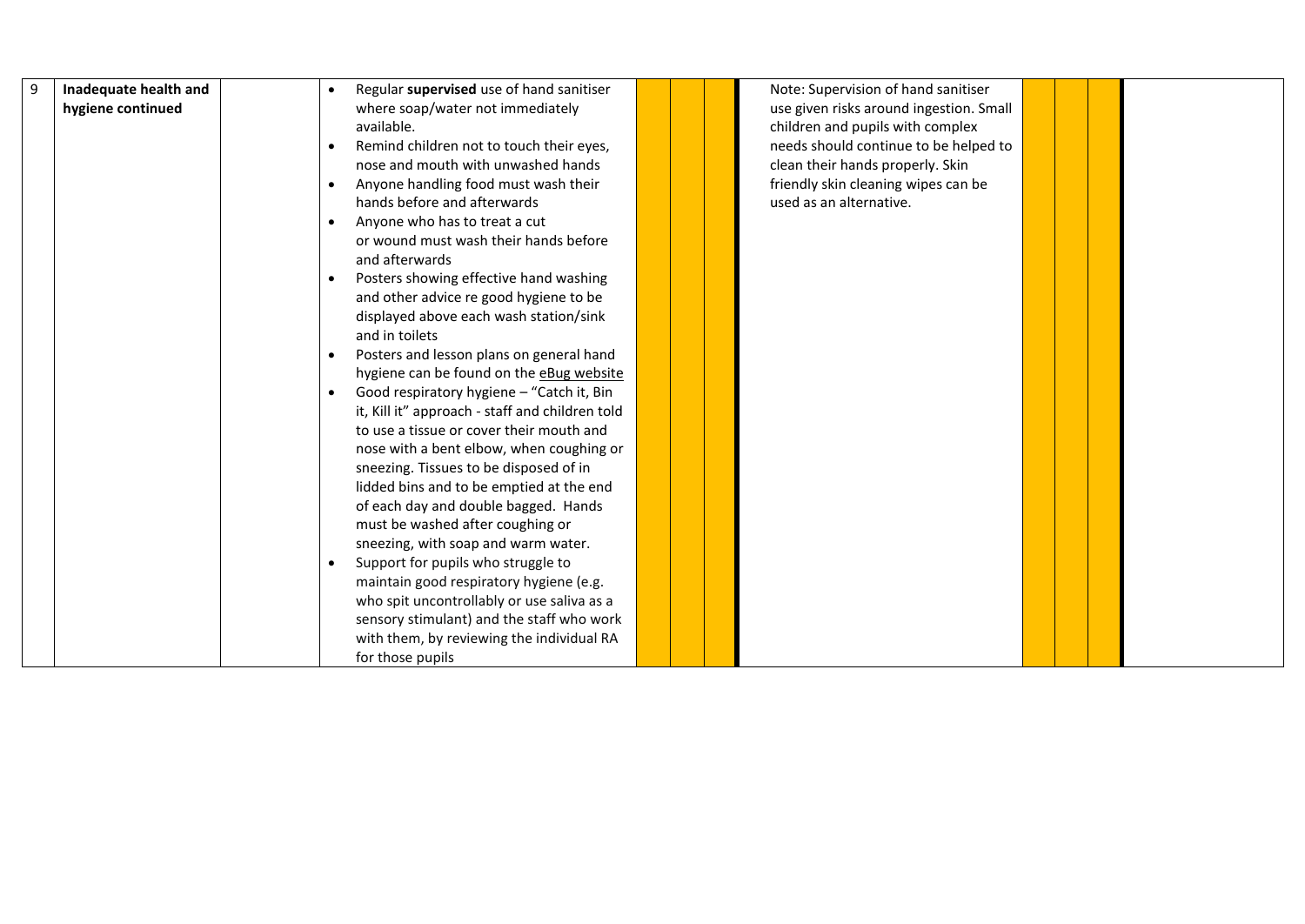| | | | | | | | | | | | | |
|---|---|---|---|---|---|---|---|---|---|---|---|---|
| 9 | **Inadequate health and hygiene continued** | | • Regular **supervised** use of hand sanitiser where soap/water not immediately available.<br>• Remind children not to touch their eyes, nose and mouth with unwashed hands<br>• Anyone handling food must wash their hands before and afterwards<br>• Anyone who has to treat a cut or wound must wash their hands before and afterwards<br>• Posters showing effective hand washing and other advice re good hygiene to be displayed above each wash station/sink and in toilets<br>• Posters and lesson plans on general hand hygiene can be found on the eBug website<br>• Good respiratory hygiene – "Catch it, Bin it, Kill it" approach - staff and children told to use a tissue or cover their mouth and nose with a bent elbow, when coughing or sneezing. Tissues to be disposed of in lidded bins and to be emptied at the end of each day and double bagged. Hands must be washed after coughing or sneezing, with soap and warm water.<br>• Support for pupils who struggle to maintain good respiratory hygiene (e.g. who spit uncontrollably or use saliva as a sensory stimulant) and the staff who work with them, by reviewing the individual RA for those pupils | | | | Note: Supervision of hand sanitiser use given risks around ingestion. Small children and pupils with complex needs should continue to be helped to clean their hands properly. Skin friendly skin cleaning wipes can be used as an alternative. | | | | |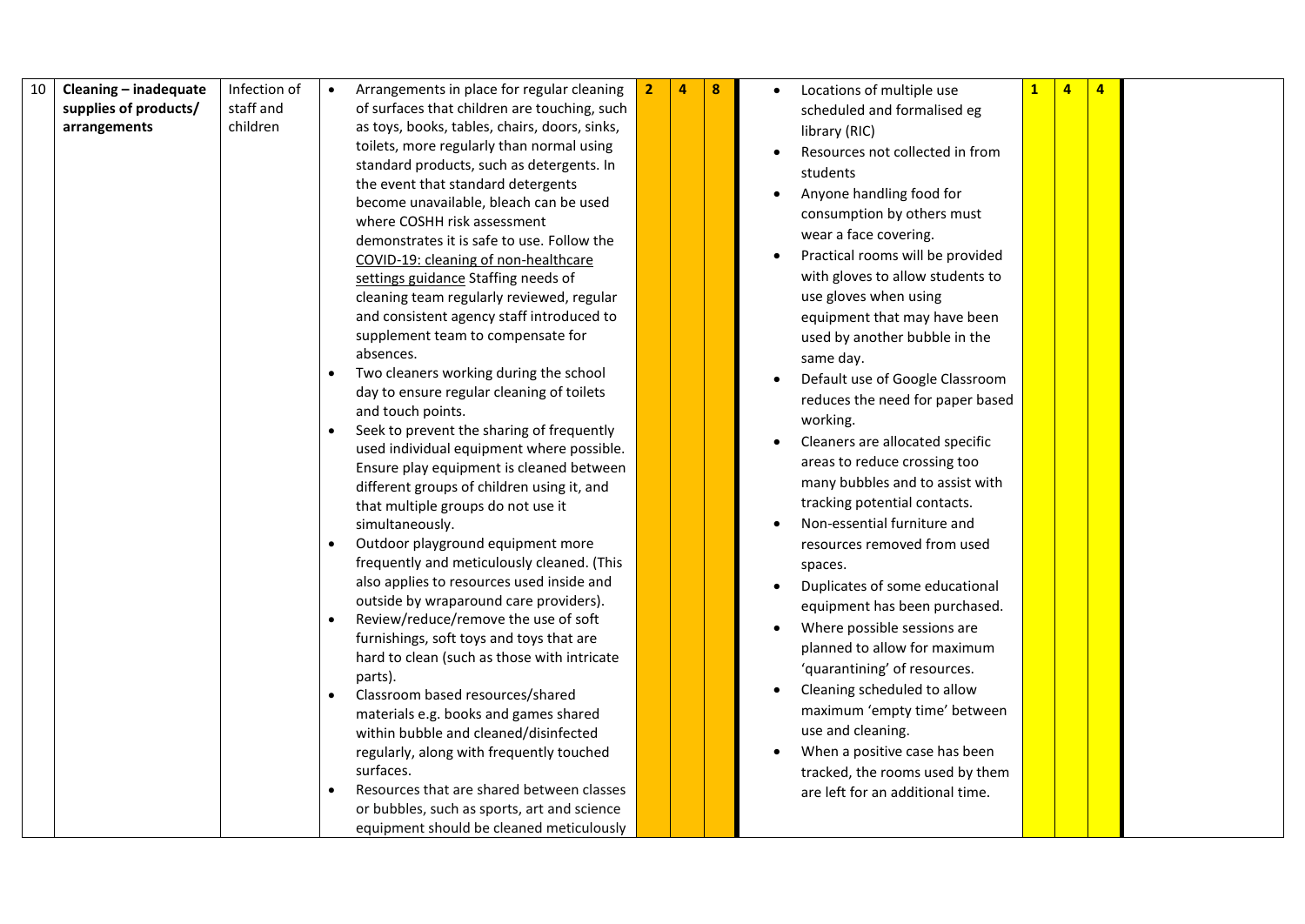| 10 | **Cleaning – inadequate supplies of products/ arrangements** | Infection of staff and children | • Arrangements in place for regular cleaning of surfaces that children are touching, such as toys, books, tables, chairs, doors, sinks, toilets, more regularly than normal using standard products, such as detergents. In the event that standard detergents become unavailable, bleach can be used where COSHH risk assessment demonstrates it is safe to use. Follow the COVID-19: cleaning of non-healthcare settings guidance Staffing needs of cleaning team regularly reviewed, regular and consistent agency staff introduced to supplement team to compensate for absences.<br>• Two cleaners working during the school day to ensure regular cleaning of toilets and touch points.<br>• Seek to prevent the sharing of frequently used individual equipment where possible. Ensure play equipment is cleaned between different groups of children using it, and that multiple groups do not use it simultaneously.<br>• Outdoor playground equipment more frequently and meticulously cleaned. (This also applies to resources used inside and outside by wraparound care providers).<br>• Review/reduce/remove the use of soft furnishings, soft toys and toys that are hard to clean (such as those with intricate parts).<br>• Classroom based resources/shared materials e.g. books and games shared within bubble and cleaned/disinfected regularly, along with frequently touched surfaces.<br>• Resources that are shared between classes or bubbles, such as sports, art and science equipment should be cleaned meticulously | 2 | 4 | 8 | • Locations of multiple use scheduled and formalised eg library (RIC)<br>• Resources not collected in from students<br>• Anyone handling food for consumption by others must wear a face covering.<br>• Practical rooms will be provided with gloves to allow students to use gloves when using equipment that may have been used by another bubble in the same day.<br>• Default use of Google Classroom reduces the need for paper based working.<br>• Cleaners are allocated specific areas to reduce crossing too many bubbles and to assist with tracking potential contacts.<br>• Non-essential furniture and resources removed from used spaces.<br>• Duplicates of some educational equipment has been purchased.<br>• Where possible sessions are planned to allow for maximum 'quarantining' of resources.<br>• Cleaning scheduled to allow maximum 'empty time' between use and cleaning.<br>• When a positive case has been tracked, the rooms used by them are left for an additional time. | 1 | 4 | 4 | |
|---|---|---|---|---|---|---|---|---|---|---|---|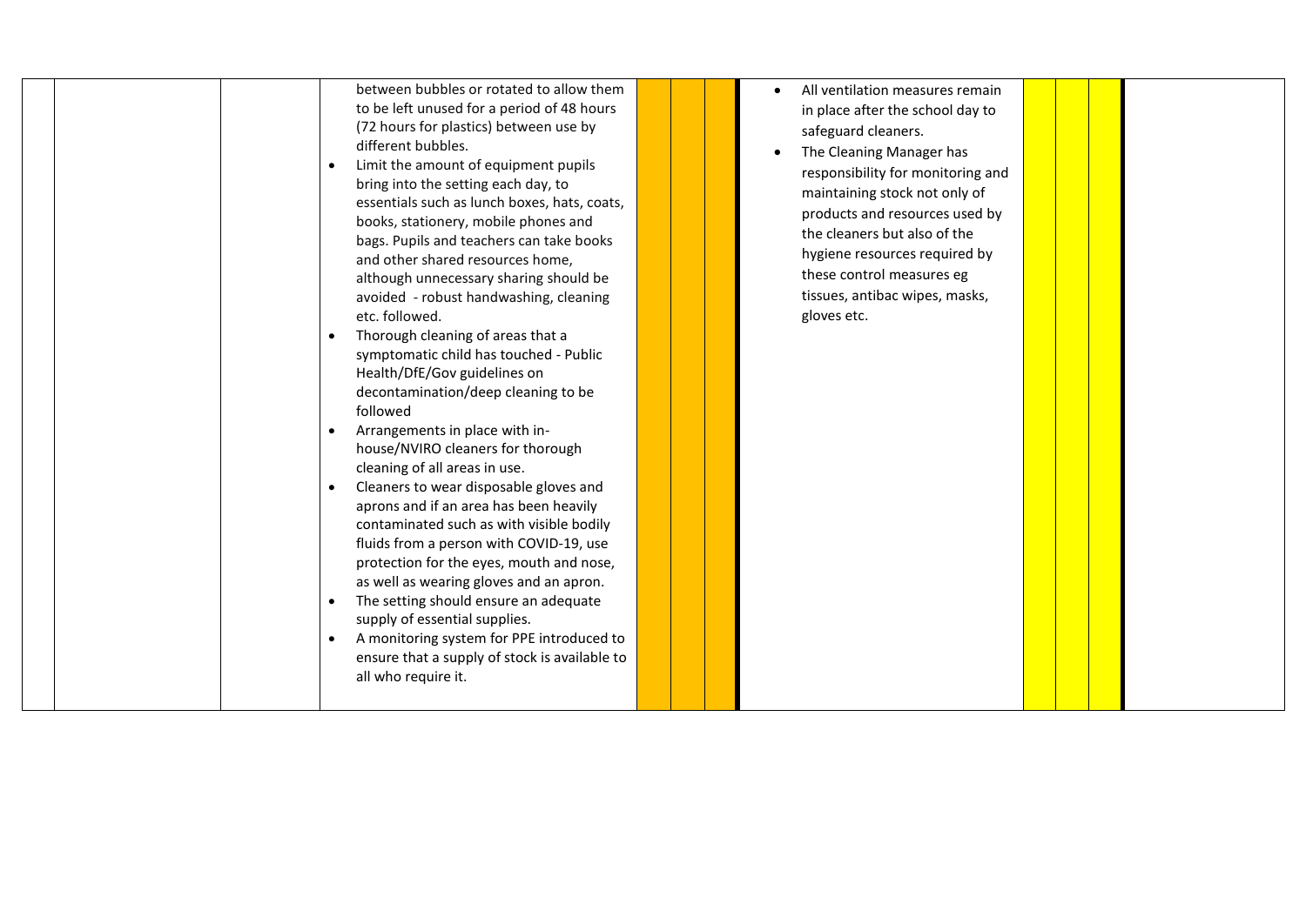| | | | | | | | | | | |
|---|---|---|---|---|---|---|---|---|---|---|
| | | between bubbles or rotated to allow them to be left unused for a period of 48 hours (72 hours for plastics) between use by different bubbles.<br>• Limit the amount of equipment pupils bring into the setting each day, to essentials such as lunch boxes, hats, coats, books, stationery, mobile phones and bags. Pupils and teachers can take books and other shared resources home, although unnecessary sharing should be avoided - robust handwashing, cleaning etc. followed.<br>• Thorough cleaning of areas that a symptomatic child has touched - Public Health/DfE/Gov guidelines on decontamination/deep cleaning to be followed<br>• Arrangements in place with in-house/NVIRO cleaners for thorough cleaning of all areas in use.<br>• Cleaners to wear disposable gloves and aprons and if an area has been heavily contaminated such as with visible bodily fluids from a person with COVID-19, use protection for the eyes, mouth and nose, as well as wearing gloves and an apron.<br>• The setting should ensure an adequate supply of essential supplies.<br>• A monitoring system for PPE introduced to ensure that a supply of stock is available to all who require it. | | | | • All ventilation measures remain in place after the school day to safeguard cleaners.<br>• The Cleaning Manager has responsibility for monitoring and maintaining stock not only of products and resources used by the cleaners but also of the hygiene resources required by these control measures eg tissues, antibac wipes, masks, gloves etc. | | | | |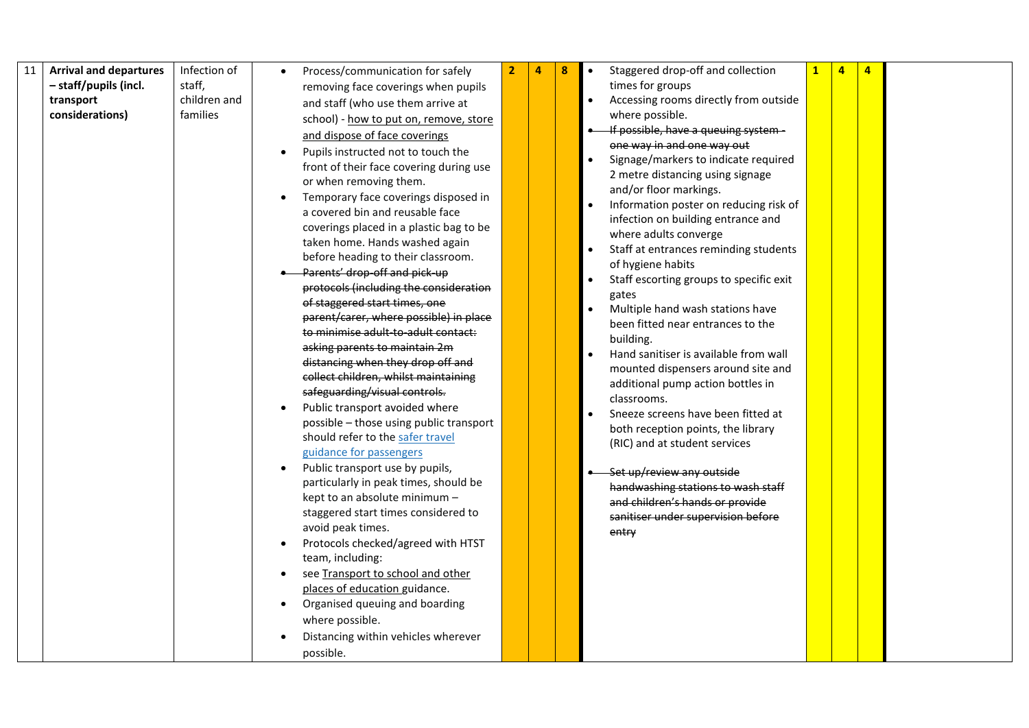| 11 | **Arrival and departures – staff/pupils (incl. transport considerations)** | Infection of staff, children and families | • Process/communication for safely removing face coverings when pupils and staff (who use them arrive at school) - how to put on, remove, store and dispose of face coverings<br>• Pupils instructed not to touch the front of their face covering during use or when removing them.<br>• Temporary face coverings disposed in a covered bin and reusable face coverings placed in a plastic bag to be taken home. Hands washed again before heading to their classroom.<br>• ~~Parents' drop-off and pick-up protocols (including the consideration of staggered start times, one parent/carer, where possible) in place to minimise adult-to-adult contact: asking parents to maintain 2m distancing when they drop off and collect children, whilst maintaining safeguarding/visual controls.~~<br>• Public transport avoided where possible – those using public transport should refer to the safer travel guidance for passengers<br>• Public transport use by pupils, particularly in peak times, should be kept to an absolute minimum – staggered start times considered to avoid peak times.<br>• Protocols checked/agreed with HTST team, including:<br>• see Transport to school and other places of education guidance.<br>• Organised queuing and boarding where possible.<br>• Distancing within vehicles wherever possible. | 2 | 4 | 8 | • Staggered drop-off and collection times for groups<br>• Accessing rooms directly from outside where possible.<br>• ~~If possible, have a queuing system - one way in and one way out~~<br>• Signage/markers to indicate required 2 metre distancing using signage and/or floor markings.<br>• Information poster on reducing risk of infection on building entrance and where adults converge<br>• Staff at entrances reminding students of hygiene habits<br>• Staff escorting groups to specific exit gates<br>• Multiple hand wash stations have been fitted near entrances to the building.<br>• Hand sanitiser is available from wall mounted dispensers around site and additional pump action bottles in classrooms.<br>• Sneeze screens have been fitted at both reception points, the library (RIC) and at student services<br>• ~~Set up/review any outside handwashing stations to wash staff and children's hands or provide sanitiser under supervision before entry~~ | 1 | 4 | 4 | |
|---|---|---|---|---|---|---|---|---|---|---|---|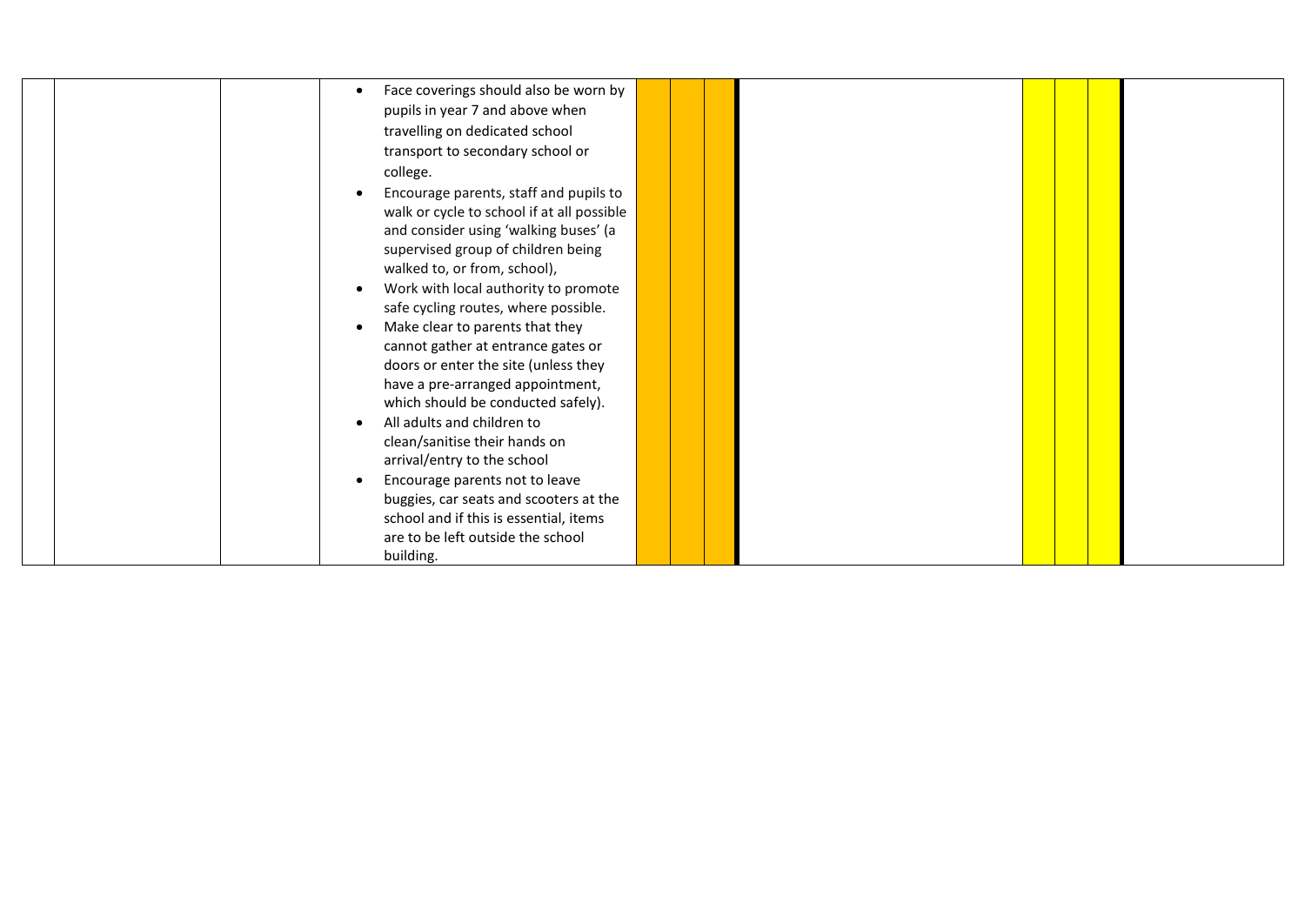|  |  |  |  |  |  |  |  |  |  |  |  |
|---|---|---|---|---|---|---|---|---|---|---|---|
|  |  |  | • Face coverings should also be worn by pupils in year 7 and above when travelling on dedicated school transport to secondary school or college.<br>• Encourage parents, staff and pupils to walk or cycle to school if at all possible and consider using 'walking buses' (a supervised group of children being walked to, or from, school),<br>• Work with local authority to promote safe cycling routes, where possible.<br>• Make clear to parents that they cannot gather at entrance gates or doors or enter the site (unless they have a pre-arranged appointment, which should be conducted safely).<br>• All adults and children to clean/sanitise their hands on arrival/entry to the school<br>• Encourage parents not to leave buggies, car seats and scooters at the school and if this is essential, items are to be left outside the school building. |  |  |  |  |  |  |  |  |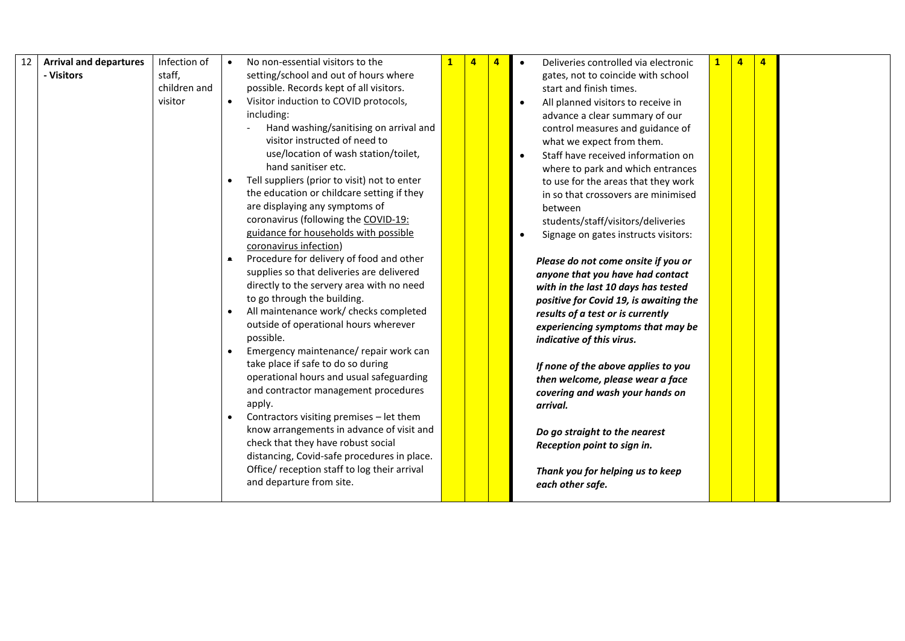| 12 | **Arrival and departures - Visitors** | Infection of staff, children and visitor | <ul><li>No non-essential visitors to the setting/school and out of hours where possible. Records kept of all visitors.</li><li>Visitor induction to COVID protocols, including:<br>- Hand washing/sanitising on arrival and visitor instructed of need to use/location of wash station/toilet, hand sanitiser etc.</li><li>Tell suppliers (prior to visit) not to enter the education or childcare setting if they are displaying any symptoms of coronavirus (following the COVID-19: guidance for households with possible coronavirus infection)</li><li>Procedure for delivery of food and other supplies so that deliveries are delivered directly to the servery area with no need to go through the building.</li><li>All maintenance work/ checks completed outside of operational hours wherever possible.</li><li>Emergency maintenance/ repair work can take place if safe to do so during operational hours and usual safeguarding and contractor management procedures apply.</li><li>Contractors visiting premises – let them know arrangements in advance of visit and check that they have robust social distancing, Covid-safe procedures in place. Office/ reception staff to log their arrival and departure from site.</li></ul> | 1 | 4 | 4 | <ul><li>Deliveries controlled via electronic gates, not to coincide with school start and finish times.</li><li>All planned visitors to receive in advance a clear summary of our control measures and guidance of what we expect from them.</li><li>Staff have received information on where to park and which entrances to use for the areas that they work in so that crossovers are minimised between students/staff/visitors/deliveries</li><li>Signage on gates instructs visitors:</li></ul>***Please do not come onsite if you or anyone that you have had contact with in the last 10 days has tested positive for Covid 19, is awaiting the results of a test or is currently experiencing symptoms that may be indicative of this virus.***<br><br>***If none of the above applies to you then welcome, please wear a face covering and wash your hands on arrival.***<br><br>***Do go straight to the nearest Reception point to sign in.***<br><br>***Thank you for helping us to keep each other safe.*** | 1 | 4 | 4 | |
|---|---|---|---|---|---|---|---|---|---|---|---|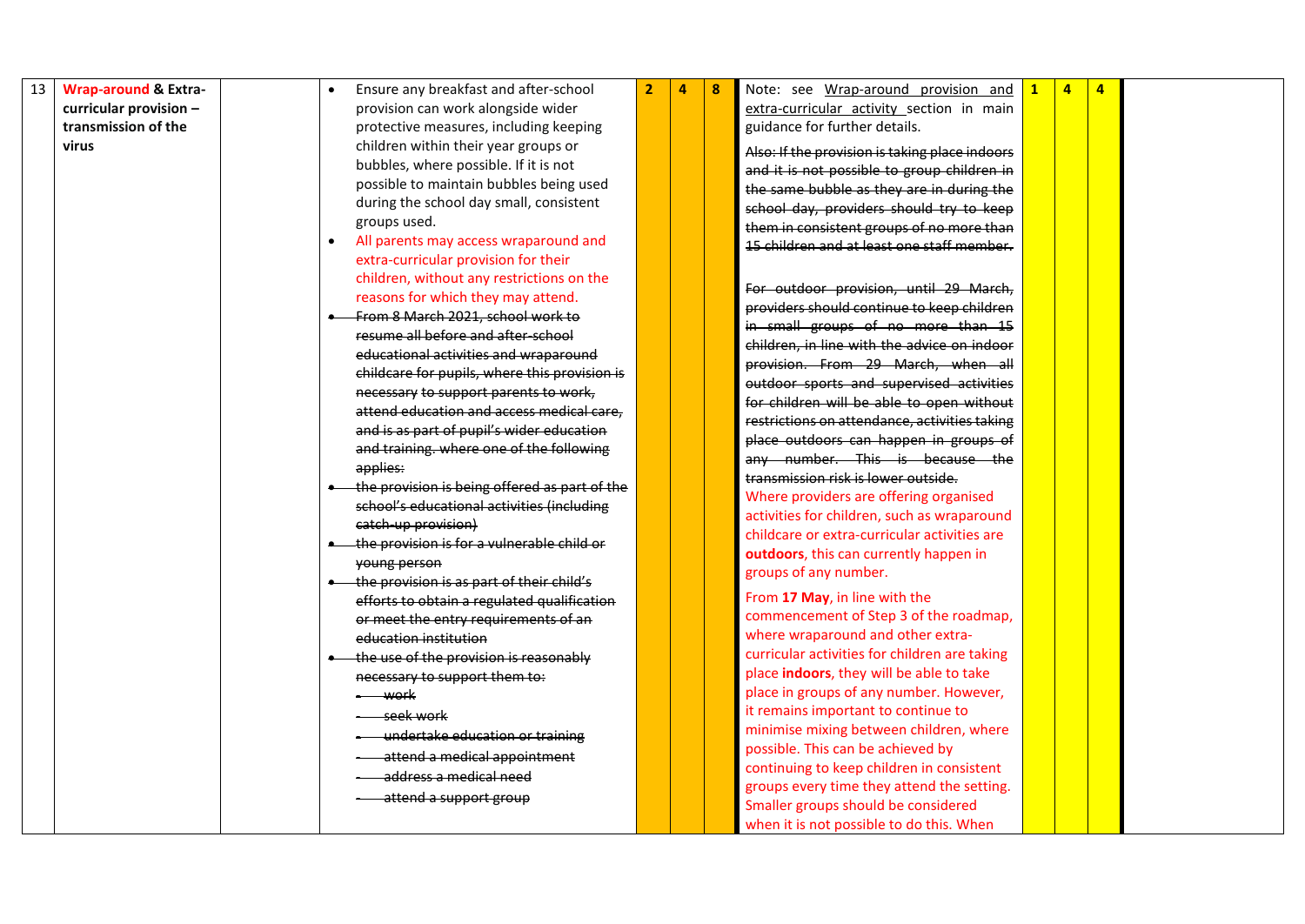| 13 | **Wrap-around & Extra-curricular provision – transmission of the virus** | | • Ensure any breakfast and after-school provision can work alongside wider protective measures, including keeping children within their year groups or bubbles, where possible. If it is not possible to maintain bubbles being used during the school day small, consistent groups used.<br>• All parents may access wraparound and extra-curricular provision for their children, without any restrictions on the reasons for which they may attend.<br>• ~~From 8 March 2021, school work to resume all before and after-school educational activities and wraparound childcare for pupils, where this provision is necessary to support parents to work, attend education and access medical care, and is as part of pupil's wider education and training. where one of the following applies:~~<br>• ~~the provision is being offered as part of the school's educational activities (including catch-up provision)~~<br>• ~~the provision is for a vulnerable child or young person~~<br>• ~~the provision is as part of their child's efforts to obtain a regulated qualification or meet the entry requirements of an education institution~~<br>• ~~the use of the provision is reasonably necessary to support them to:~~<br>- ~~work~~<br>- ~~seek work~~<br>- ~~undertake education or training~~<br>- ~~attend a medical appointment~~<br>- ~~address a medical need~~<br>- ~~attend a support group~~ | 2 | 4 | 8 | Note: see Wrap-around provision and extra-curricular activity section in main guidance for further details.<br>~~Also: If the provision is taking place indoors and it is not possible to group children in the same bubble as they are in during the school day, providers should try to keep them in consistent groups of no more than 15 children and at least one staff member.~~<br>~~For outdoor provision, until 29 March, providers should continue to keep children in small groups of no more than 15 children, in line with the advice on indoor provision. From 29 March, when all outdoor sports and supervised activities for children will be able to open without restrictions on attendance, activities taking place outdoors can happen in groups of any number. This is because the transmission risk is lower outside.~~<br>Where providers are offering organised activities for children, such as wraparound childcare or extra-curricular activities are **outdoors**, this can currently happen in groups of any number.<br>From **17 May**, in line with the commencement of Step 3 of the roadmap, where wraparound and other extra-curricular activities for children are taking place **indoors**, they will be able to take place in groups of any number. However, it remains important to continue to minimise mixing between children, where possible. This can be achieved by continuing to keep children in consistent groups every time they attend the setting. Smaller groups should be considered when it is not possible to do this. When | 1 | 4 | 4 | |
|---|---|---|---|---|---|---|---|---|---|---|---|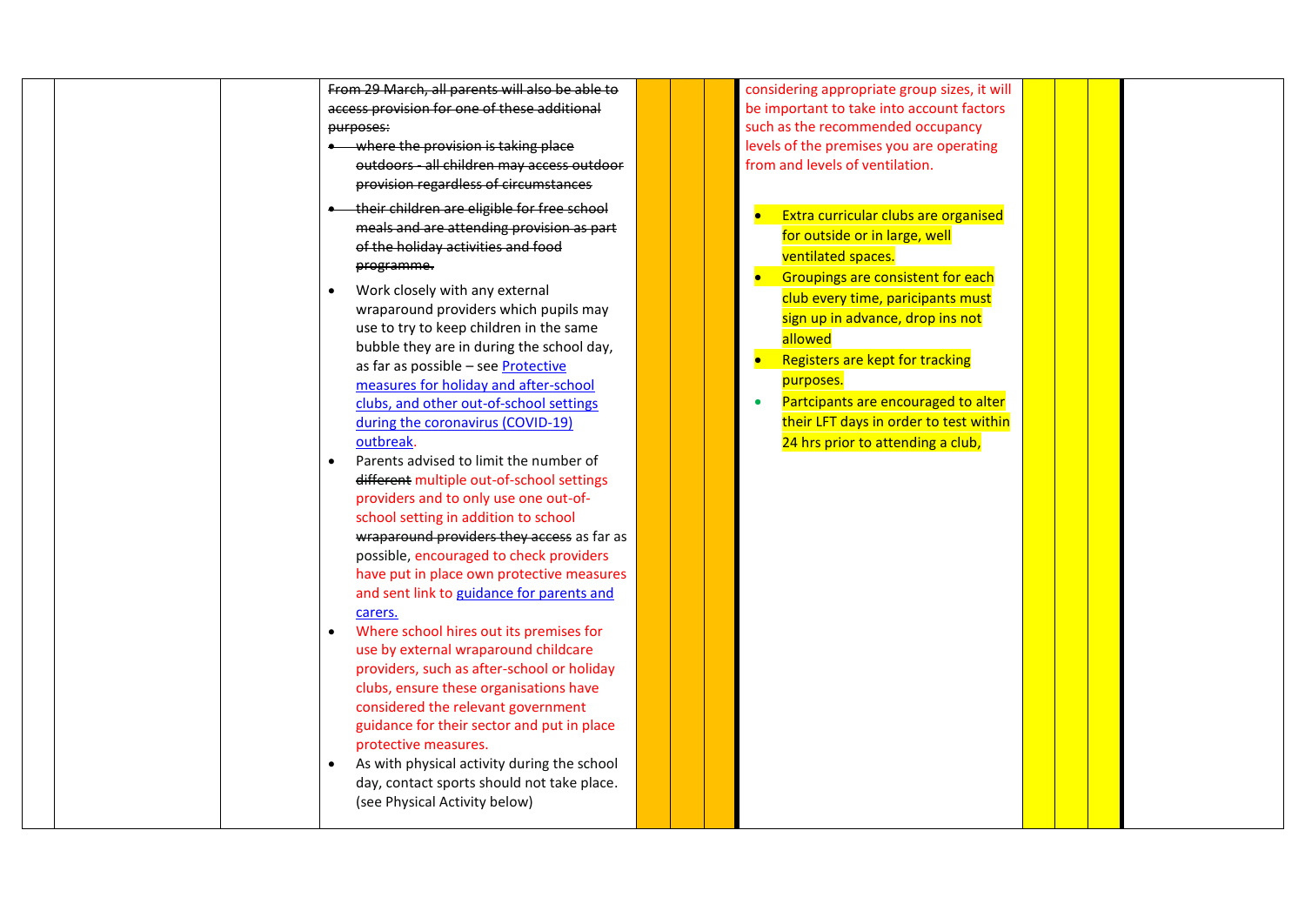| | | | | | | | | | | | |
|---|---|---|---|---|---|---|---|---|---|---|---|
| | | | ~~From 29 March, all parents will also be able to access provision for one of these additional purposes:~~<br>• ~~where the provision is taking place outdoors - all children may access outdoor provision regardless of circumstances~~<br>• ~~their children are eligible for free school meals and are attending provision as part of the holiday activities and food programme.~~<br>• Work closely with any external wraparound providers which pupils may use to try to keep children in the same bubble they are in during the school day, as far as possible – see Protective measures for holiday and after-school clubs, and other out-of-school settings during the coronavirus (COVID-19) outbreak.<br>• Parents advised to limit the number of ~~different~~ multiple out-of-school settings providers and to only use one out-of-school setting in addition to school ~~wraparound providers they access~~ as far as possible, encouraged to check providers have put in place own protective measures and sent link to guidance for parents and carers.<br>• Where school hires out its premises for use by external wraparound childcare providers, such as after-school or holiday clubs, ensure these organisations have considered the relevant government guidance for their sector and put in place protective measures.<br>• As with physical activity during the school day, contact sports should not take place. (see Physical Activity below) | | | | considering appropriate group sizes, it will be important to take into account factors such as the recommended occupancy levels of the premises you are operating from and levels of ventilation.<br><br>• Extra curricular clubs are organised for outside or in large, well ventilated spaces.<br>• Groupings are consistent for each club every time, paricipants must sign up in advance, drop ins not allowed<br>• Registers are kept for tracking purposes.<br>• Partcipants are encouraged to alter their LFT days in order to test within 24 hrs prior to attending a club, | | | | |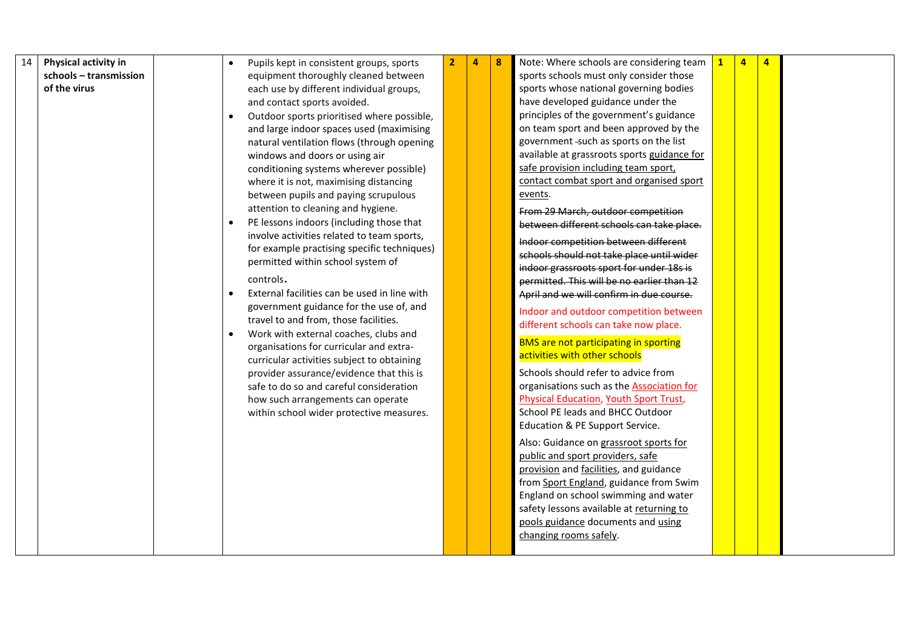| 14 | **Physical activity in schools – transmission of the virus** | | <ul><li>Pupils kept in consistent groups, sports equipment thoroughly cleaned between each use by different individual groups, and contact sports avoided.</li><li>Outdoor sports prioritised where possible, and large indoor spaces used (maximising natural ventilation flows (through opening windows and doors or using air conditioning systems wherever possible) where it is not, maximising distancing between pupils and paying scrupulous attention to cleaning and hygiene.</li><li>PE lessons indoors (including those that involve activities related to team sports, for example practising specific techniques) permitted within school system of controls.</li><li>External facilities can be used in line with government guidance for the use of, and travel to and from, those facilities.</li><li>Work with external coaches, clubs and organisations for curricular and extra-curricular activities subject to obtaining provider assurance/evidence that this is safe to do so and careful consideration how such arrangements can operate within school wider protective measures.</li></ul> | 2 | 4 | 8 | Note: Where schools are considering team sports schools must only consider those sports whose national governing bodies have developed guidance under the principles of the government's guidance on team sport and been approved by the government -such as sports on the list available at grassroots sports guidance for safe provision including team sport, contact combat sport and organised sport events.<br><br>~~From 29 March, outdoor competition between different schools can take place.~~<br><br>~~Indoor competition between different schools should not take place until wider indoor grassroots sport for under 18s is permitted. This will be no earlier than 12 April and we will confirm in due course.~~<br><br>Indoor and outdoor competition between different schools can take now place.<br><br>BMS are not participating in sporting activities with other schools<br><br>Schools should refer to advice from organisations such as the Association for Physical Education, Youth Sport Trust, School PE leads and BHCC Outdoor Education & PE Support Service.<br><br>Also: Guidance on grassroot sports for public and sport providers, safe provision and facilities, and guidance from Sport England, guidance from Swim England on school swimming and water safety lessons available at returning to pools guidance documents and using changing rooms safely. | 1 | 4 | 4 | |
|---|---|---|---|---|---|---|---|---|---|---|---|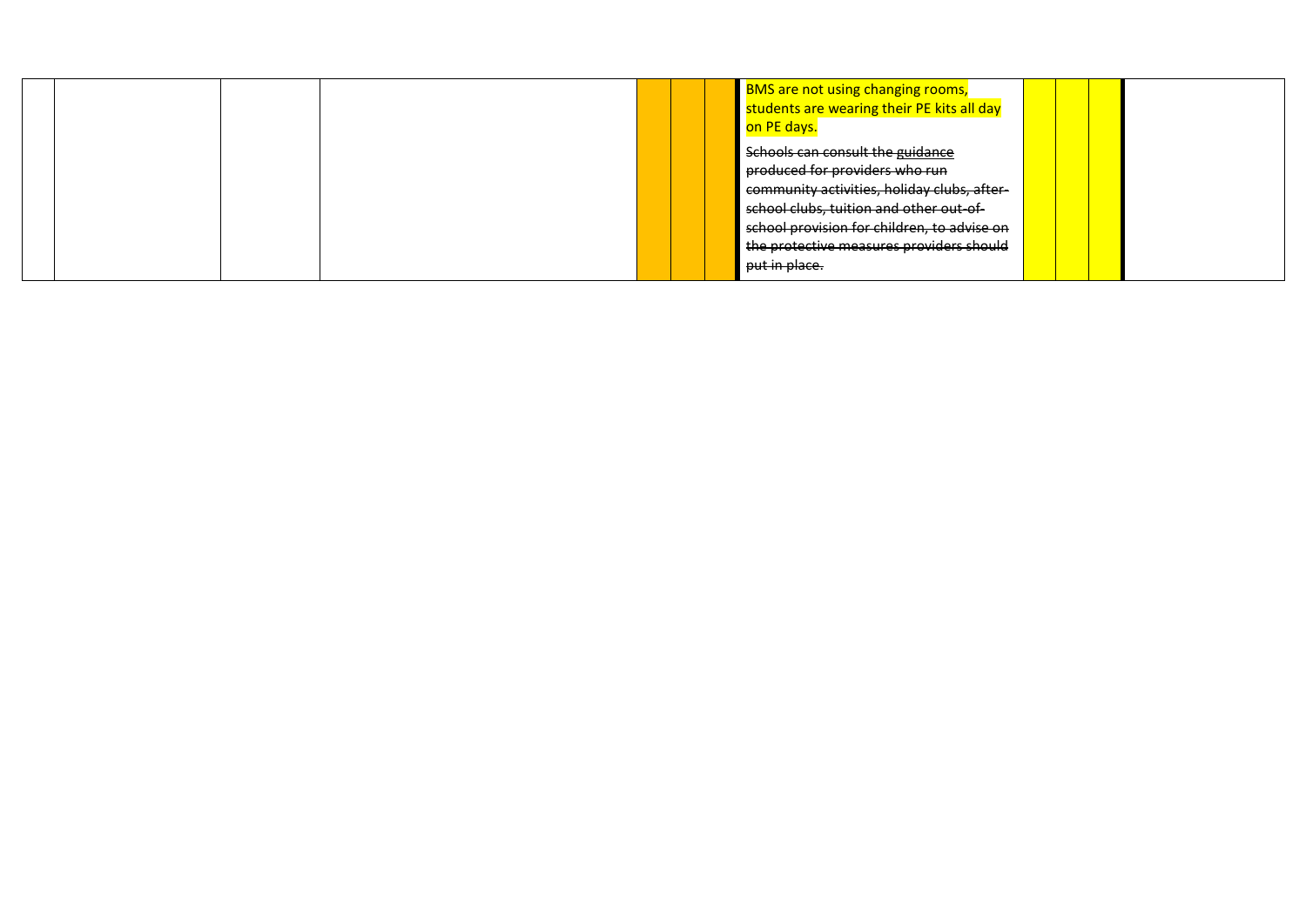|  |  |  |  |  |  |  |  |  |  |  |  |
|---|---|---|---|---|---|---|---|---|---|---|---|
|  |  |  |  |  |  |  | BMS are not using changing rooms, students are wearing their PE kits all day on PE days.<br><br>~~Schools can consult the guidance produced for providers who run community activities, holiday clubs, after-school clubs, tuition and other out-of-school provision for children, to advise on the protective measures providers should put in place.~~ |  |  |  |  |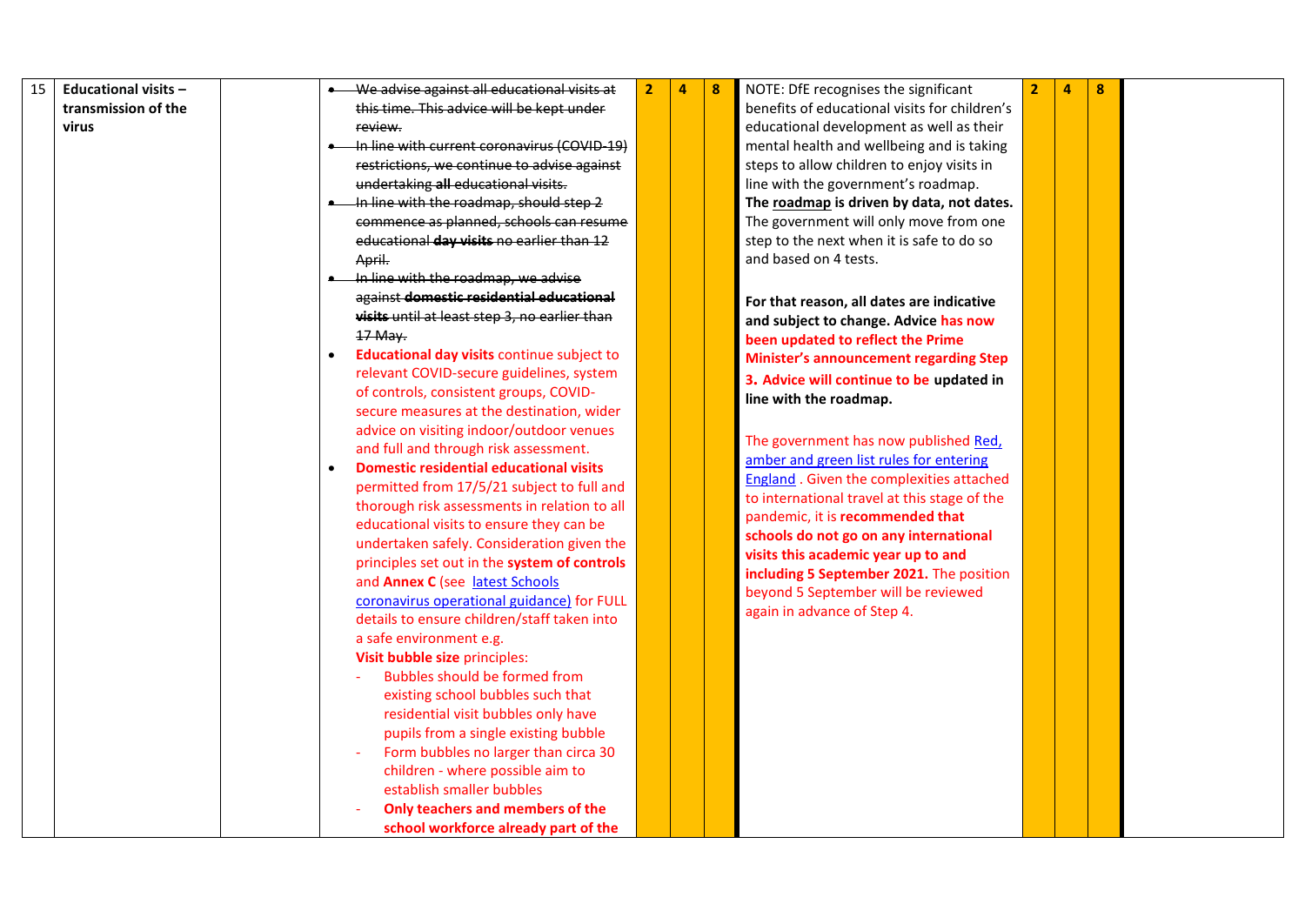| 15 | **Educational visits – transmission of the virus** | | ~~We advise against all educational visits at this time. This advice will be kept under review.~~<br>~~In line with current coronavirus (COVID-19) restrictions, we continue to advise against undertaking **all** educational visits.~~<br>~~In line with the roadmap, should step 2 commence as planned, schools can resume educational **day visits** no earlier than 12 April.~~<br>~~In line with the roadmap, we advise against **domestic residential educational visits** until at least step 3, no earlier than 17 May.~~<br>• **Educational day visits** continue subject to relevant COVID-secure guidelines, system of controls, consistent groups, COVID-secure measures at the destination, wider advice on visiting indoor/outdoor venues and full and through risk assessment.<br>• **Domestic residential educational visits** permitted from 17/5/21 subject to full and thorough risk assessments in relation to all educational visits to ensure they can be undertaken safely. Consideration given the principles set out in the **system of controls** and **Annex C** (see [latest Schools coronavirus operational guidance)](#) for FULL details to ensure children/staff taken into a safe environment e.g.<br>**Visit bubble size** principles:<br>- Bubbles should be formed from existing school bubbles such that residential visit bubbles only have pupils from a single existing bubble<br>- Form bubbles no larger than circa 30 children - where possible aim to establish smaller bubbles<br>- **Only teachers and members of the school workforce already part of the** | 2 | 4 | 8 | NOTE: DfE recognises the significant benefits of educational visits for children's educational development as well as their mental health and wellbeing and is taking steps to allow children to enjoy visits in line with the government's roadmap.<br>**The [roadmap](#) is driven by data, not dates.** The government will only move from one step to the next when it is safe to do so and based on 4 tests.<br><br>**For that reason, all dates are indicative and subject to change. Advice has now been updated to reflect the Prime Minister's announcement regarding Step 3. Advice will continue to be updated in line with the roadmap.**<br><br>The government has now published [Red, amber and green list rules for entering England](#) . Given the complexities attached to international travel at this stage of the pandemic, it is **recommended that schools do not go on any international visits this academic year up to and including 5 September 2021.** The position beyond 5 September will be reviewed again in advance of Step 4. | 2 | 4 | 8 | |
|---|---|---|---|---|---|---|---|---|---|---|---|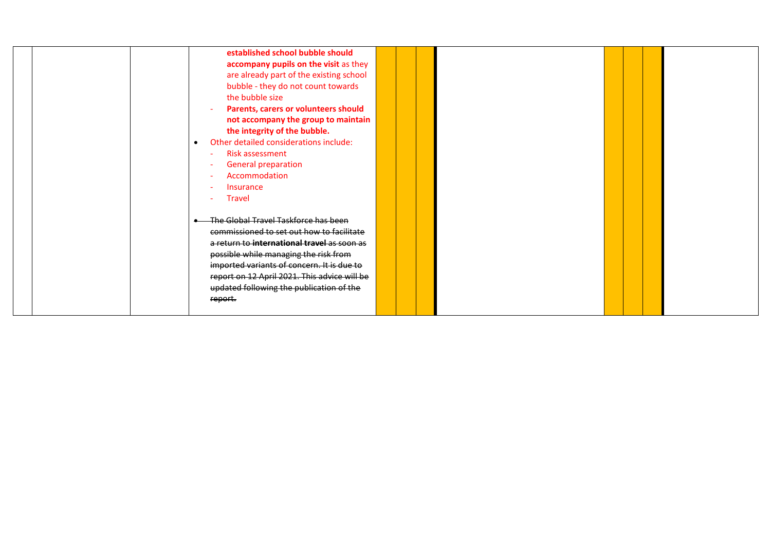| | | | | | | | | | | | |
|---|---|---|---|---|---|---|---|---|---|---|---|
| | | | **established school bubble should accompany pupils on the visit** as they are already part of the existing school bubble - they do not count towards the bubble size<br>- **Parents, carers or volunteers should not accompany the group to maintain the integrity of the bubble.**<br>• Other detailed considerations include:<br>- Risk assessment<br>- General preparation<br>- Accommodation<br>- Insurance<br>- Travel<br><br>• ~~The Global Travel Taskforce has been commissioned to set out how to facilitate a return to **international travel** as soon as possible while managing the risk from imported variants of concern. It is due to report on 12 April 2021. This advice will be updated following the publication of the report.~~ | | | | | | | | |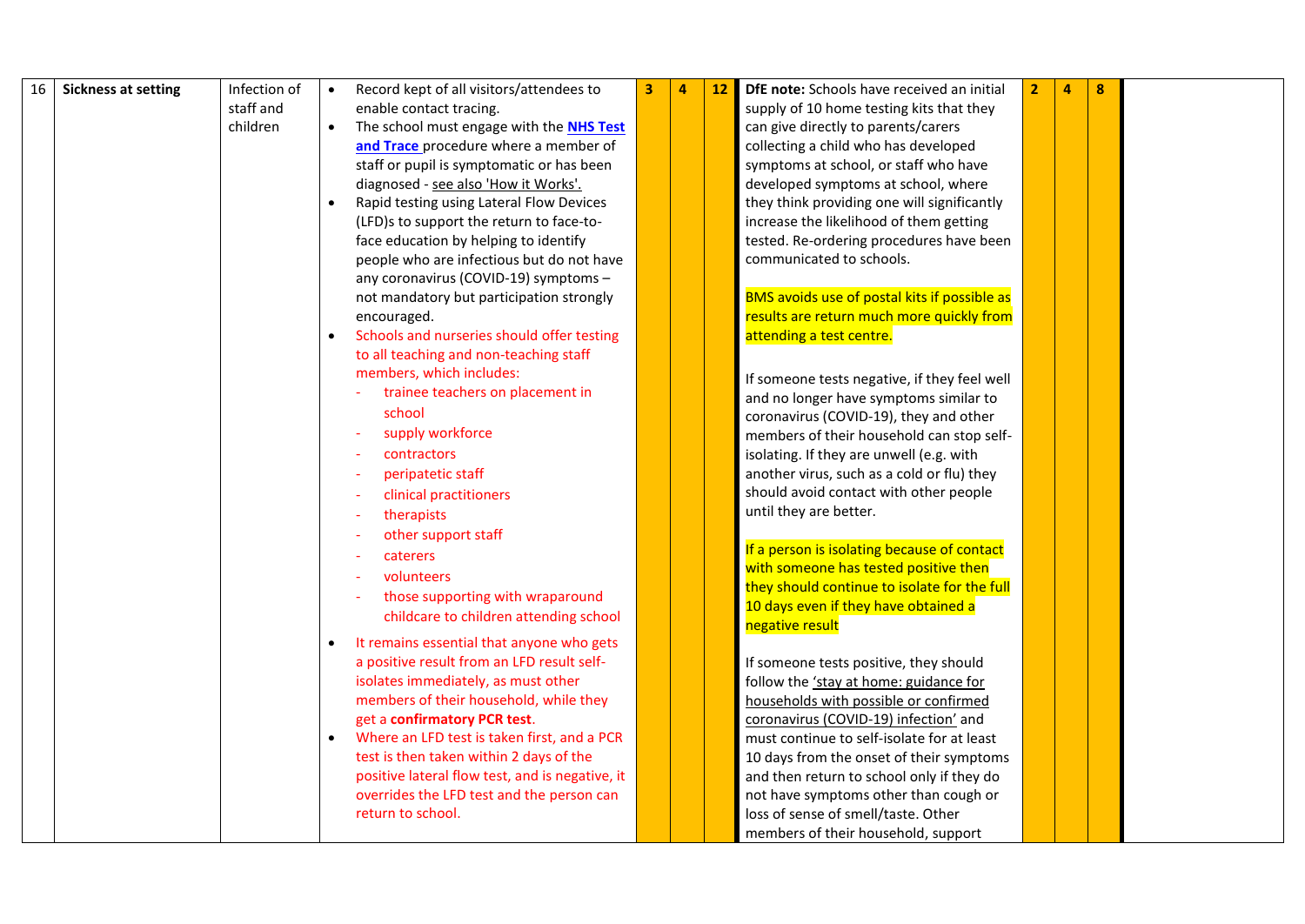| 16 | **Sickness at setting** | Infection of staff and children | • Record kept of all visitors/attendees to enable contact tracing.<br>• The school must engage with the **NHS Test and Trace** procedure where a member of staff or pupil is symptomatic or has been diagnosed - see also 'How it Works'.<br>• Rapid testing using Lateral Flow Devices (LFD)s to support the return to face-to-face education by helping to identify people who are infectious but do not have any coronavirus (COVID-19) symptoms – not mandatory but participation strongly encouraged.<br>• Schools and nurseries should offer testing to all teaching and non-teaching staff members, which includes:<br>- trainee teachers on placement in school<br>- supply workforce<br>- contractors<br>- peripatetic staff<br>- clinical practitioners<br>- therapists<br>- other support staff<br>- caterers<br>- volunteers<br>- those supporting with wraparound childcare to children attending school<br>• It remains essential that anyone who gets a positive result from an LFD result self-isolates immediately, as must other members of their household, while they get a **confirmatory PCR test**.<br>• Where an LFD test is taken first, and a PCR test is then taken within 2 days of the positive lateral flow test, and is negative, it overrides the LFD test and the person can return to school. | 3 | 4 | 12 | **DfE note:** Schools have received an initial supply of 10 home testing kits that they can give directly to parents/carers collecting a child who has developed symptoms at school, or staff who have developed symptoms at school, where they think providing one will significantly increase the likelihood of them getting tested. Re-ordering procedures have been communicated to schools.<br><br>BMS avoids use of postal kits if possible as results are return much more quickly from attending a test centre.<br><br>If someone tests negative, if they feel well and no longer have symptoms similar to coronavirus (COVID-19), they and other members of their household can stop self-isolating. If they are unwell (e.g. with another virus, such as a cold or flu) they should avoid contact with other people until they are better.<br><br>If a person is isolating because of contact with someone has tested positive then they should continue to isolate for the full 10 days even if they have obtained a negative result<br><br>If someone tests positive, they should follow the 'stay at home: guidance for households with possible or confirmed coronavirus (COVID-19) infection' and must continue to self-isolate for at least 10 days from the onset of their symptoms and then return to school only if they do not have symptoms other than cough or loss of sense of smell/taste. Other members of their household, support | 2 | 4 | 8 | |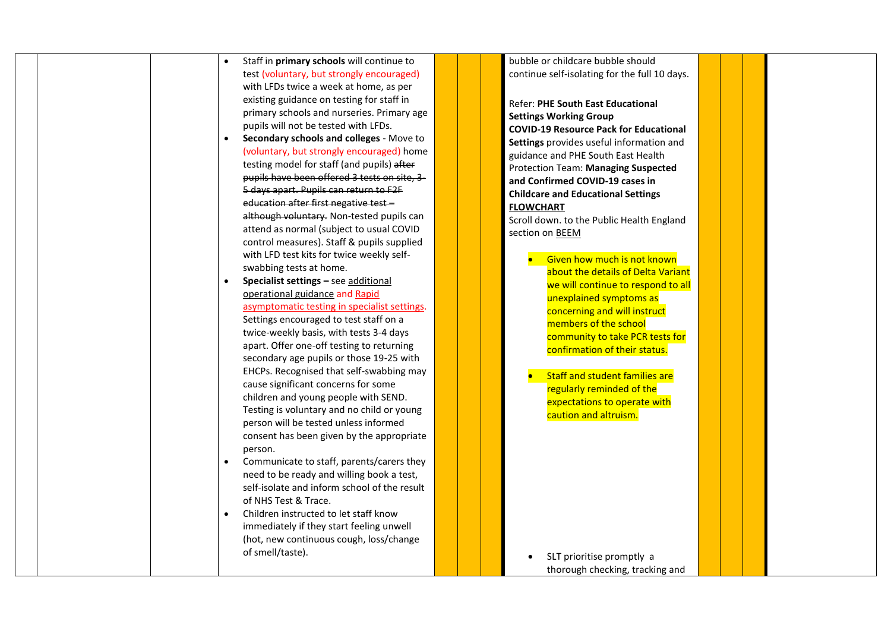| | | | | | | | | | | | |
|---|---|---|---|---|---|---|---|---|---|---|---|
| | | | <ul><li>Staff in **primary schools** will continue to test (voluntary, but strongly encouraged) with LFDs twice a week at home, as per existing guidance on testing for staff in primary schools and nurseries. Primary age pupils will not be tested with LFDs.</li><li>**Secondary schools and colleges** - Move to (voluntary, but strongly encouraged) home testing model for staff (and pupils) ~~after pupils have been offered 3 tests on site, 3-5 days apart. Pupils can return to F2F education after first negative test – although voluntary.~~ Non-tested pupils can attend as normal (subject to usual COVID control measures). Staff & pupils supplied with LFD test kits for twice weekly self-swabbing tests at home.</li><li>**Specialist settings –** see additional operational guidance and Rapid asymptomatic testing in specialist settings. Settings encouraged to test staff on a twice-weekly basis, with tests 3-4 days apart. Offer one-off testing to returning secondary age pupils or those 19-25 with EHCPs. Recognised that self-swabbing may cause significant concerns for some children and young people with SEND. Testing is voluntary and no child or young person will be tested unless informed consent has been given by the appropriate person.</li><li>Communicate to staff, parents/carers they need to be ready and willing book a test, self-isolate and inform school of the result of NHS Test & Trace.</li><li>Children instructed to let staff know immediately if they start feeling unwell (hot, new continuous cough, loss/change of smell/taste).</li></ul> | | | | bubble or childcare bubble should continue self-isolating for the full 10 days.<br><br>Refer: **PHE South East Educational Settings Working Group COVID-19 Resource Pack for Educational Settings** provides useful information and guidance and PHE South East Health Protection Team: **Managing Suspected and Confirmed COVID-19 cases in Childcare and Educational Settings FLOWCHART**<br>Scroll down. to the Public Health England section on BEEM<br><ul><li>Given how much is not known about the details of Delta Variant we will continue to respond to all unexplained symptoms as concerning and will instruct members of the school community to take PCR tests for confirmation of their status.</li><li>Staff and student families are regularly reminded of the expectations to operate with caution and altruism.</li><li>SLT prioritise promptly a thorough checking, tracking and</li></ul> | | | | |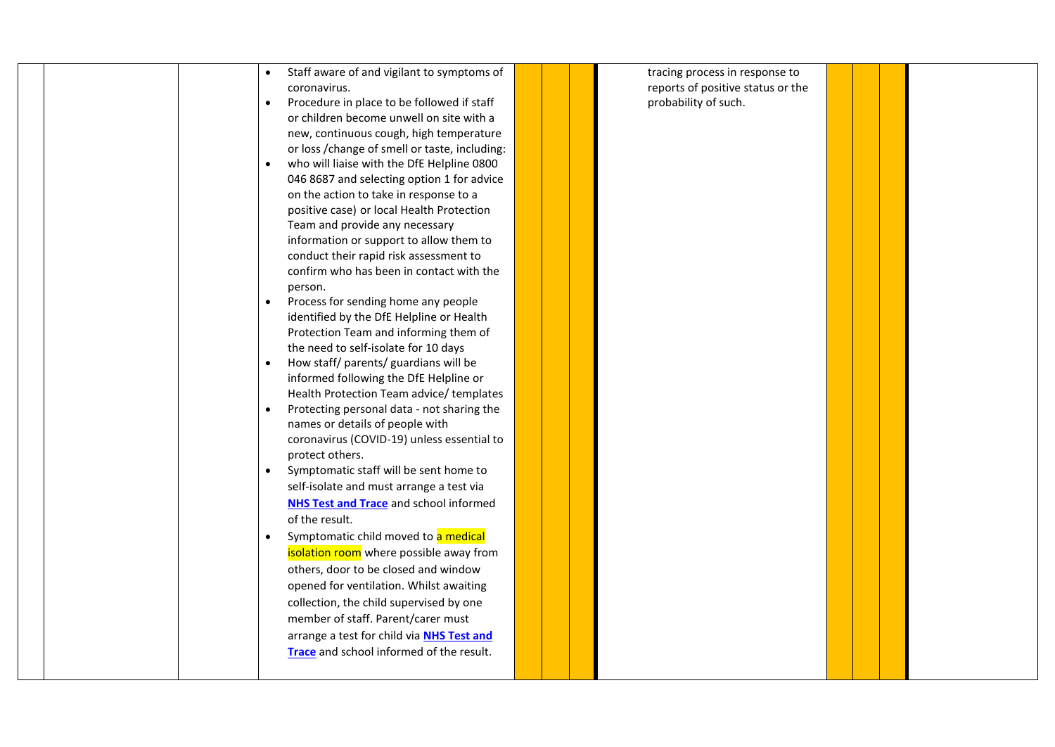| | | | | | | | | | | | |
|---|---|---|---|---|---|---|---|---|---|---|---|
| | | | • Staff aware of and vigilant to symptoms of coronavirus.<br>• Procedure in place to be followed if staff or children become unwell on site with a new, continuous cough, high temperature or loss /change of smell or taste, including:<br>• who will liaise with the DfE Helpline 0800 046 8687 and selecting option 1 for advice on the action to take in response to a positive case) or local Health Protection Team and provide any necessary information or support to allow them to conduct their rapid risk assessment to confirm who has been in contact with the person.<br>• Process for sending home any people identified by the DfE Helpline or Health Protection Team and informing them of the need to self-isolate for 10 days<br>• How staff/ parents/ guardians will be informed following the DfE Helpline or Health Protection Team advice/ templates<br>• Protecting personal data - not sharing the names or details of people with coronavirus (COVID-19) unless essential to protect others.<br>• Symptomatic staff will be sent home to self-isolate and must arrange a test via **NHS Test and Trace** and school informed of the result.<br>• Symptomatic child moved to a medical isolation room where possible away from others, door to be closed and window opened for ventilation. Whilst awaiting collection, the child supervised by one member of staff. Parent/carer must arrange a test for child via **NHS Test and Trace** and school informed of the result. | | | | tracing process in response to reports of positive status or the probability of such. | | | | |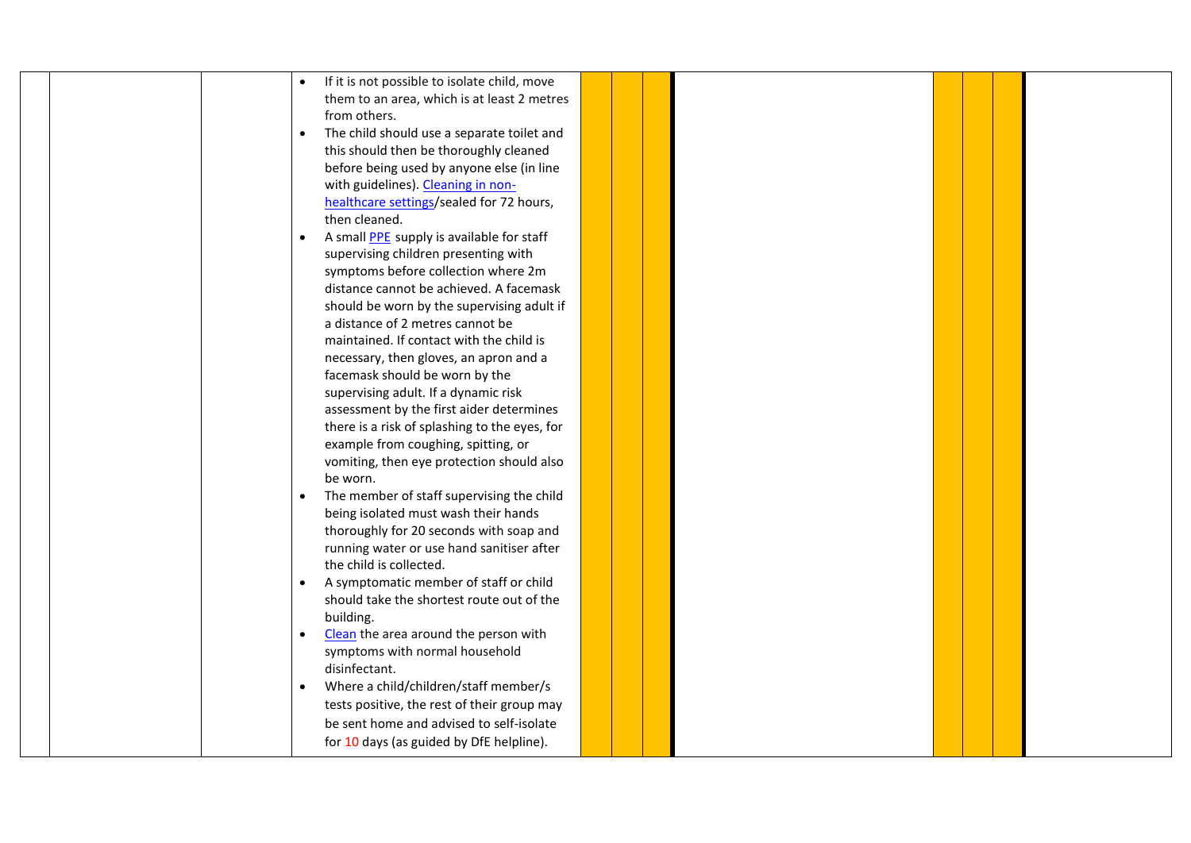| | | | | | | | | | | | |
|---|---|---|---|---|---|---|---|---|---|---|---|
| | | | • If it is not possible to isolate child, move them to an area, which is at least 2 metres from others.<br>• The child should use a separate toilet and this should then be thoroughly cleaned before being used by anyone else (in line with guidelines). [Cleaning in non-healthcare settings]/sealed for 72 hours, then cleaned.<br>• A small [PPE] supply is available for staff supervising children presenting with symptoms before collection where 2m distance cannot be achieved. A facemask should be worn by the supervising adult if a distance of 2 metres cannot be maintained. If contact with the child is necessary, then gloves, an apron and a facemask should be worn by the supervising adult. If a dynamic risk assessment by the first aider determines there is a risk of splashing to the eyes, for example from coughing, spitting, or vomiting, then eye protection should also be worn.<br>• The member of staff supervising the child being isolated must wash their hands thoroughly for 20 seconds with soap and running water or use hand sanitiser after the child is collected.<br>• A symptomatic member of staff or child should take the shortest route out of the building.<br>• [Clean] the area around the person with symptoms with normal household disinfectant.<br>• Where a child/children/staff member/s tests positive, the rest of their group may be sent home and advised to self-isolate for 10 days (as guided by DfE helpline). | | | | | | | | |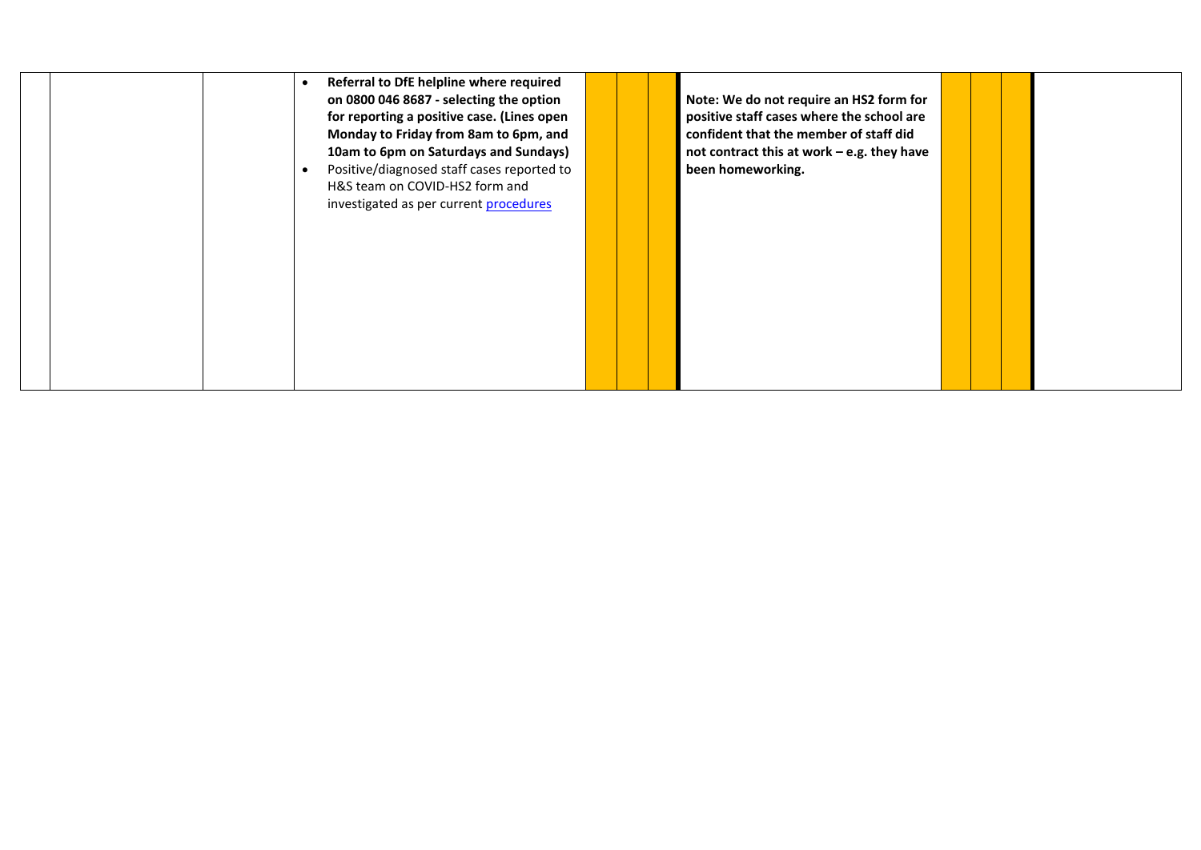| | | | | | | | | | | | |
|---|---|---|---|---|---|---|---|---|---|---|---|
| | | | <ul><li>**Referral to DfE helpline where required on 0800 046 8687 - selecting the option for reporting a positive case. (Lines open Monday to Friday from 8am to 6pm, and 10am to 6pm on Saturdays and Sundays)**</li><li>Positive/diagnosed staff cases reported to H&S team on COVID-HS2 form and investigated as per current procedures</li></ul> | | | | **Note: We do not require an HS2 form for positive staff cases where the school are confident that the member of staff did not contract this at work – e.g. they have been homeworking.** | | | | |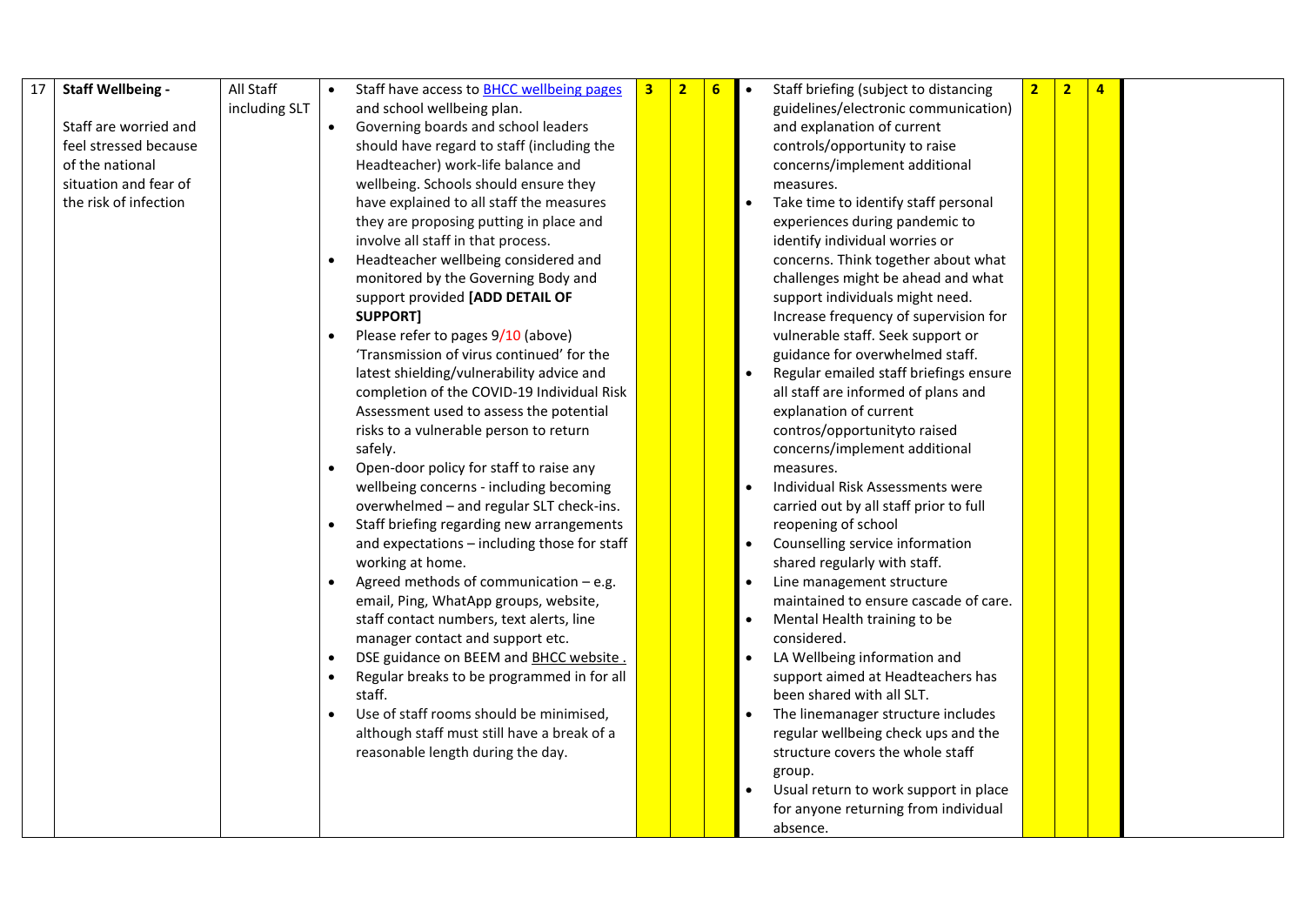| 17 | **Staff Wellbeing -**<br><br>Staff are worried and feel stressed because of the national situation and fear of the risk of infection | All Staff including SLT | • Staff have access to BHCC wellbeing pages and school wellbeing plan.<br>• Governing boards and school leaders should have regard to staff (including the Headteacher) work-life balance and wellbeing. Schools should ensure they have explained to all staff the measures they are proposing putting in place and involve all staff in that process.<br>• Headteacher wellbeing considered and monitored by the Governing Body and support provided **[ADD DETAIL OF SUPPORT]**<br>• Please refer to pages 9/10 (above) 'Transmission of virus continued' for the latest shielding/vulnerability advice and completion of the COVID-19 Individual Risk Assessment used to assess the potential risks to a vulnerable person to return safely.<br>• Open-door policy for staff to raise any wellbeing concerns - including becoming overwhelmed – and regular SLT check-ins.<br>• Staff briefing regarding new arrangements and expectations – including those for staff working at home.<br>• Agreed methods of communication – e.g. email, Ping, WhatApp groups, website, staff contact numbers, text alerts, line manager contact and support etc.<br>• DSE guidance on BEEM and BHCC website .<br>• Regular breaks to be programmed in for all staff.<br>• Use of staff rooms should be minimised, although staff must still have a break of a reasonable length during the day. | 3 | 2 | 6 | • Staff briefing (subject to distancing guidelines/electronic communication) and explanation of current controls/opportunity to raise concerns/implement additional measures.<br>• Take time to identify staff personal experiences during pandemic to identify individual worries or concerns. Think together about what challenges might be ahead and what support individuals might need. Increase frequency of supervision for vulnerable staff. Seek support or guidance for overwhelmed staff.<br>• Regular emailed staff briefings ensure all staff are informed of plans and explanation of current contros/opportunityto raised concerns/implement additional measures.<br>• Individual Risk Assessments were carried out by all staff prior to full reopening of school<br>• Counselling service information shared regularly with staff.<br>• Line management structure maintained to ensure cascade of care.<br>• Mental Health training to be considered.<br>• LA Wellbeing information and support aimed at Headteachers has been shared with all SLT.<br>• The linemanager structure includes regular wellbeing check ups and the structure covers the whole staff group.<br>• Usual return to work support in place for anyone returning from individual absence. | 2 | 2 | 4 | |
|---|---|---|---|---|---|---|---|---|---|---|---|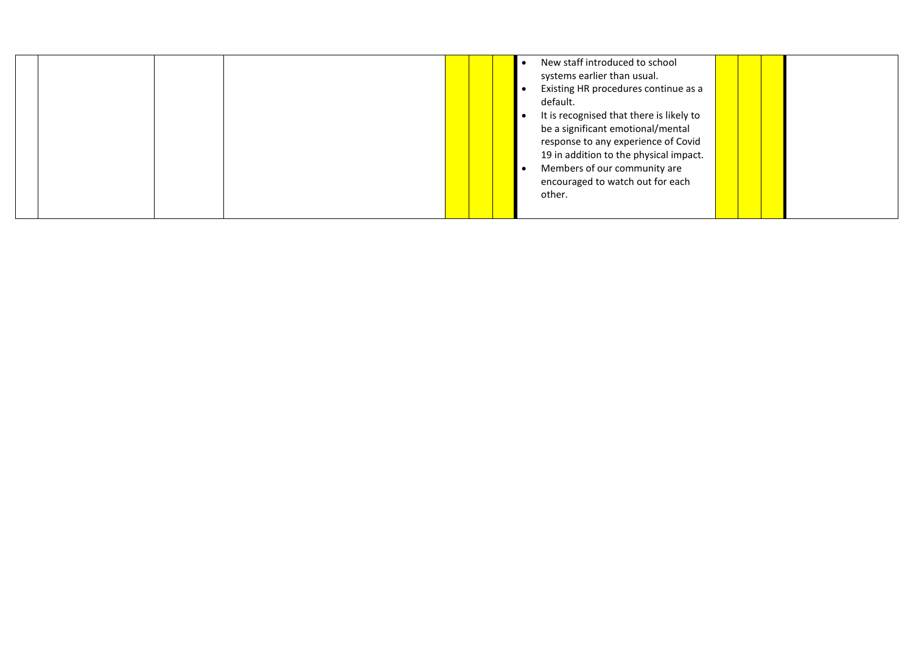|  |  |  |  |  |  |  |  |  |  |  |  |
|---|---|---|---|---|---|---|---|---|---|---|---|
|  |  |  |  |  |  |  | • New staff introduced to school systems earlier than usual.<br>• Existing HR procedures continue as a default.<br>• It is recognised that there is likely to be a significant emotional/mental response to any experience of Covid 19 in addition to the physical impact.<br>• Members of our community are encouraged to watch out for each other. |  |  |  |  |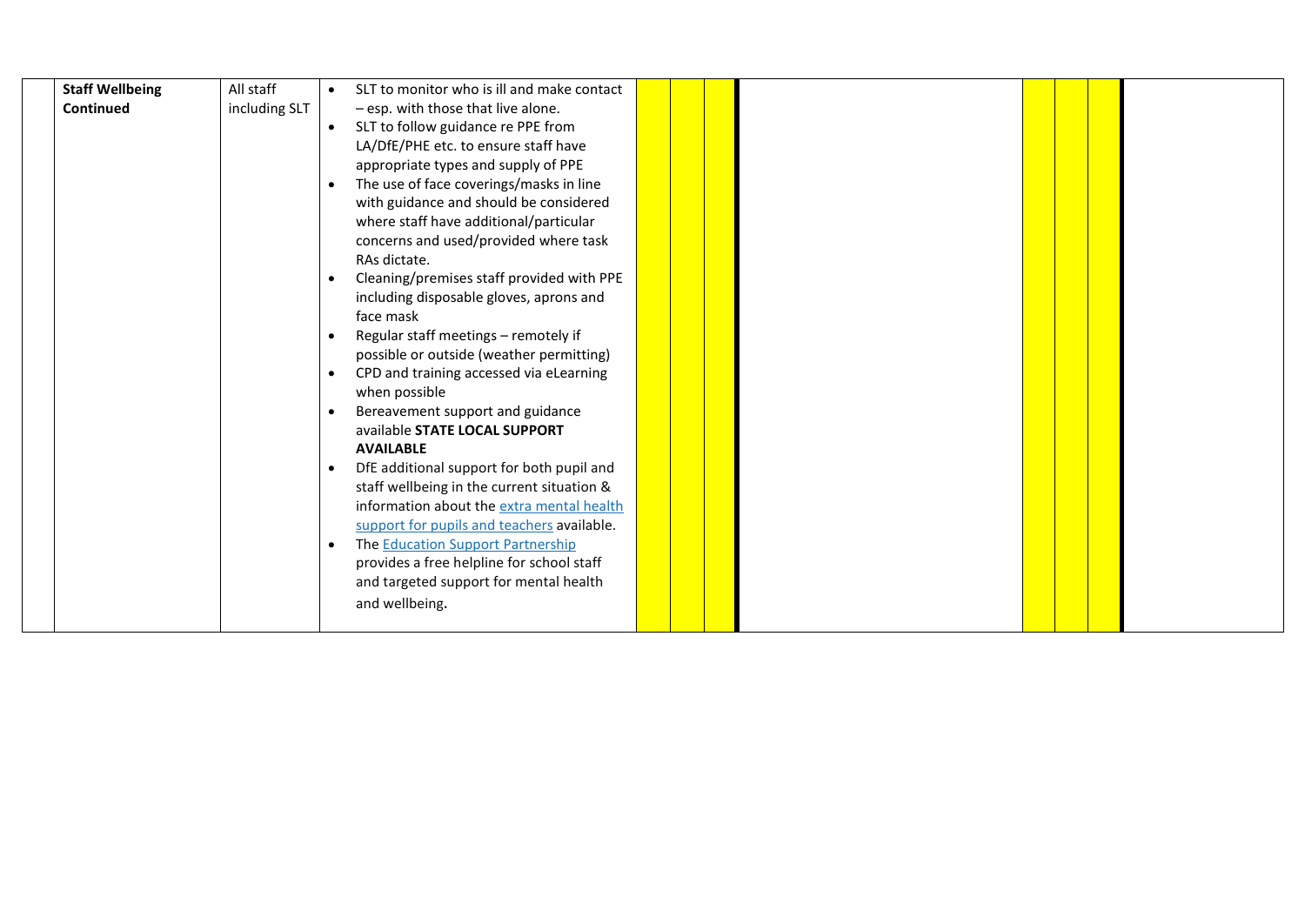|  | Staff Wellbeing Continued | All staff including SLT | • SLT to monitor who is ill and make contact – esp. with those that live alone.<br>• SLT to follow guidance re PPE from LA/DfE/PHE etc. to ensure staff have appropriate types and supply of PPE<br>• The use of face coverings/masks in line with guidance and should be considered where staff have additional/particular concerns and used/provided where task RAs dictate.<br>• Cleaning/premises staff provided with PPE including disposable gloves, aprons and face mask<br>• Regular staff meetings – remotely if possible or outside (weather permitting)<br>• CPD and training accessed via eLearning when possible<br>• Bereavement support and guidance available **STATE LOCAL SUPPORT AVAILABLE**<br>• DfE additional support for both pupil and staff wellbeing in the current situation & information about the [extra mental health support for pupils and teachers]() available.<br>• The [Education Support Partnership]() provides a free helpline for school staff and targeted support for mental health and wellbeing. |  |  |  |  |  |  |  |  |
|---|---|---|---|---|---|---|---|---|---|---|---|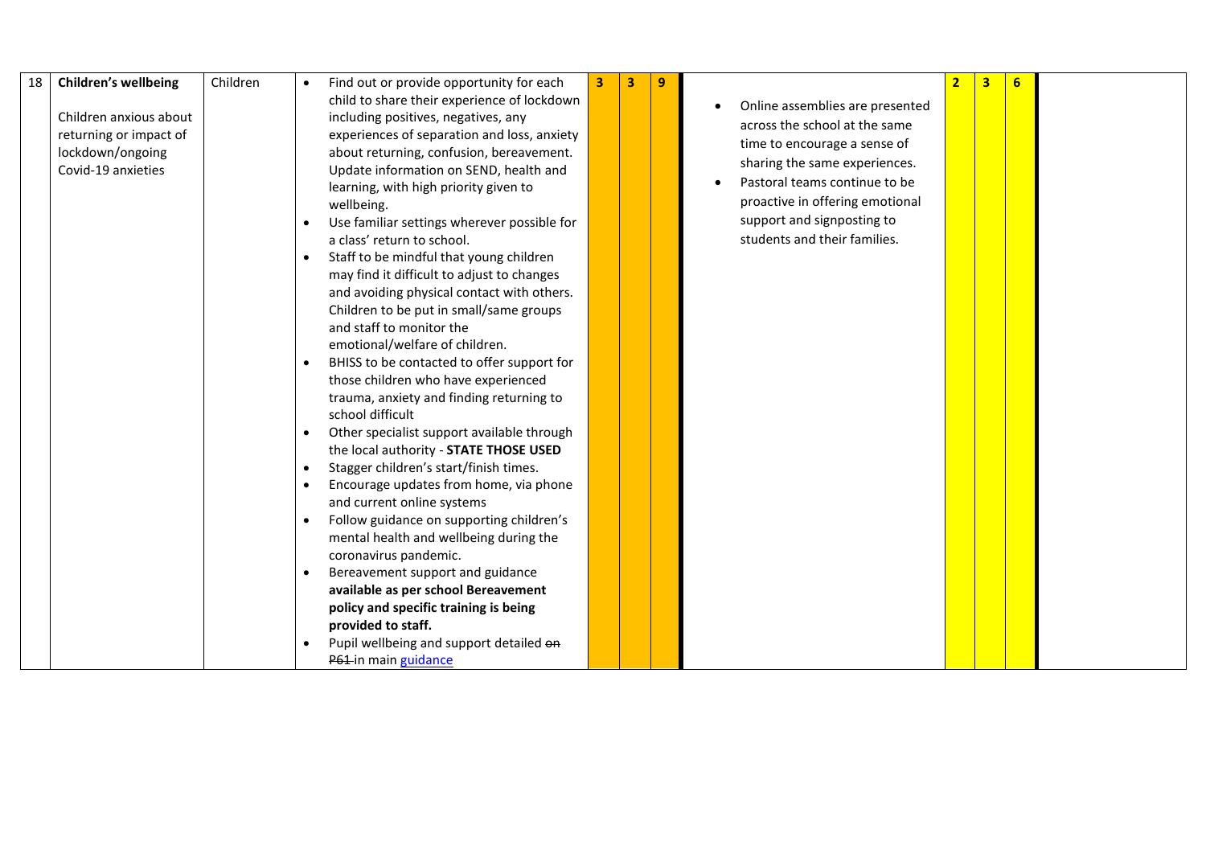| 18 | **Children's wellbeing**<br><br>Children anxious about returning or impact of lockdown/ongoing Covid-19 anxieties | Children | • Find out or provide opportunity for each child to share their experience of lockdown including positives, negatives, any experiences of separation and loss, anxiety about returning, confusion, bereavement. Update information on SEND, health and learning, with high priority given to wellbeing.<br>• Use familiar settings wherever possible for a class' return to school.<br>• Staff to be mindful that young children may find it difficult to adjust to changes and avoiding physical contact with others. Children to be put in small/same groups and staff to monitor the emotional/welfare of children.<br>• BHISS to be contacted to offer support for those children who have experienced trauma, anxiety and finding returning to school difficult<br>• Other specialist support available through the local authority - **STATE THOSE USED**<br>• Stagger children's start/finish times.<br>• Encourage updates from home, via phone and current online systems<br>• Follow guidance on supporting children's mental health and wellbeing during the coronavirus pandemic.<br>• Bereavement support and guidance **available as per school Bereavement policy and specific training is being provided to staff.**<br>• Pupil wellbeing and support detailed ~~on P61~~ in main guidance | 3 | 3 | 9 | • Online assemblies are presented across the school at the same time to encourage a sense of sharing the same experiences.<br>• Pastoral teams continue to be proactive in offering emotional support and signposting to students and their families. | 2 | 3 | 6 | |
|---|---|---|---|---|---|---|---|---|---|---|---|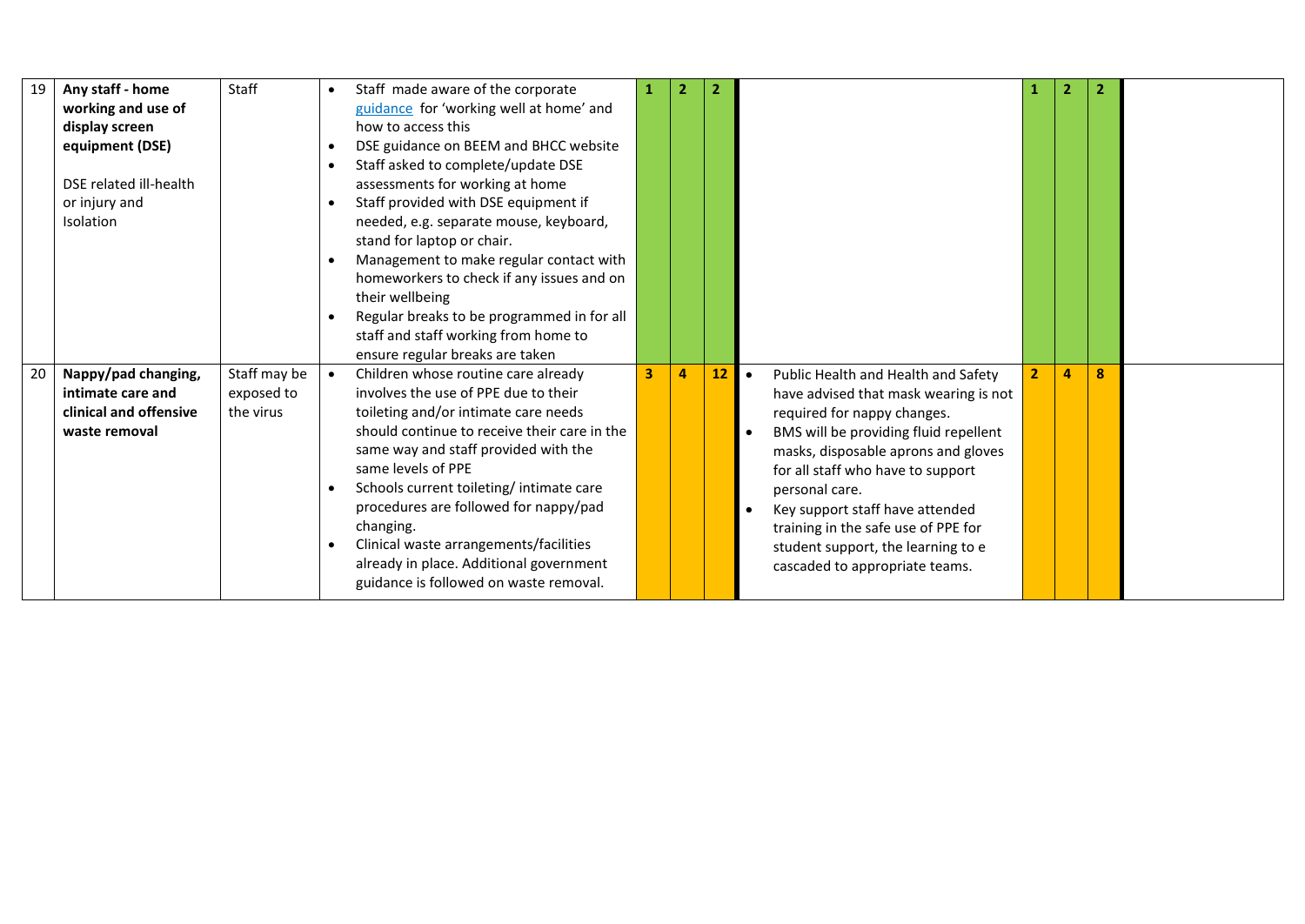| 19 | **Any staff - home working and use of display screen equipment (DSE)**<br><br>DSE related ill-health or injury and Isolation | Staff | • Staff made aware of the corporate guidance for 'working well at home' and how to access this<br>• DSE guidance on BEEM and BHCC website<br>• Staff asked to complete/update DSE assessments for working at home<br>• Staff provided with DSE equipment if needed, e.g. separate mouse, keyboard, stand for laptop or chair.<br>• Management to make regular contact with homeworkers to check if any issues and on their wellbeing<br>• Regular breaks to be programmed in for all staff and staff working from home to ensure regular breaks are taken | **1** | **2** | **2** | | **1** | **2** | **2** | |
|---|---|---|---|---|---|---|---|---|---|---|---|
| 20 | **Nappy/pad changing, intimate care and clinical and offensive waste removal** | Staff may be exposed to the virus | • Children whose routine care already involves the use of PPE due to their toileting and/or intimate care needs should continue to receive their care in the same way and staff provided with the same levels of PPE<br>• Schools current toileting/ intimate care procedures are followed for nappy/pad changing.<br>• Clinical waste arrangements/facilities already in place. Additional government guidance is followed on waste removal. | **3** | **4** | **12** | • Public Health and Health and Safety have advised that mask wearing is not required for nappy changes.<br>• BMS will be providing fluid repellent masks, disposable aprons and gloves for all staff who have to support personal care.<br>• Key support staff have attended training in the safe use of PPE for student support, the learning to e cascaded to appropriate teams. | **2** | **4** | **8** | |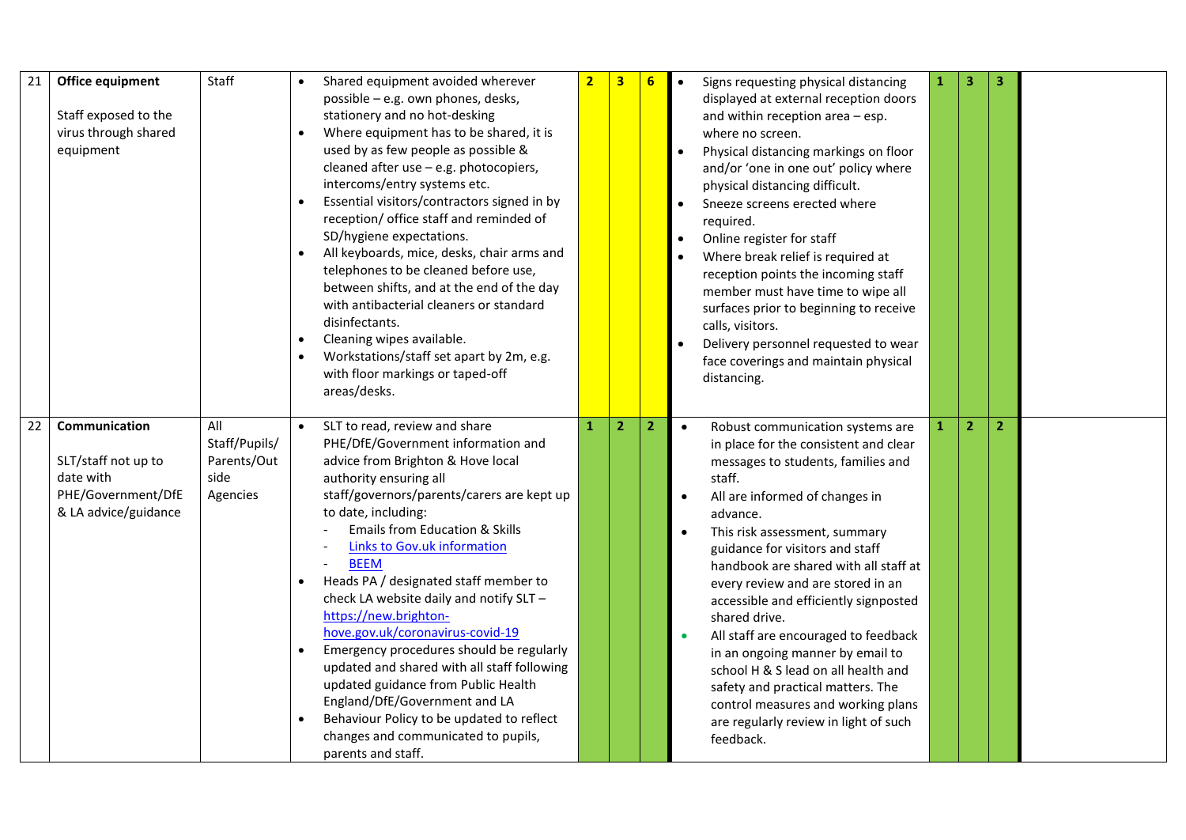| 21 | **Office equipment**<br><br>Staff exposed to the virus through shared equipment | Staff | • Shared equipment avoided wherever possible – e.g. own phones, desks, stationery and no hot-desking<br>• Where equipment has to be shared, it is used by as few people as possible & cleaned after use – e.g. photocopiers, intercoms/entry systems etc.<br>• Essential visitors/contractors signed in by reception/ office staff and reminded of SD/hygiene expectations.<br>• All keyboards, mice, desks, chair arms and telephones to be cleaned before use, between shifts, and at the end of the day with antibacterial cleaners or standard disinfectants.<br>• Cleaning wipes available.<br>• Workstations/staff set apart by 2m, e.g. with floor markings or taped-off areas/desks. | **2** | **3** | **6** | • Signs requesting physical distancing displayed at external reception doors and within reception area – esp. where no screen.<br>• Physical distancing markings on floor and/or 'one in one out' policy where physical distancing difficult.<br>• Sneeze screens erected where required.<br>• Online register for staff<br>• Where break relief is required at reception points the incoming staff member must have time to wipe all surfaces prior to beginning to receive calls, visitors.<br>• Delivery personnel requested to wear face coverings and maintain physical distancing. | **1** | **3** | **3** | |
|---|---|---|---|---|---|---|---|---|---|---|---|---|
| 22 | **Communication**<br><br>SLT/staff not up to date with PHE/Government/DfE & LA advice/guidance | All Staff/Pupils/ Parents/Out side Agencies | • SLT to read, review and share PHE/DfE/Government information and advice from Brighton & Hove local authority ensuring all staff/governors/parents/carers are kept up to date, including:<br>- Emails from Education & Skills<br>- Links to Gov.uk information<br>- BEEM<br>• Heads PA / designated staff member to check LA website daily and notify SLT – https://new.brighton-hove.gov.uk/coronavirus-covid-19<br>• Emergency procedures should be regularly updated and shared with all staff following updated guidance from Public Health England/DfE/Government and LA<br>• Behaviour Policy to be updated to reflect changes and communicated to pupils, parents and staff. | **1** | **2** | **2** | • Robust communication systems are in place for the consistent and clear messages to students, families and staff.<br>• All are informed of changes in advance.<br>• This risk assessment, summary guidance for visitors and staff handbook are shared with all staff at every review and are stored in an accessible and efficiently signposted shared drive.<br>• All staff are encouraged to feedback in an ongoing manner by email to school H & S lead on all health and safety and practical matters. The control measures and working plans are regularly review in light of such feedback. | **1** | **2** | **2** | |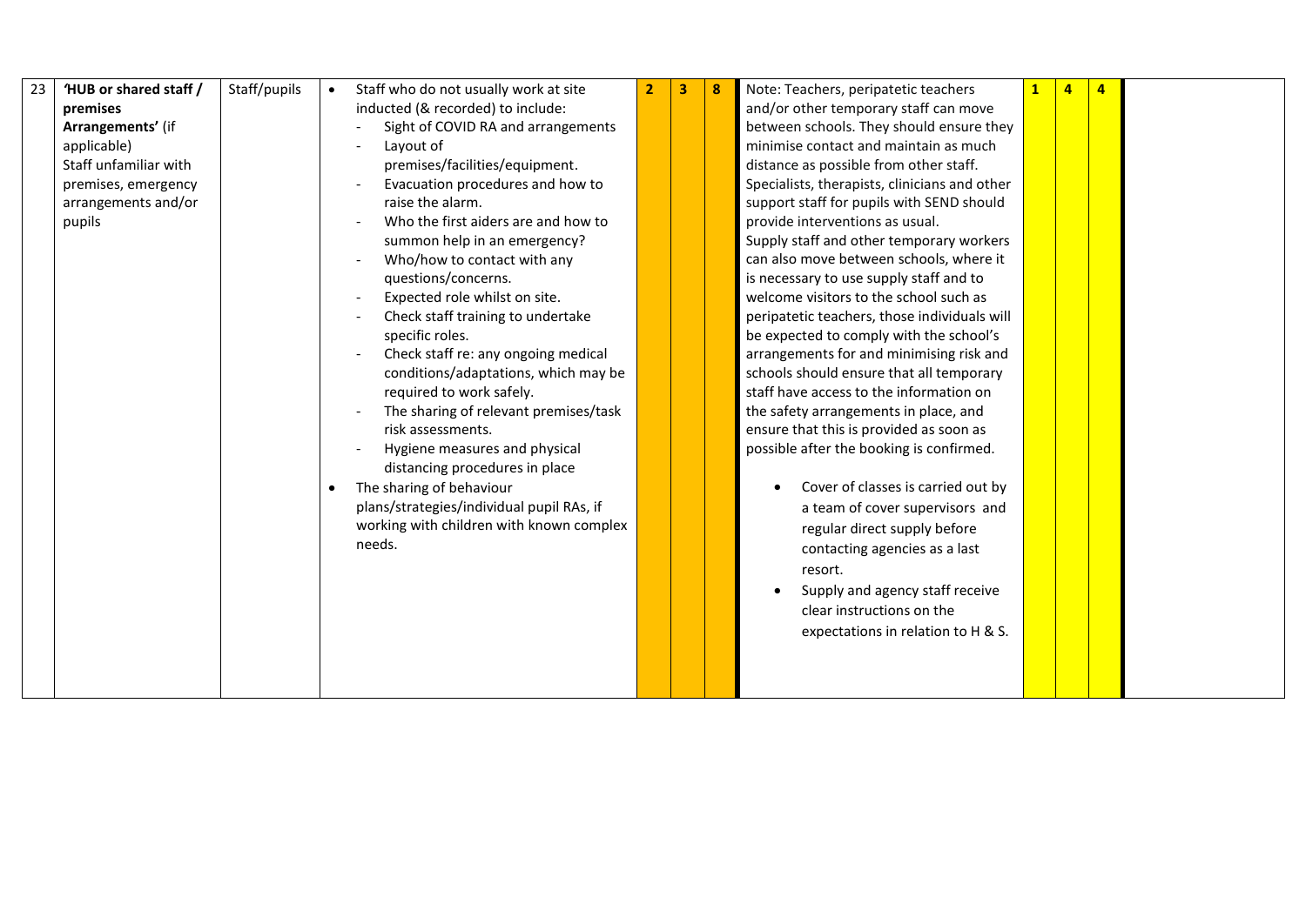| 23 | **'HUB or shared staff / premises Arrangements'** (if applicable)<br>Staff unfamiliar with premises, emergency arrangements and/or pupils | Staff/pupils | • Staff who do not usually work at site inducted (& recorded) to include:<br>- Sight of COVID RA and arrangements<br>- Layout of premises/facilities/equipment.<br>- Evacuation procedures and how to raise the alarm.<br>- Who the first aiders are and how to summon help in an emergency?<br>- Who/how to contact with any questions/concerns.<br>- Expected role whilst on site.<br>- Check staff training to undertake specific roles.<br>- Check staff re: any ongoing medical conditions/adaptations, which may be required to work safely.<br>- The sharing of relevant premises/task risk assessments.<br>- Hygiene measures and physical distancing procedures in place<br>• The sharing of behaviour plans/strategies/individual pupil RAs, if working with children with known complex needs. | 2 | 3 | 8 | Note: Teachers, peripatetic teachers and/or other temporary staff can move between schools. They should ensure they minimise contact and maintain as much distance as possible from other staff. Specialists, therapists, clinicians and other support staff for pupils with SEND should provide interventions as usual. Supply staff and other temporary workers can also move between schools, where it is necessary to use supply staff and to welcome visitors to the school such as peripatetic teachers, those individuals will be expected to comply with the school's arrangements for and minimising risk and schools should ensure that all temporary staff have access to the information on the safety arrangements in place, and ensure that this is provided as soon as possible after the booking is confirmed.<br>• Cover of classes is carried out by a team of cover supervisors and regular direct supply before contacting agencies as a last resort.<br>• Supply and agency staff receive clear instructions on the expectations in relation to H & S. | 1 | 4 | 4 | |
|---|---|---|---|---|---|---|---|---|---|---|---|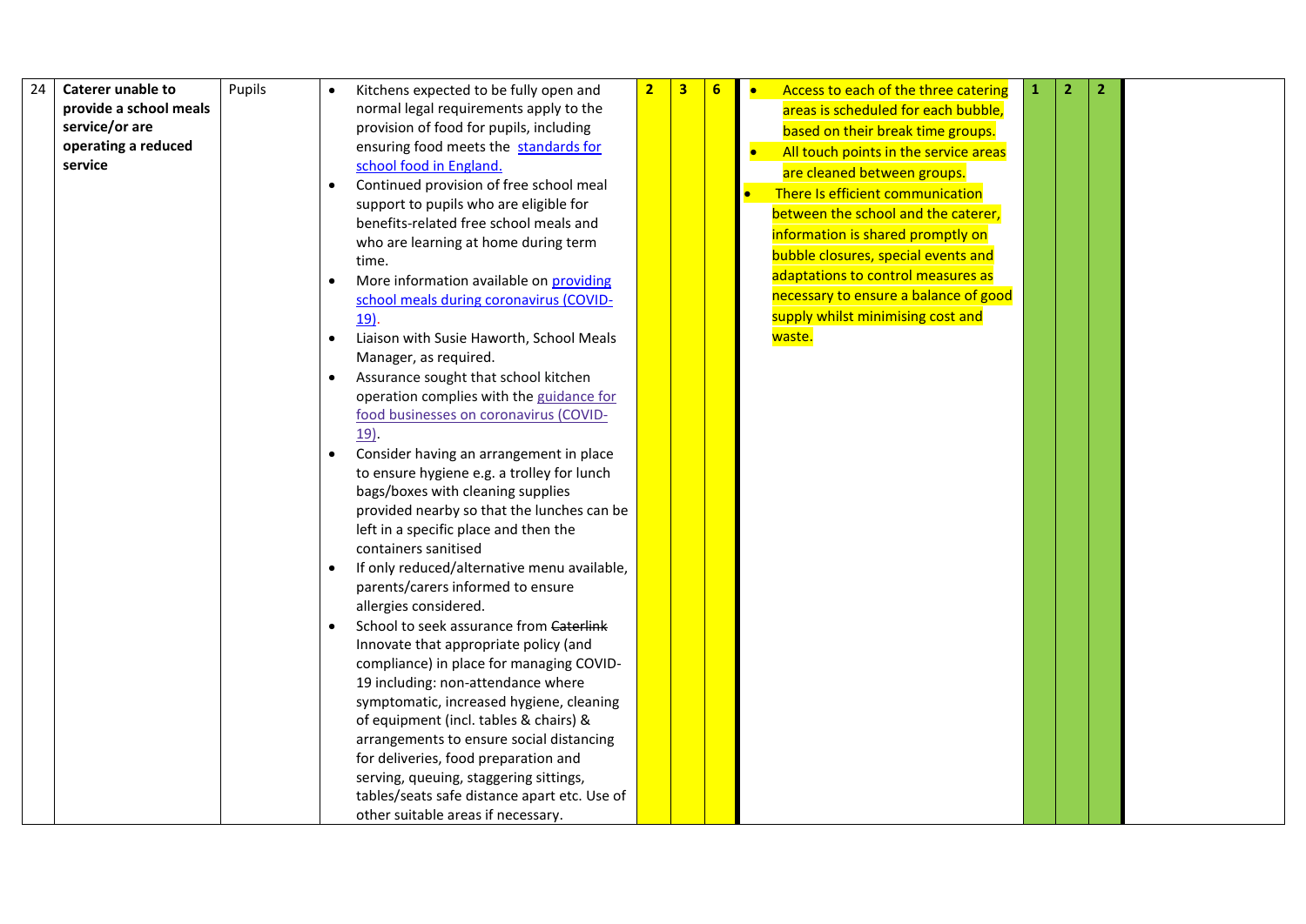| | | | | | | | | | | | | |
|---|---|---|---|---|---|---|---|---|---|---|---|---|
| 24 | **Caterer unable to provide a school meals service/or are operating a reduced service** | Pupils | • Kitchens expected to be fully open and normal legal requirements apply to the provision of food for pupils, including ensuring food meets the [standards for school food in England.](#)<br>• Continued provision of free school meal support to pupils who are eligible for benefits-related free school meals and who are learning at home during term time.<br>• More information available on [providing school meals during coronavirus (COVID-19)](#).<br>• Liaison with Susie Haworth, School Meals Manager, as required.<br>• Assurance sought that school kitchen operation complies with the [guidance for food businesses on coronavirus (COVID-19)](#).<br>• Consider having an arrangement in place to ensure hygiene e.g. a trolley for lunch bags/boxes with cleaning supplies provided nearby so that the lunches can be left in a specific place and then the containers sanitised<br>• If only reduced/alternative menu available, parents/carers informed to ensure allergies considered.<br>• School to seek assurance from ~~Caterlink~~ Innovate that appropriate policy (and compliance) in place for managing COVID-19 including: non-attendance where symptomatic, increased hygiene, cleaning of equipment (incl. tables & chairs) & arrangements to ensure social distancing for deliveries, food preparation and serving, queuing, staggering sittings, tables/seats safe distance apart etc. Use of other suitable areas if necessary. | 2 | 3 | 6 | • Access to each of the three catering areas is scheduled for each bubble, based on their break time groups.<br>• All touch points in the service areas are cleaned between groups.<br>• There Is efficient communication between the school and the caterer, information is shared promptly on bubble closures, special events and adaptations to control measures as necessary to ensure a balance of good supply whilst minimising cost and waste. | 1 | 2 | 2 | |